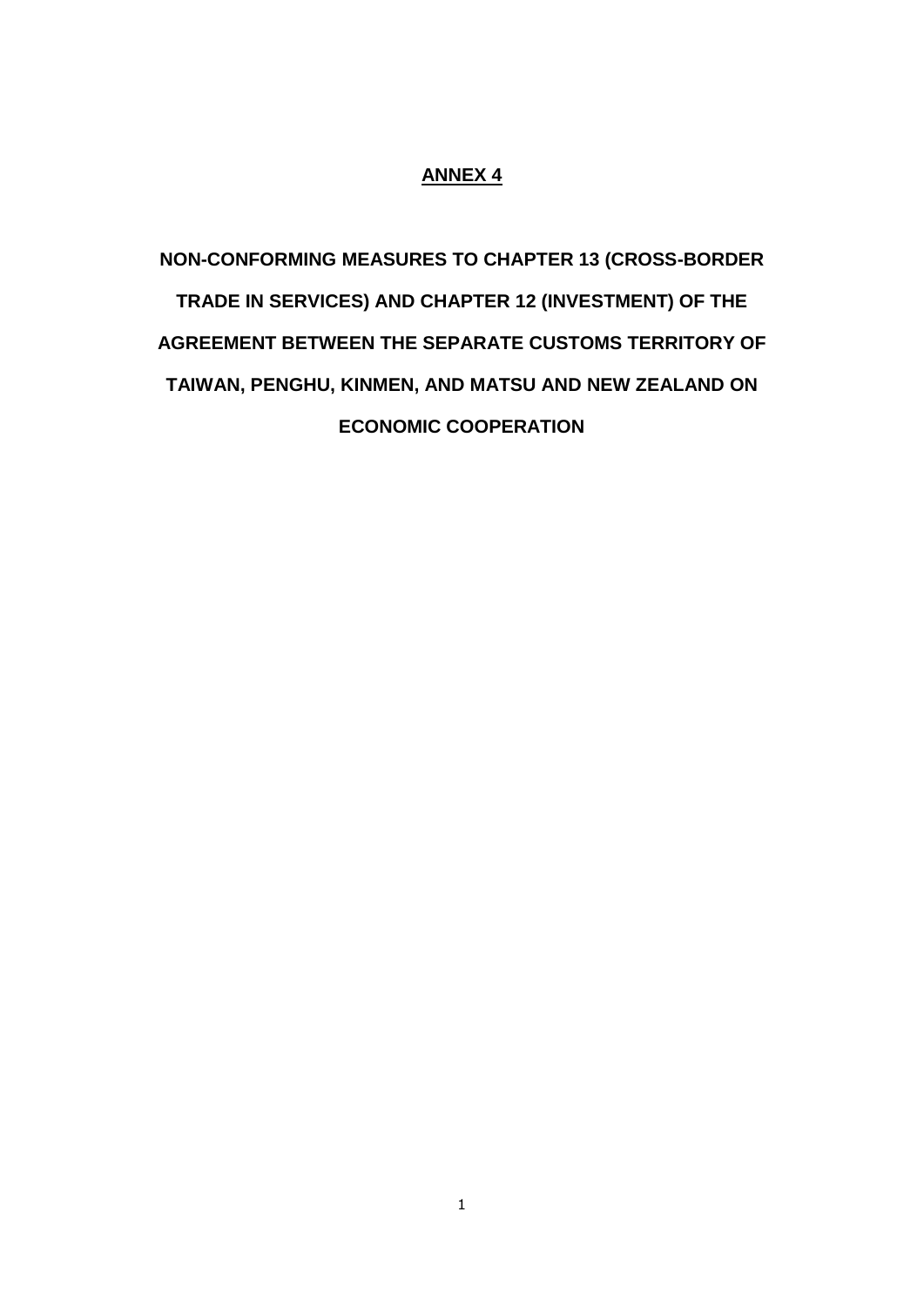# ANNEX 4

## NON-CONFORMING MEASURES TO CHAPTER 13 (CROSS-BORDER TRADE IN SERVICES) AND CHAPTER 12 (INVESTMENT) OF THE AGREEMENT BETWEEN THE SEPARATE CUSTOMS TERRITORY OF TAIWAN, PENGHU, KINMEN, AND MATSU AND NEW ZEALAND ON ECONOMIC COOPERATION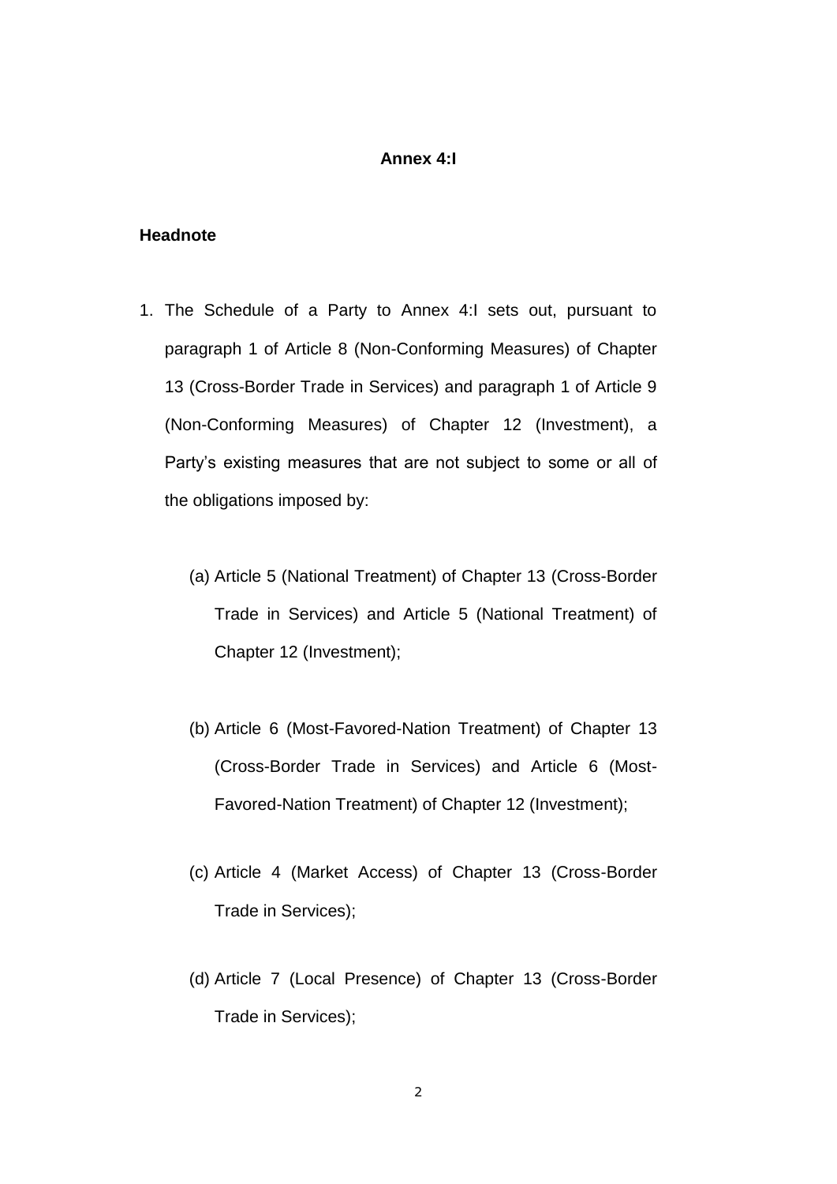# Annex 4:I

## Headnote

1. The Schedule of a Party to Annex 4:I sets out, pursuant to paragraph 1 of Article 8 (Non-Conforming Measures) of Chapter 13 (Cross-Border Trade in Services) and paragraph 1 of Article 9 (Non-Conforming Measures) of Chapter 12 (Investment), a Party's existing measures that are not subject to some or all of the obligations imposed by:

   (a) Article 5 (National Treatment) of Chapter 13 (Cross-Border Trade in Services) and Article 5 (National Treatment) of Chapter 12 (Investment);

   (b) Article 6 (Most-Favored-Nation Treatment) of Chapter 13 (Cross-Border Trade in Services) and Article 6 (Most-Favored-Nation Treatment) of Chapter 12 (Investment);

   (c) Article 4 (Market Access) of Chapter 13 (Cross-Border Trade in Services);

   (d) Article 7 (Local Presence) of Chapter 13 (Cross-Border Trade in Services);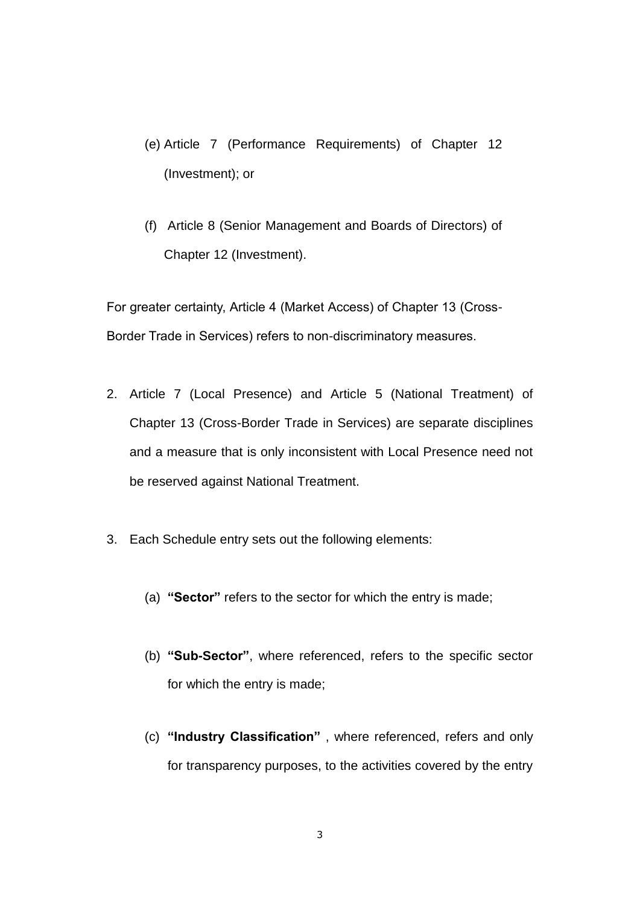(e) Article 7 (Performance Requirements) of Chapter 12 (Investment); or

(f) Article 8 (Senior Management and Boards of Directors) of Chapter 12 (Investment).

For greater certainty, Article 4 (Market Access) of Chapter 13 (Cross-Border Trade in Services) refers to non-discriminatory measures.

2. Article 7 (Local Presence) and Article 5 (National Treatment) of Chapter 13 (Cross-Border Trade in Services) are separate disciplines and a measure that is only inconsistent with Local Presence need not be reserved against National Treatment.

3. Each Schedule entry sets out the following elements:

   (a) **"Sector"** refers to the sector for which the entry is made;

   (b) **"Sub-Sector"**, where referenced, refers to the specific sector for which the entry is made;

   (c) **"Industry Classification"** , where referenced, refers and only for transparency purposes, to the activities covered by the entry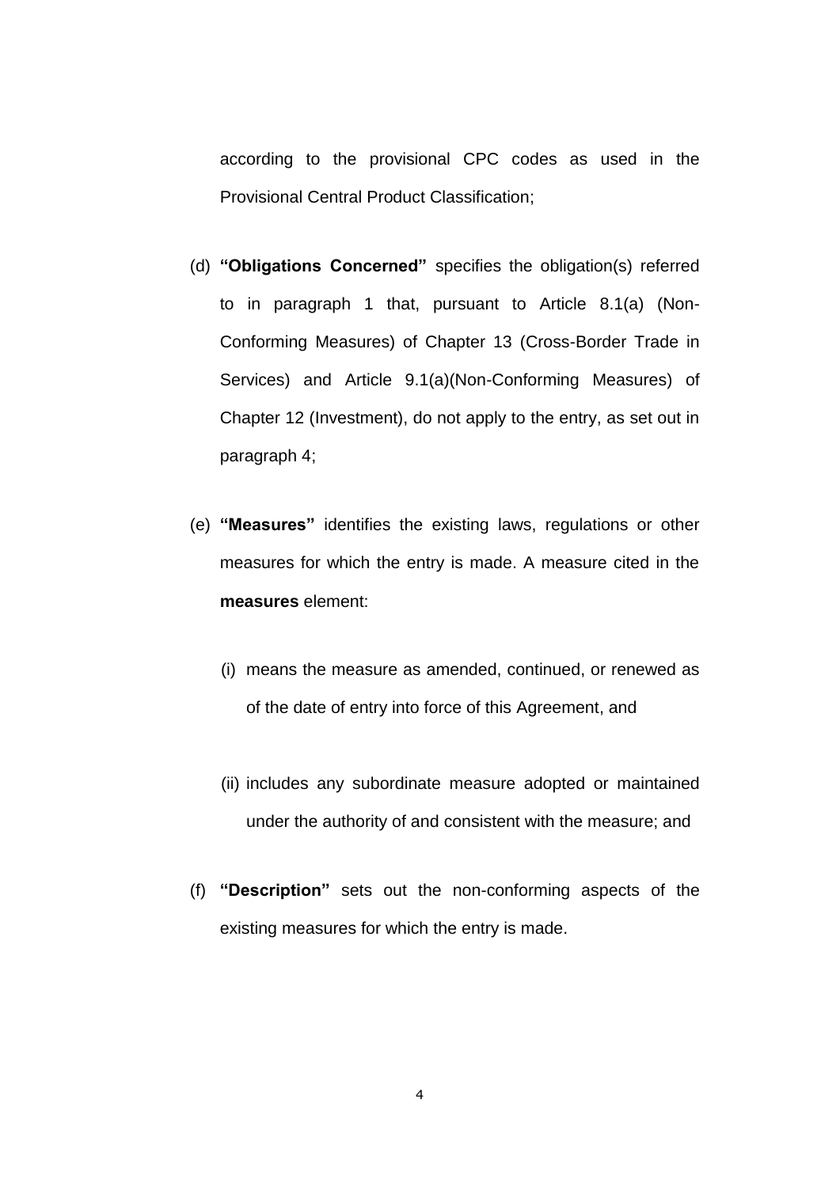according to the provisional CPC codes as used in the Provisional Central Product Classification;

(d) **"Obligations Concerned"** specifies the obligation(s) referred to in paragraph 1 that, pursuant to Article 8.1(a) (Non-Conforming Measures) of Chapter 13 (Cross-Border Trade in Services) and Article 9.1(a)(Non-Conforming Measures) of Chapter 12 (Investment), do not apply to the entry, as set out in paragraph 4;

(e) **"Measures"** identifies the existing laws, regulations or other measures for which the entry is made. A measure cited in the **measures** element:

   (i) means the measure as amended, continued, or renewed as of the date of entry into force of this Agreement, and

   (ii) includes any subordinate measure adopted or maintained under the authority of and consistent with the measure; and

(f) **"Description"** sets out the non-conforming aspects of the existing measures for which the entry is made.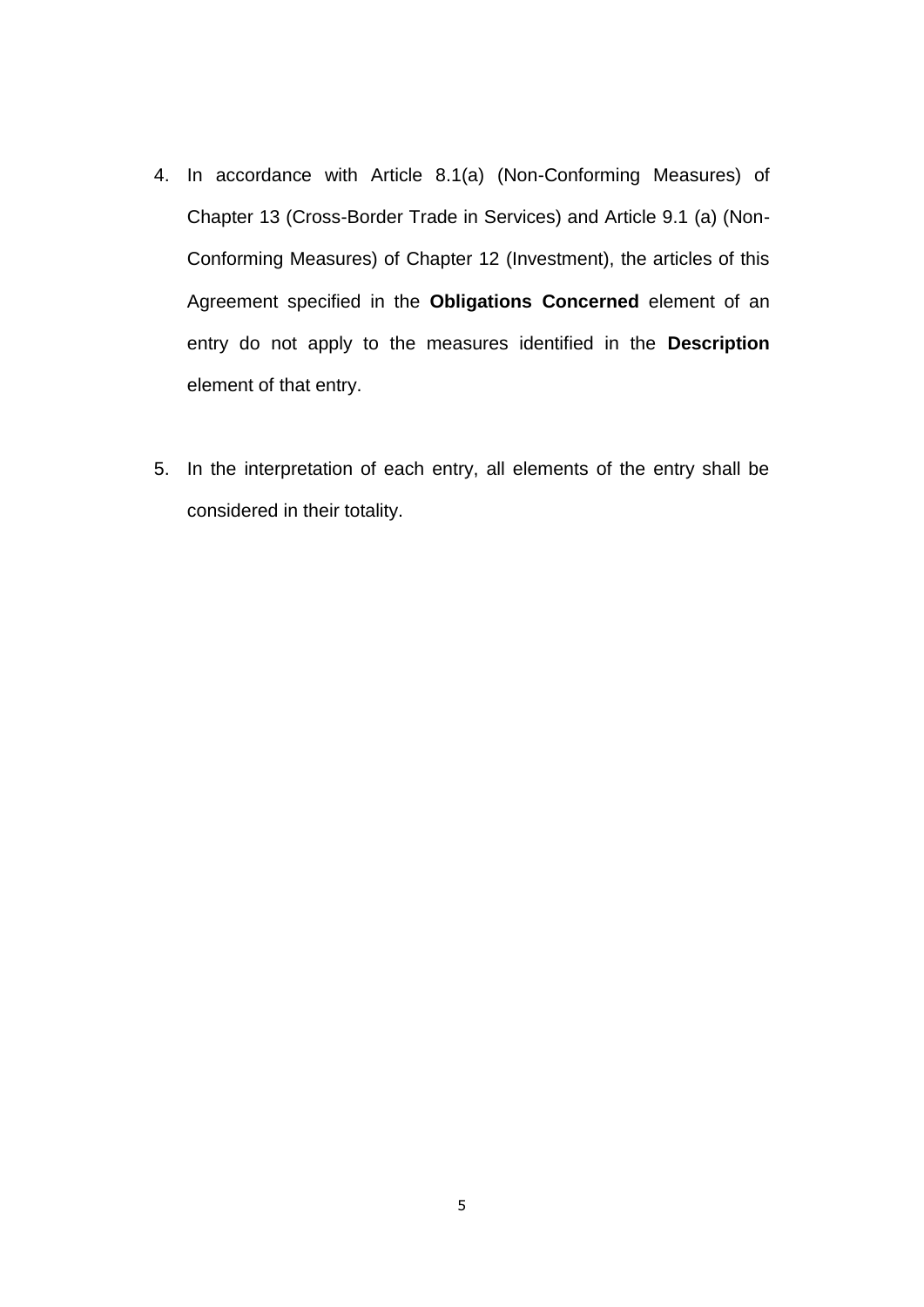4. In accordance with Article 8.1(a) (Non-Conforming Measures) of Chapter 13 (Cross-Border Trade in Services) and Article 9.1 (a) (Non-Conforming Measures) of Chapter 12 (Investment), the articles of this Agreement specified in the **Obligations Concerned** element of an entry do not apply to the measures identified in the **Description** element of that entry.

5. In the interpretation of each entry, all elements of the entry shall be considered in their totality.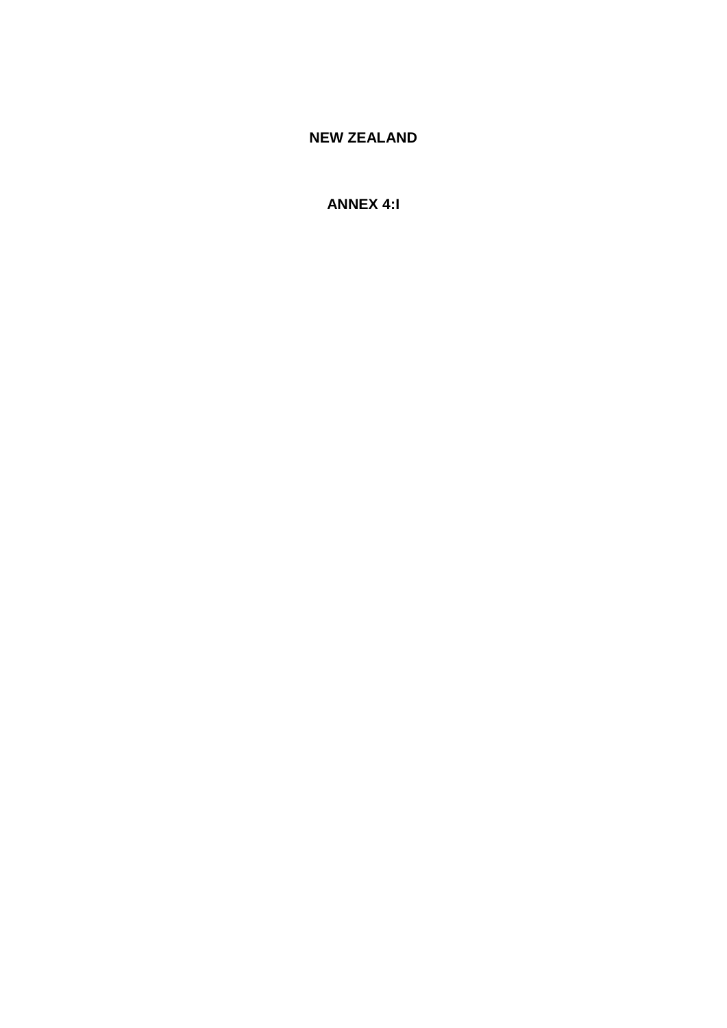# NEW ZEALAND

## ANNEX 4:I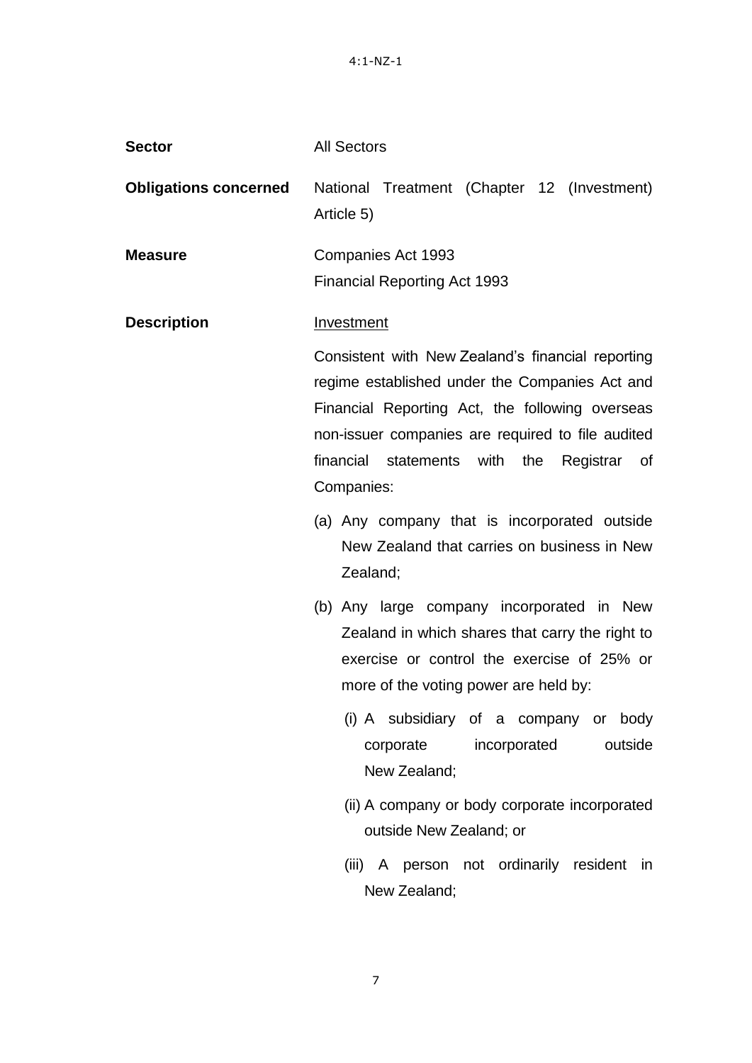| | |
|---|---|
| **Sector** | All Sectors |
| **Obligations concerned** | National Treatment (Chapter 12 (Investment) Article 5) |
| **Measure** | Companies Act 1993<br>Financial Reporting Act 1993 |
| **Description** | Investment |

Investment

Consistent with New Zealand's financial reporting regime established under the Companies Act and Financial Reporting Act, the following overseas non-issuer companies are required to file audited financial statements with the Registrar of Companies:

(a) Any company that is incorporated outside New Zealand that carries on business in New Zealand;

(b) Any large company incorporated in New Zealand in which shares that carry the right to exercise or control the exercise of 25% or more of the voting power are held by:

(i) A subsidiary of a company or body corporate incorporated outside New Zealand;

(ii) A company or body corporate incorporated outside New Zealand; or

(iii) A person not ordinarily resident in New Zealand;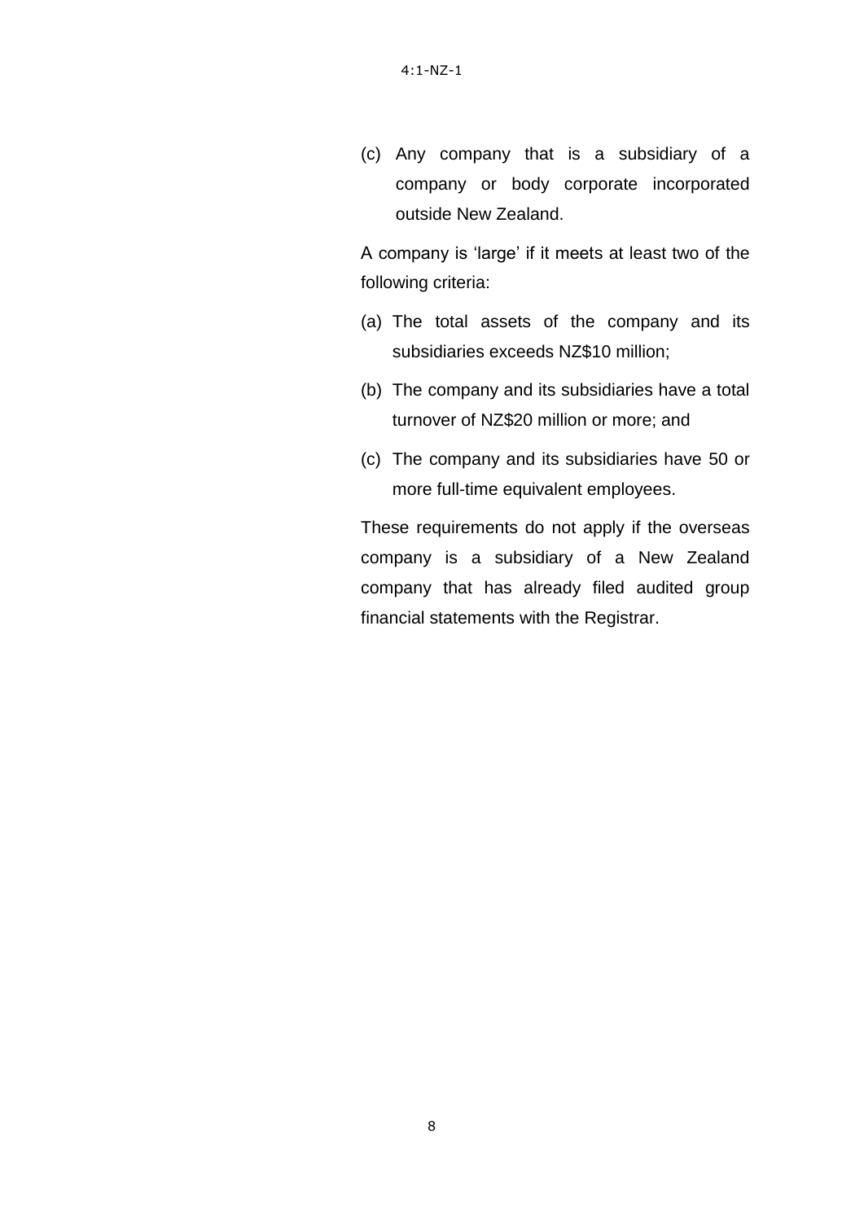(c) Any company that is a subsidiary of a company or body corporate incorporated outside New Zealand.

A company is 'large' if it meets at least two of the following criteria:

(a) The total assets of the company and its subsidiaries exceeds NZ$10 million;

(b) The company and its subsidiaries have a total turnover of NZ$20 million or more; and

(c) The company and its subsidiaries have 50 or more full-time equivalent employees.

These requirements do not apply if the overseas company is a subsidiary of a New Zealand company that has already filed audited group financial statements with the Registrar.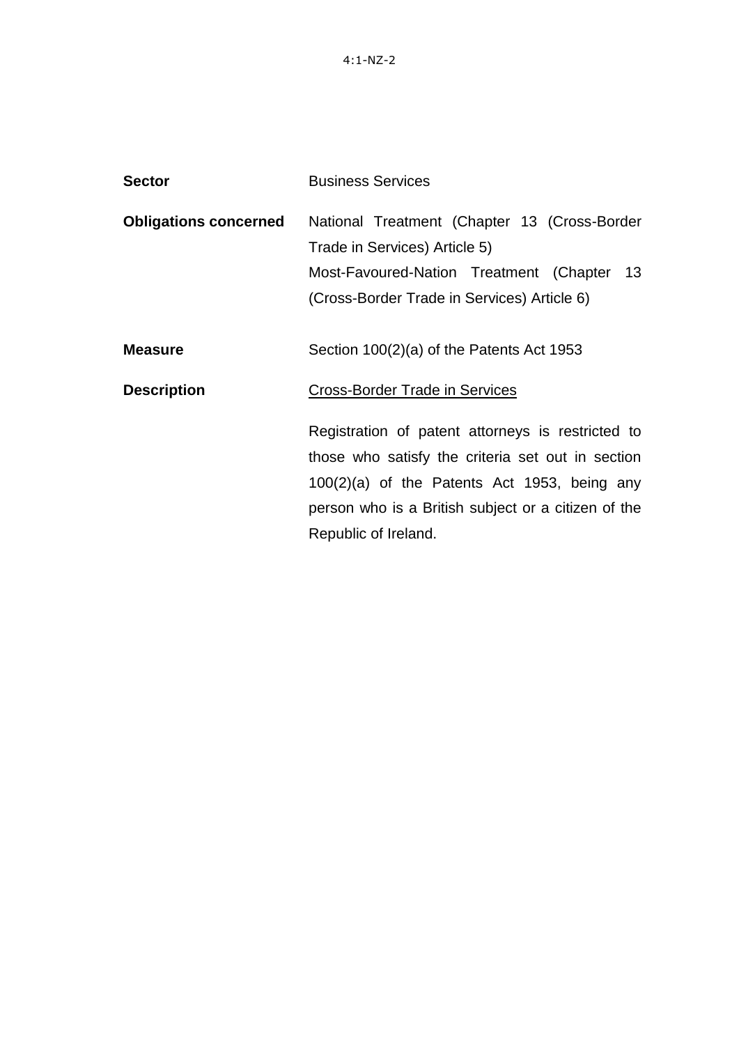4:1-NZ-2

**Sector**
Business Services

**Obligations concerned**
National Treatment (Chapter 13 (Cross-Border Trade in Services) Article 5)
Most-Favoured-Nation Treatment (Chapter 13 (Cross-Border Trade in Services) Article 6)

**Measure**
Section 100(2)(a) of the Patents Act 1953

**Description**
Cross-Border Trade in Services

Registration of patent attorneys is restricted to those who satisfy the criteria set out in section 100(2)(a) of the Patents Act 1953, being any person who is a British subject or a citizen of the Republic of Ireland.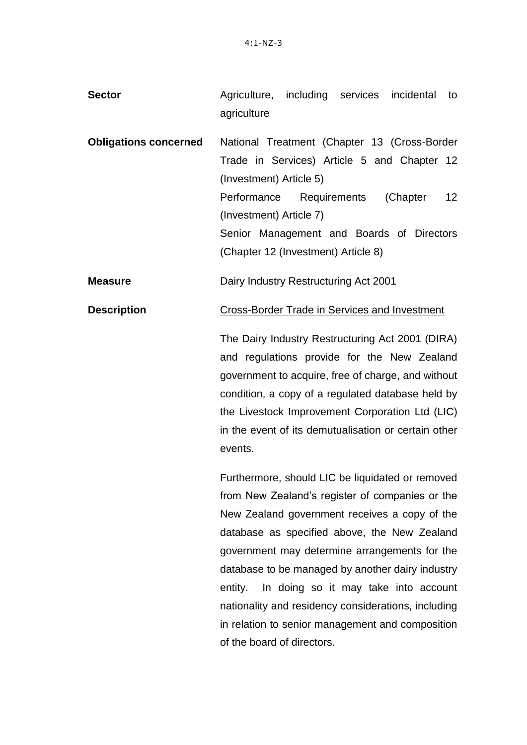4:1-NZ-3

| | |
|---|---|
| **Sector** | Agriculture, including services incidental to agriculture |
| **Obligations concerned** | National Treatment (Chapter 13 (Cross-Border Trade in Services) Article 5 and Chapter 12 (Investment) Article 5)<br>Performance Requirements (Chapter 12 (Investment) Article 7)<br>Senior Management and Boards of Directors (Chapter 12 (Investment) Article 8) |
| **Measure** | Dairy Industry Restructuring Act 2001 |
| **Description** | <u>Cross-Border Trade in Services and Investment</u><br><br>The Dairy Industry Restructuring Act 2001 (DIRA) and regulations provide for the New Zealand government to acquire, free of charge, and without condition, a copy of a regulated database held by the Livestock Improvement Corporation Ltd (LIC) in the event of its demutualisation or certain other events.<br><br>Furthermore, should LIC be liquidated or removed from New Zealand's register of companies or the New Zealand government receives a copy of the database as specified above, the New Zealand government may determine arrangements for the database to be managed by another dairy industry entity. In doing so it may take into account nationality and residency considerations, including in relation to senior management and composition of the board of directors. |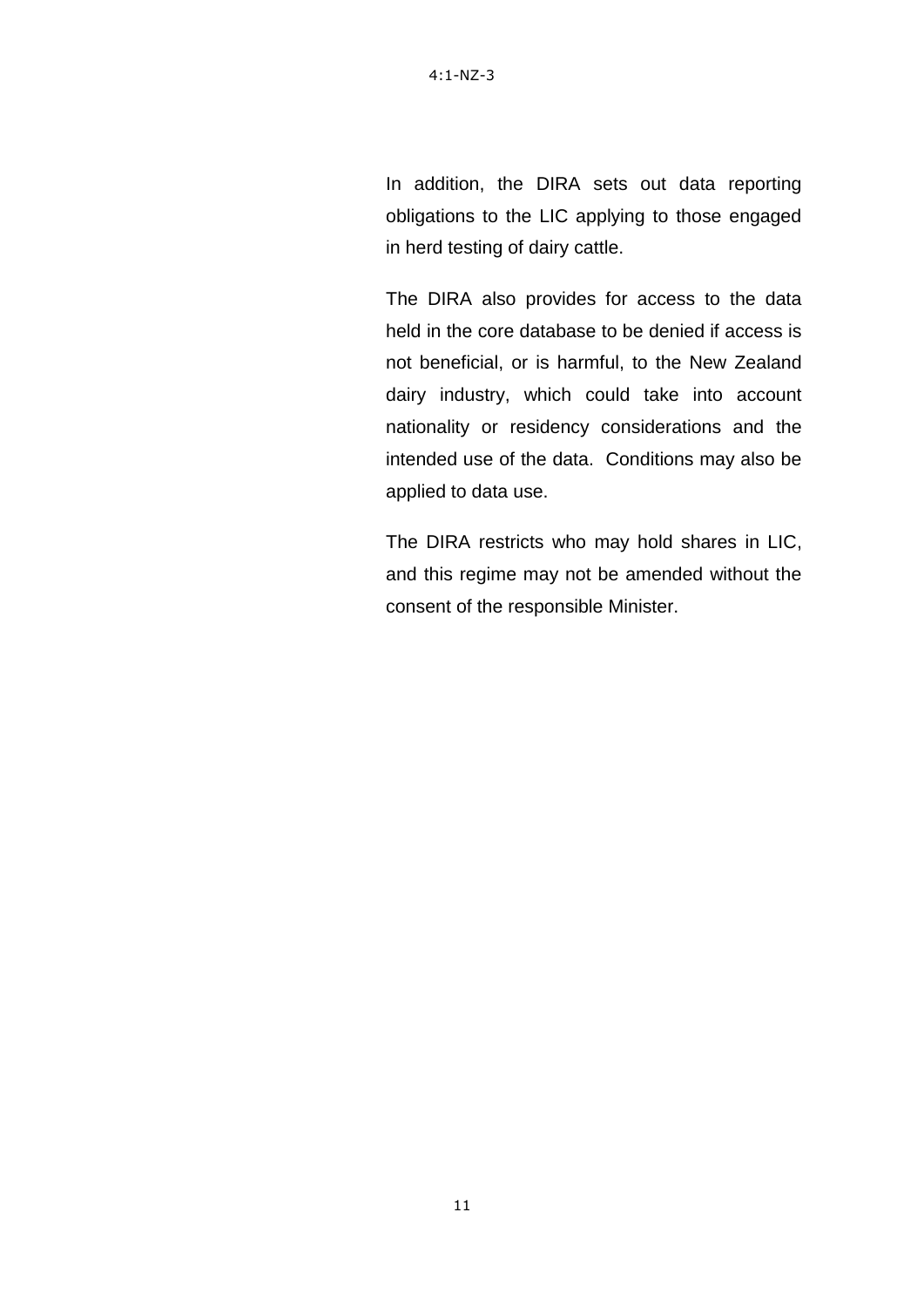In addition, the DIRA sets out data reporting obligations to the LIC applying to those engaged in herd testing of dairy cattle.

The DIRA also provides for access to the data held in the core database to be denied if access is not beneficial, or is harmful, to the New Zealand dairy industry, which could take into account nationality or residency considerations and the intended use of the data. Conditions may also be applied to data use.

The DIRA restricts who may hold shares in LIC, and this regime may not be amended without the consent of the responsible Minister.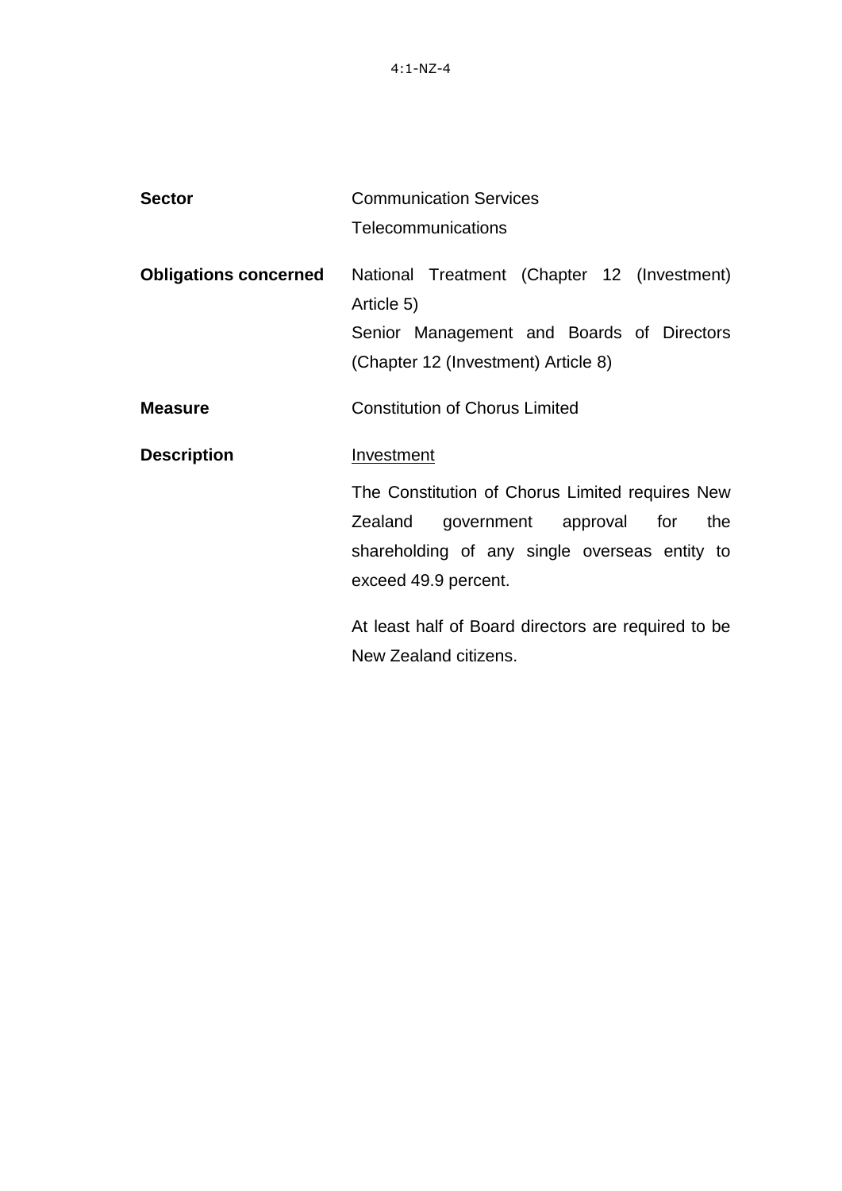**Sector**

Communication Services

Telecommunications

**Obligations concerned**

National Treatment (Chapter 12 (Investment) Article 5)

Senior Management and Boards of Directors (Chapter 12 (Investment) Article 8)

**Measure**

Constitution of Chorus Limited

**Description**

Investment

The Constitution of Chorus Limited requires New Zealand government approval for the shareholding of any single overseas entity to exceed 49.9 percent.

At least half of Board directors are required to be New Zealand citizens.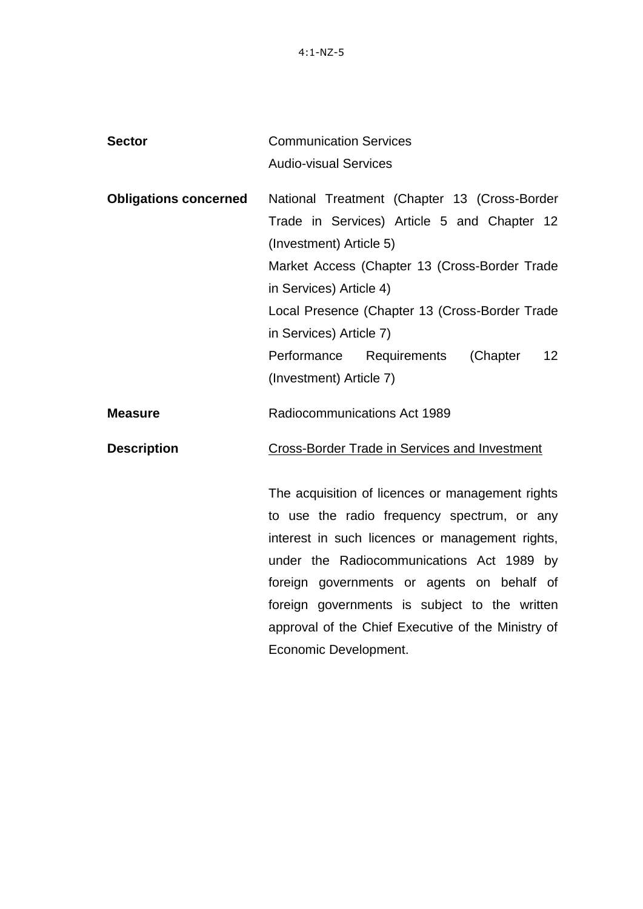4:1-NZ-5

| | |
|---|---|
| **Sector** | Communication Services<br>Audio-visual Services |
| **Obligations concerned** | National Treatment (Chapter 13 (Cross-Border Trade in Services) Article 5 and Chapter 12 (Investment) Article 5)<br>Market Access (Chapter 13 (Cross-Border Trade in Services) Article 4)<br>Local Presence (Chapter 13 (Cross-Border Trade in Services) Article 7)<br>Performance Requirements (Chapter 12 (Investment) Article 7) |
| **Measure** | Radiocommunications Act 1989 |
| **Description** | <u>Cross-Border Trade in Services and Investment</u><br><br>The acquisition of licences or management rights to use the radio frequency spectrum, or any interest in such licences or management rights, under the Radiocommunications Act 1989 by foreign governments or agents on behalf of foreign governments is subject to the written approval of the Chief Executive of the Ministry of Economic Development. |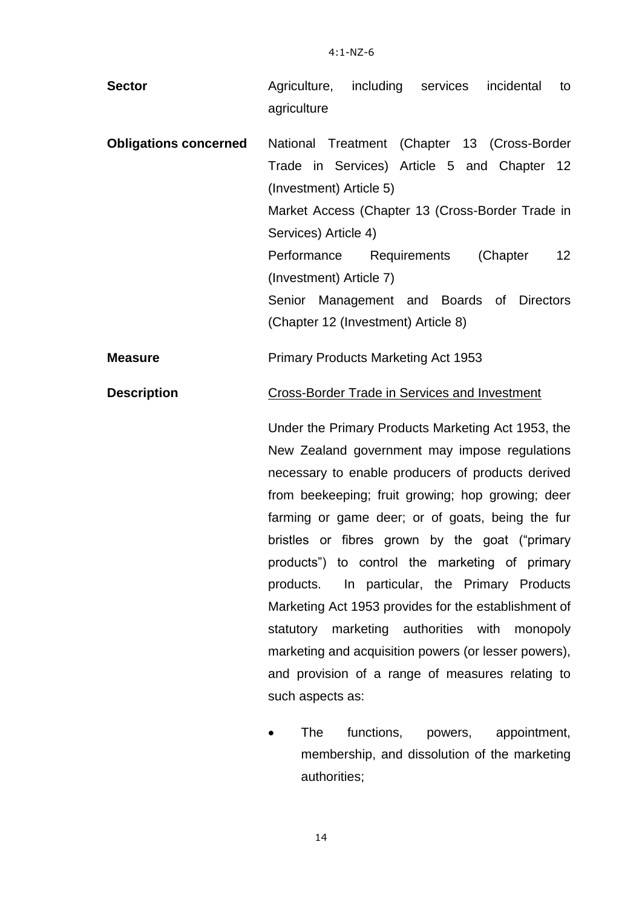| | |
|---|---|
| **Sector** | Agriculture, including services incidental to agriculture |
| **Obligations concerned** | National Treatment (Chapter 13 (Cross-Border Trade in Services) Article 5 and Chapter 12 (Investment) Article 5)<br>Market Access (Chapter 13 (Cross-Border Trade in Services) Article 4)<br>Performance Requirements (Chapter 12 (Investment) Article 7)<br>Senior Management and Boards of Directors (Chapter 12 (Investment) Article 8) |
| **Measure** | Primary Products Marketing Act 1953 |
| **Description** | Cross-Border Trade in Services and Investment |

Under the Primary Products Marketing Act 1953, the New Zealand government may impose regulations necessary to enable producers of products derived from beekeeping; fruit growing; hop growing; deer farming or game deer; or of goats, being the fur bristles or fibres grown by the goat ("primary products") to control the marketing of primary products. In particular, the Primary Products Marketing Act 1953 provides for the establishment of statutory marketing authorities with monopoly marketing and acquisition powers (or lesser powers), and provision of a range of measures relating to such aspects as:

- The functions, powers, appointment, membership, and dissolution of the marketing authorities;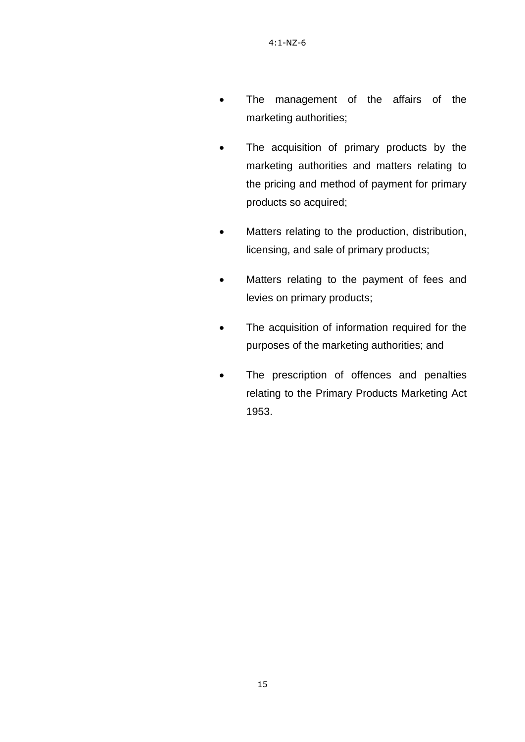- The management of the affairs of the marketing authorities;
- The acquisition of primary products by the marketing authorities and matters relating to the pricing and method of payment for primary products so acquired;
- Matters relating to the production, distribution, licensing, and sale of primary products;
- Matters relating to the payment of fees and levies on primary products;
- The acquisition of information required for the purposes of the marketing authorities; and
- The prescription of offences and penalties relating to the Primary Products Marketing Act 1953.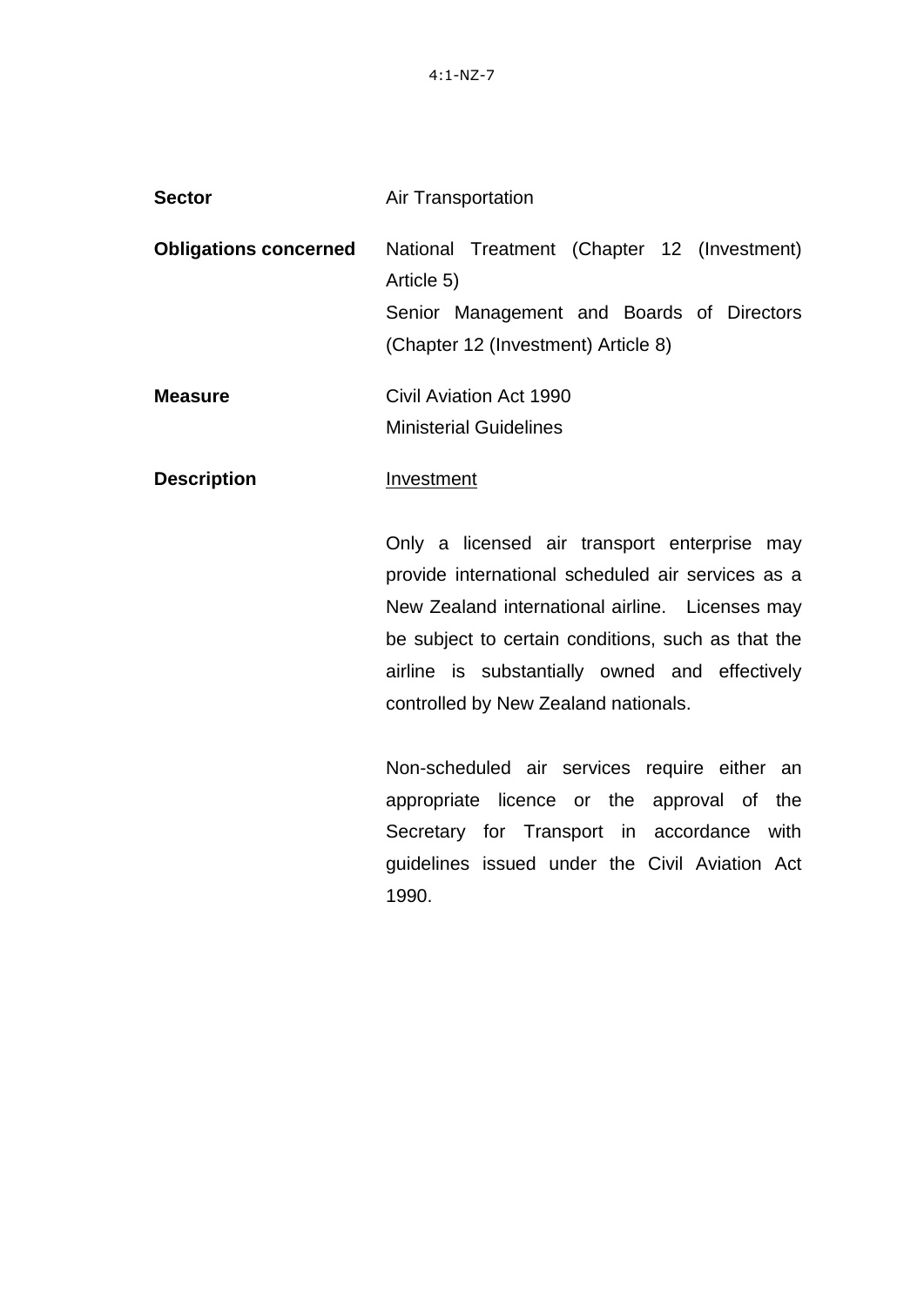4:1-NZ-7

**Sector** Air Transportation

**Obligations concerned** National Treatment (Chapter 12 (Investment) Article 5)
Senior Management and Boards of Directors (Chapter 12 (Investment) Article 8)

**Measure** Civil Aviation Act 1990
Ministerial Guidelines

**Description** Investment

Only a licensed air transport enterprise may provide international scheduled air services as a New Zealand international airline. Licenses may be subject to certain conditions, such as that the airline is substantially owned and effectively controlled by New Zealand nationals.

Non-scheduled air services require either an appropriate licence or the approval of the Secretary for Transport in accordance with guidelines issued under the Civil Aviation Act 1990.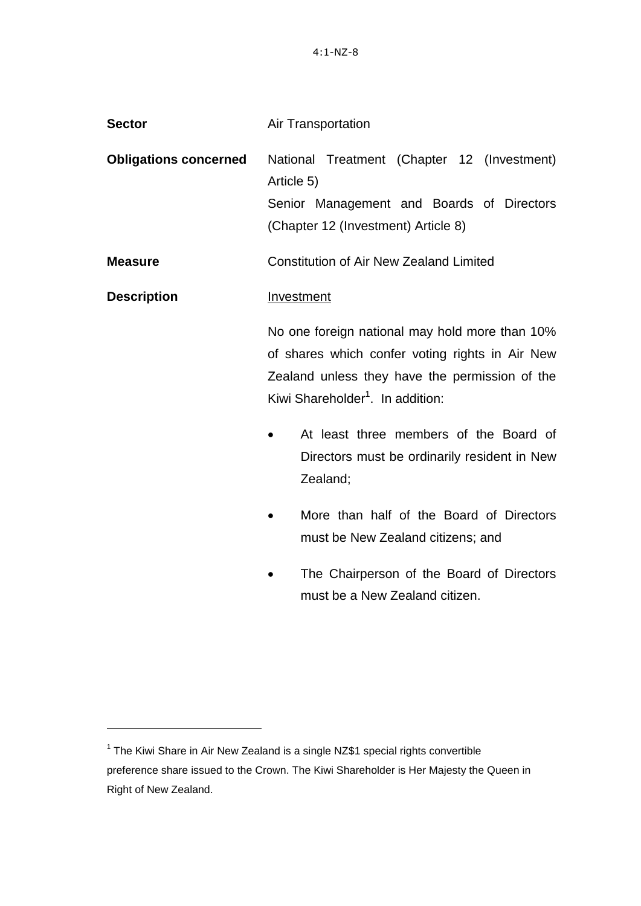**Sector** Air Transportation

**Obligations concerned** National Treatment (Chapter 12 (Investment) Article 5)
Senior Management and Boards of Directors (Chapter 12 (Investment) Article 8)

**Measure** Constitution of Air New Zealand Limited

**Description** Investment

No one foreign national may hold more than 10% of shares which confer voting rights in Air New Zealand unless they have the permission of the Kiwi Shareholder[1]. In addition:

- At least three members of the Board of Directors must be ordinarily resident in New Zealand;
- More than half of the Board of Directors must be New Zealand citizens; and
- The Chairperson of the Board of Directors must be a New Zealand citizen.

---

[1] The Kiwi Share in Air New Zealand is a single NZ$1 special rights convertible preference share issued to the Crown. The Kiwi Shareholder is Her Majesty the Queen in Right of New Zealand.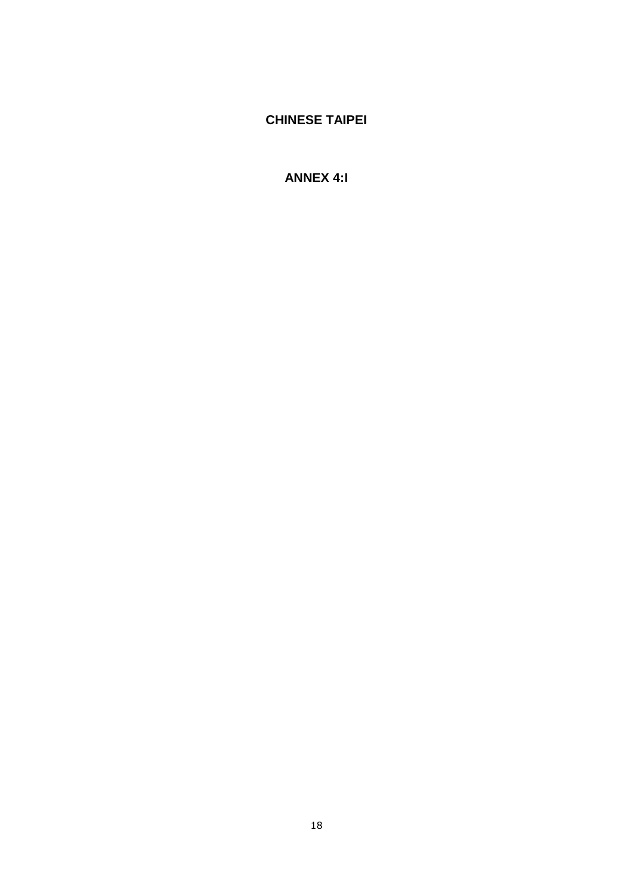# CHINESE TAIPEI

## ANNEX 4:I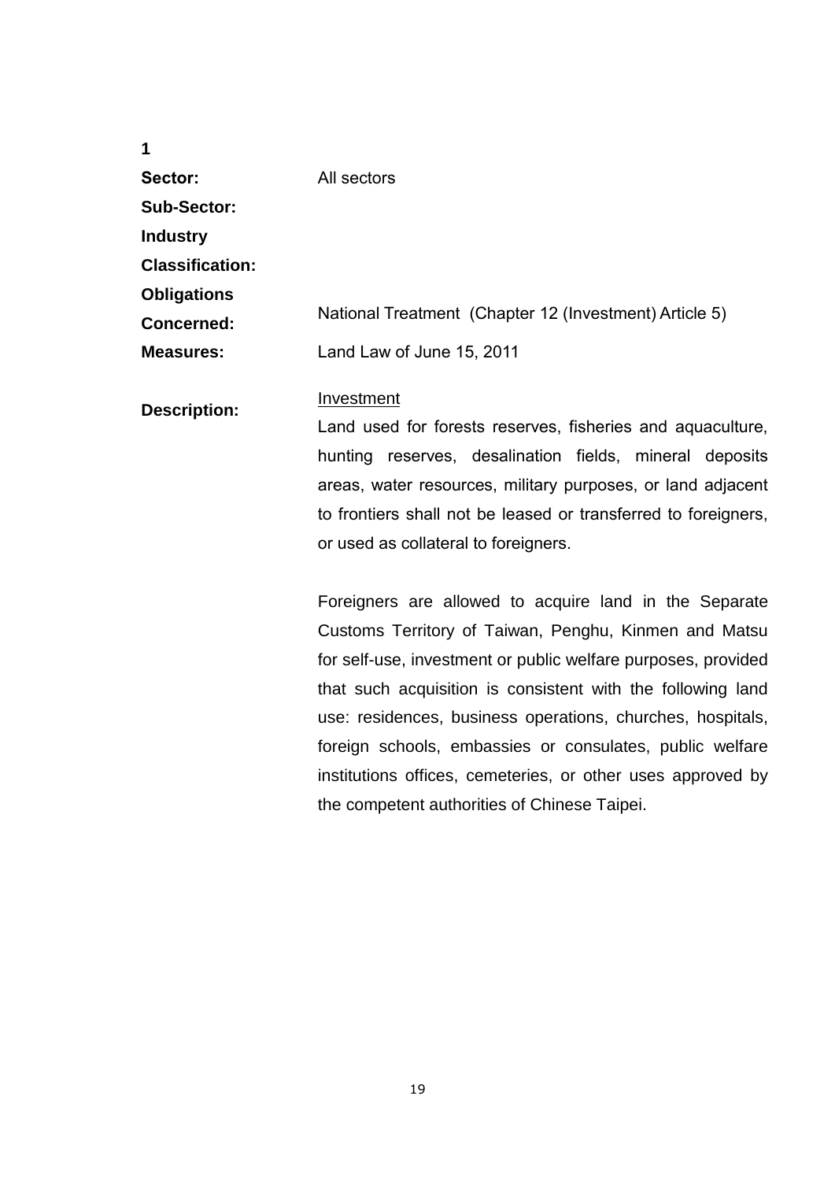**1**

**Sector:** All sectors

**Sub-Sector:**

**Industry Classification:**

**Obligations Concerned:** National Treatment (Chapter 12 (Investment) Article 5)

**Measures:** Land Law of June 15, 2011

**Description:**

Investment

Land used for forests reserves, fisheries and aquaculture, hunting reserves, desalination fields, mineral deposits areas, water resources, military purposes, or land adjacent to frontiers shall not be leased or transferred to foreigners, or used as collateral to foreigners.

Foreigners are allowed to acquire land in the Separate Customs Territory of Taiwan, Penghu, Kinmen and Matsu for self-use, investment or public welfare purposes, provided that such acquisition is consistent with the following land use: residences, business operations, churches, hospitals, foreign schools, embassies or consulates, public welfare institutions offices, cemeteries, or other uses approved by the competent authorities of Chinese Taipei.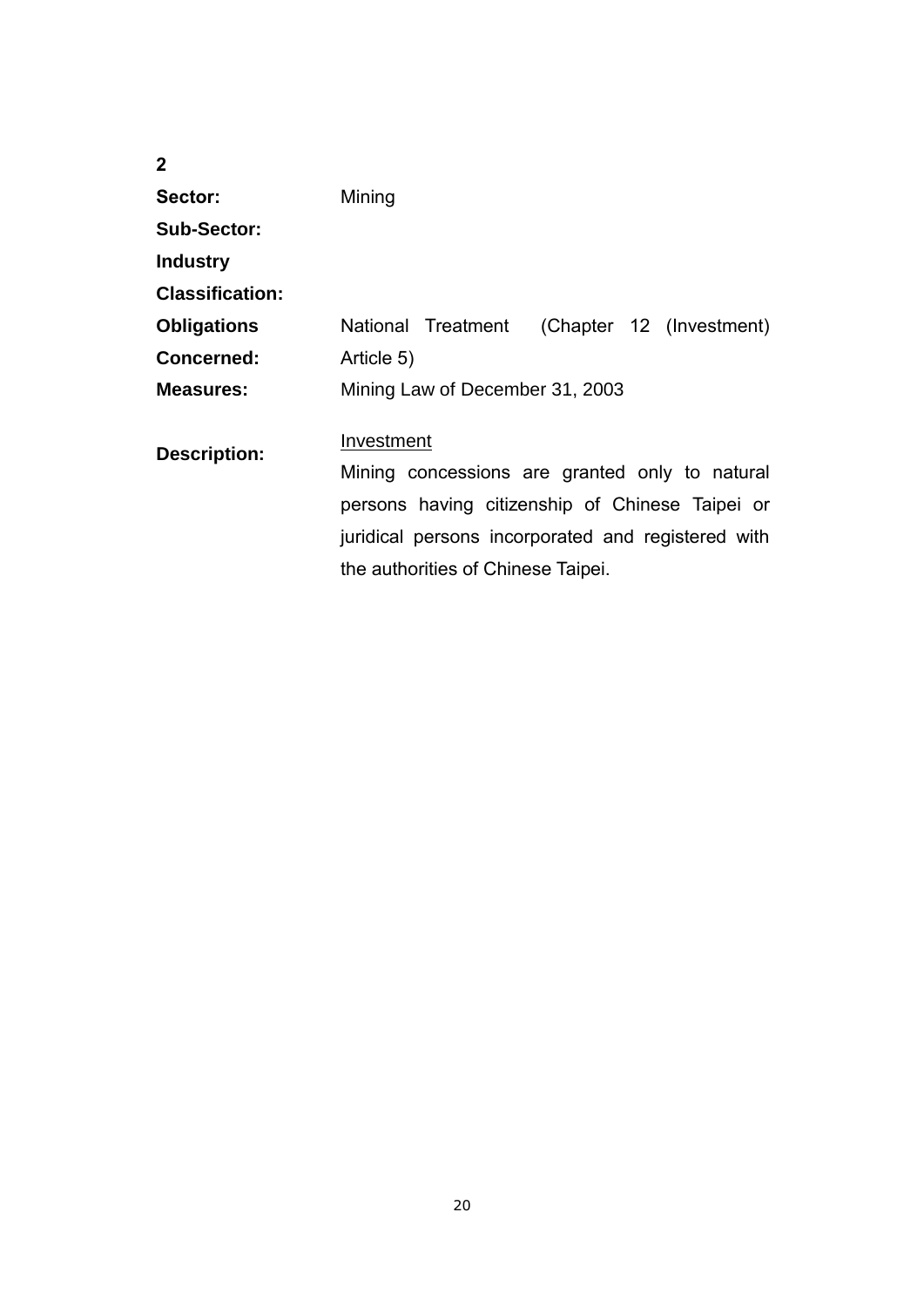**2**

| | |
|---|---|
| **Sector:** | Mining |
| **Sub-Sector:** | |
| **Industry Classification:** | |
| **Obligations Concerned:** | National Treatment (Chapter 12 (Investment) Article 5) |
| **Measures:** | Mining Law of December 31, 2003 |
| **Description:** | <u>Investment</u><br>Mining concessions are granted only to natural persons having citizenship of Chinese Taipei or juridical persons incorporated and registered with the authorities of Chinese Taipei. |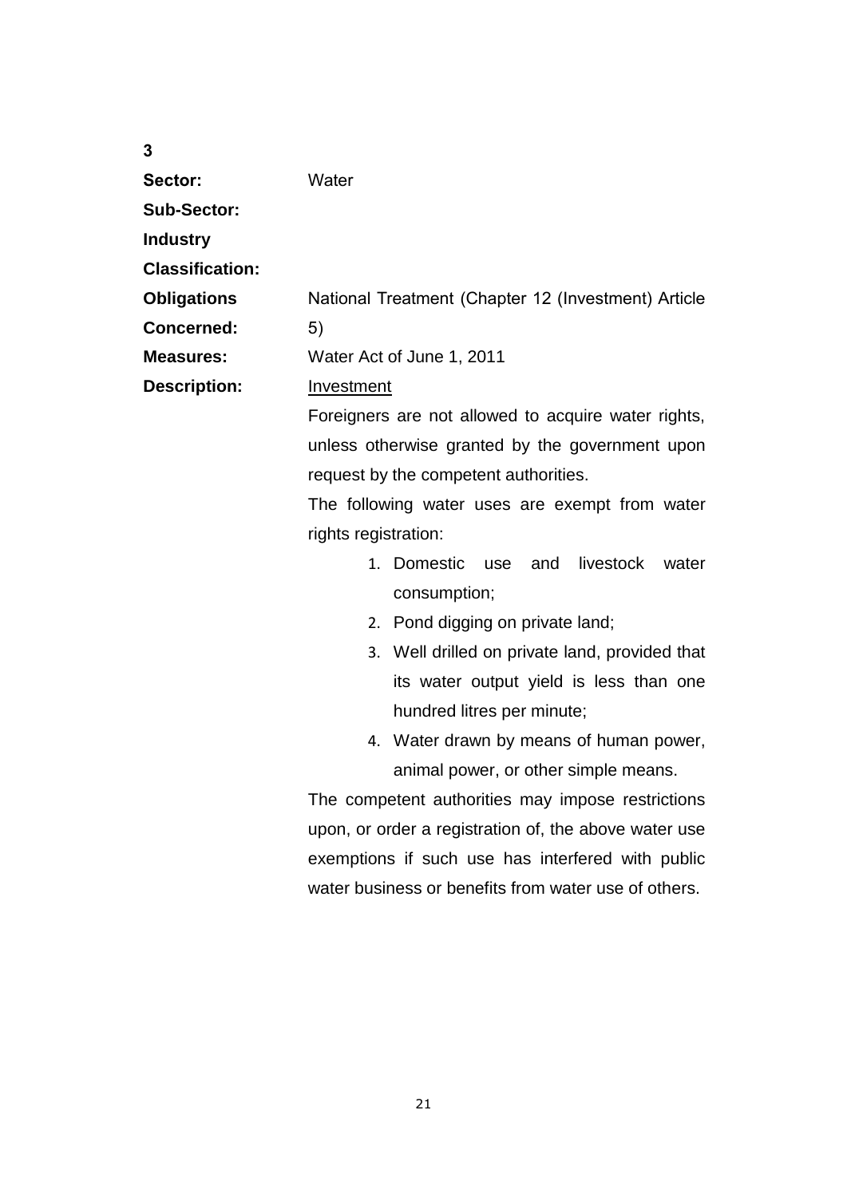**3**

**Sector:** Water

**Sub-Sector:**

**Industry Classification:**

**Obligations Concerned:** National Treatment (Chapter 12 (Investment) Article 5)

**Measures:** Water Act of June 1, 2011

**Description:** Investment

Foreigners are not allowed to acquire water rights, unless otherwise granted by the government upon request by the competent authorities.

The following water uses are exempt from water rights registration:

1. Domestic use and livestock water consumption;
2. Pond digging on private land;
3. Well drilled on private land, provided that its water output yield is less than one hundred litres per minute;
4. Water drawn by means of human power, animal power, or other simple means.

The competent authorities may impose restrictions upon, or order a registration of, the above water use exemptions if such use has interfered with public water business or benefits from water use of others.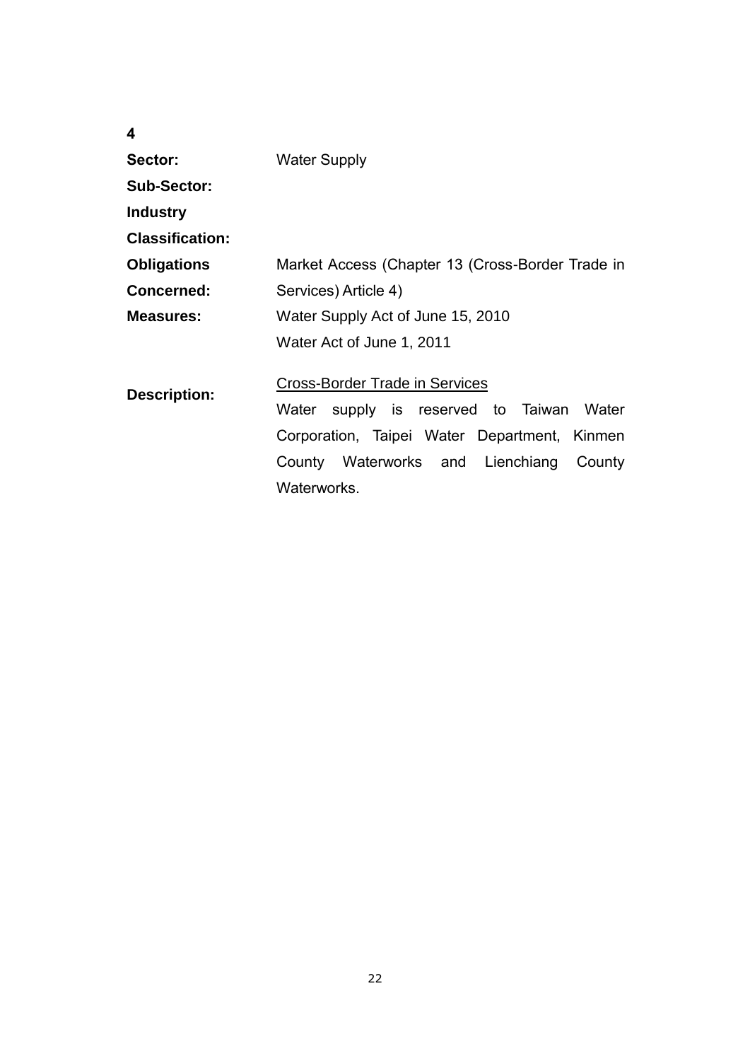**4**

| | |
|---|---|
| **Sector:** | Water Supply |
| **Sub-Sector:** | |
| **Industry Classification:** | |
| **Obligations Concerned:** | Market Access (Chapter 13 (Cross-Border Trade in Services) Article 4) |
| **Measures:** | Water Supply Act of June 15, 2010<br>Water Act of June 1, 2011 |
| **Description:** | <u>Cross-Border Trade in Services</u><br>Water supply is reserved to Taiwan Water Corporation, Taipei Water Department, Kinmen County Waterworks and Lienchiang County Waterworks. |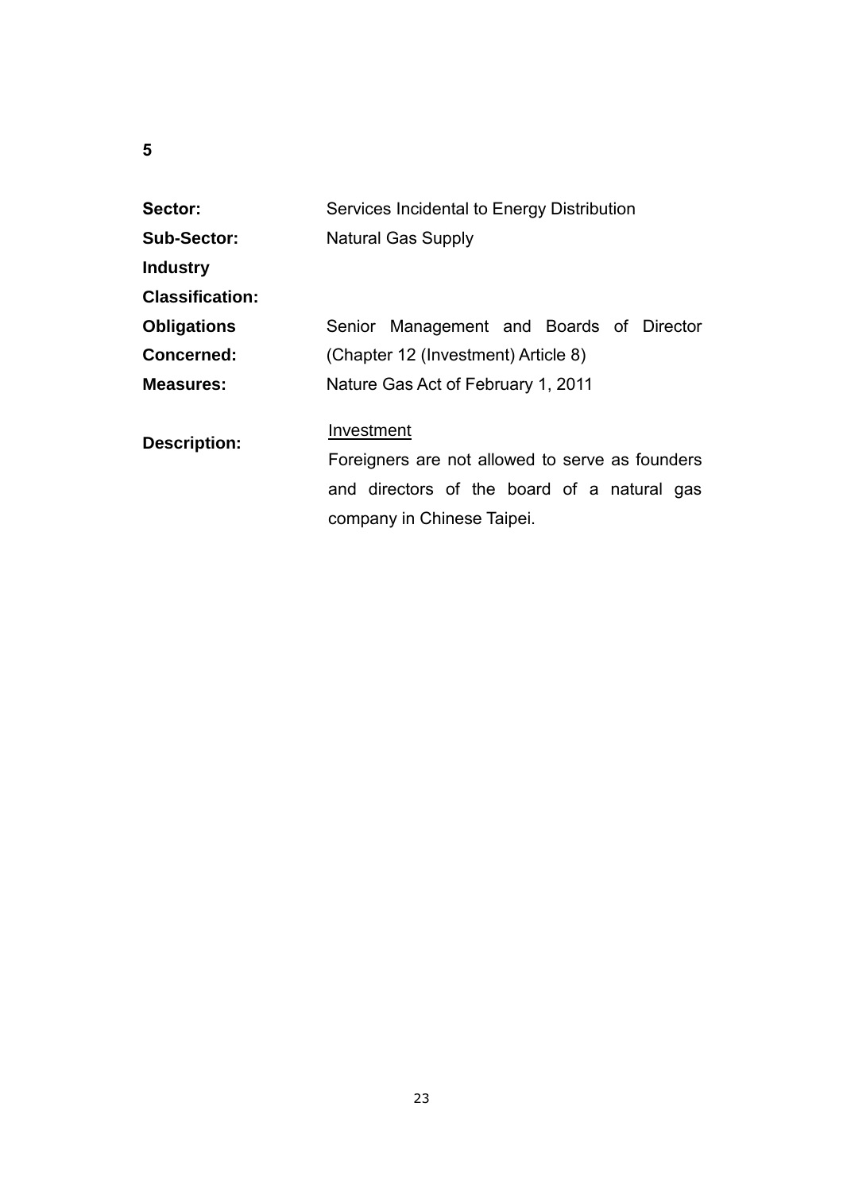**5**

| | |
|---|---|
| **Sector:** | Services Incidental to Energy Distribution |
| **Sub-Sector:** | Natural Gas Supply |
| **Industry Classification:** | |
| **Obligations Concerned:** | Senior Management and Boards of Director (Chapter 12 (Investment) Article 8) |
| **Measures:** | Nature Gas Act of February 1, 2011 |
| **Description:** | Investment<br>Foreigners are not allowed to serve as founders and directors of the board of a natural gas company in Chinese Taipei. |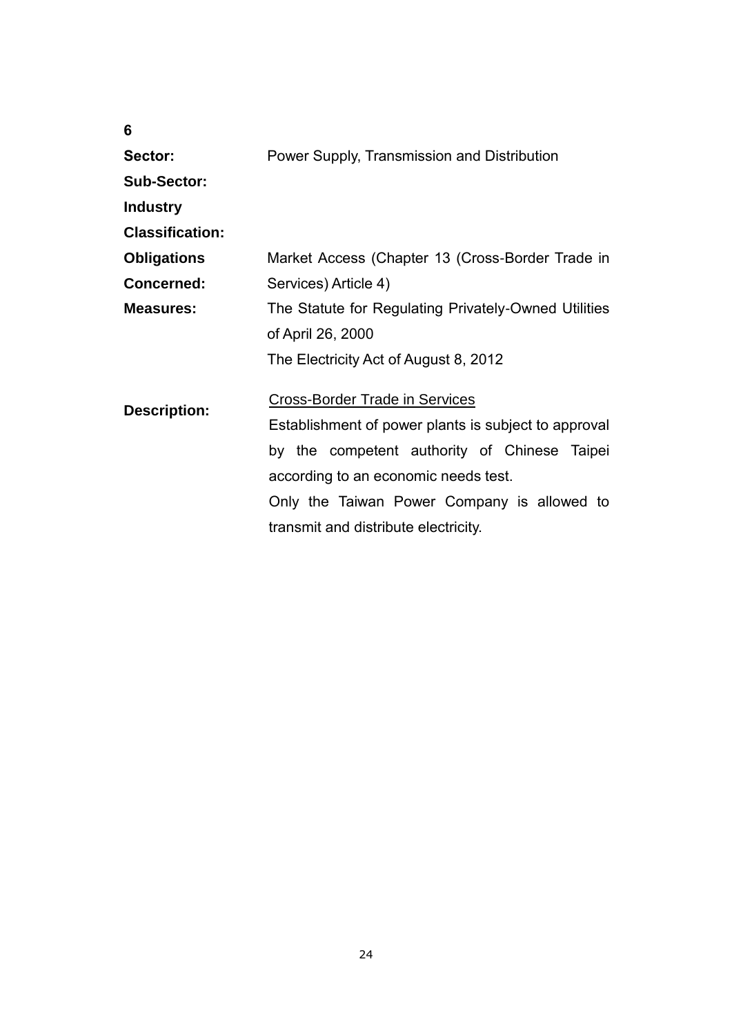**6**

| | |
|---|---|
| **Sector:** | Power Supply, Transmission and Distribution |
| **Sub-Sector:** | |
| **Industry Classification:** | |
| **Obligations Concerned:** | Market Access (Chapter 13 (Cross-Border Trade in Services) Article 4) |
| **Measures:** | The Statute for Regulating Privately-Owned Utilities of April 26, 2000<br>The Electricity Act of August 8, 2012 |
| **Description:** | <u>Cross-Border Trade in Services</u><br>Establishment of power plants is subject to approval by the competent authority of Chinese Taipei according to an economic needs test.<br>Only the Taiwan Power Company is allowed to transmit and distribute electricity. |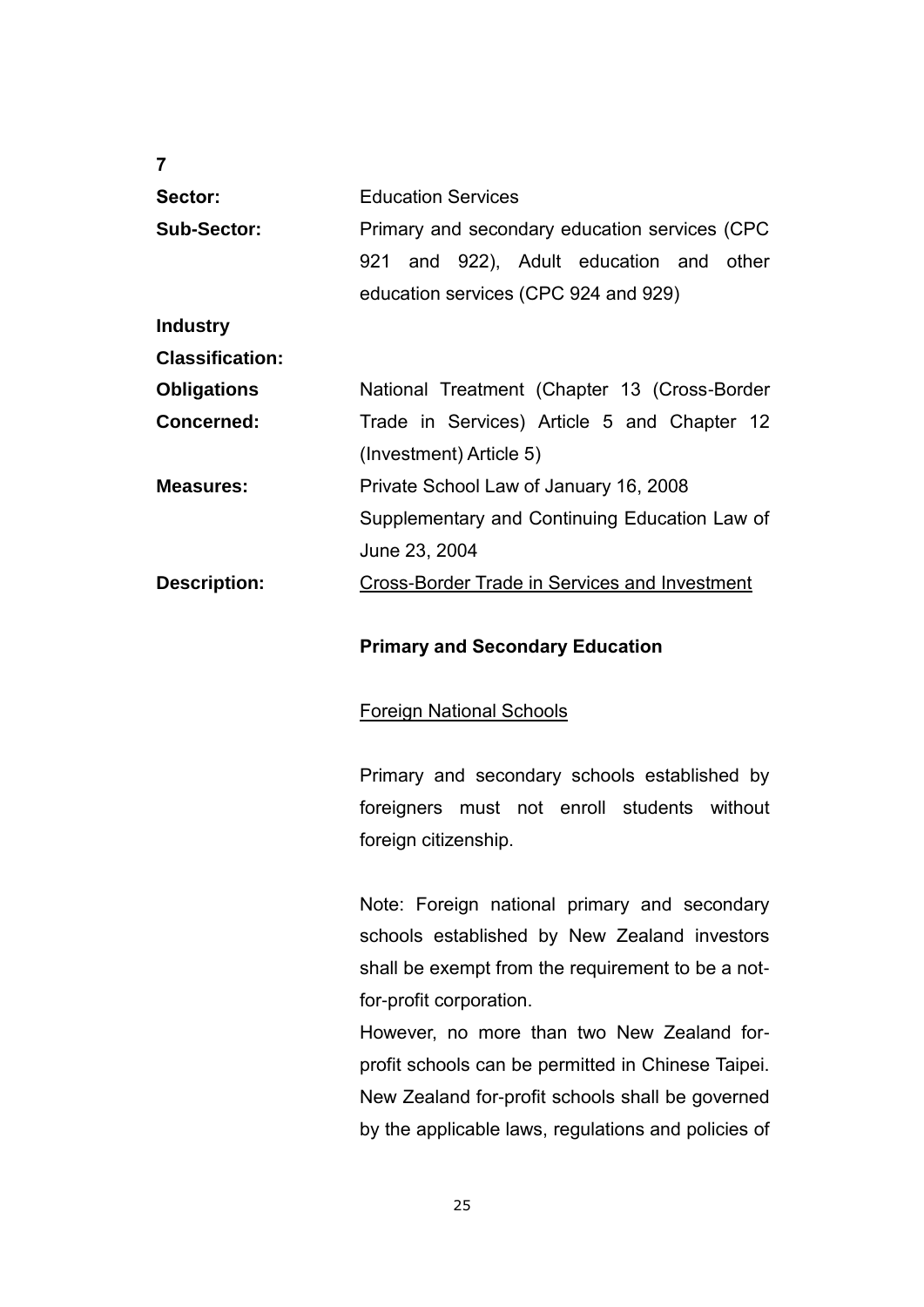**7**

| | |
|---|---|
| **Sector:** | Education Services |
| **Sub-Sector:** | Primary and secondary education services (CPC 921 and 922), Adult education and other education services (CPC 924 and 929) |
| **Industry Classification:** | |
| **Obligations Concerned:** | National Treatment (Chapter 13 (Cross-Border Trade in Services) Article 5 and Chapter 12 (Investment) Article 5) |
| **Measures:** | Private School Law of January 16, 2008<br>Supplementary and Continuing Education Law of June 23, 2004 |
| **Description:** | <u>Cross-Border Trade in Services and Investment</u> |

**Primary and Secondary Education**

<u>Foreign National Schools</u>

Primary and secondary schools established by foreigners must not enroll students without foreign citizenship.

Note: Foreign national primary and secondary schools established by New Zealand investors shall be exempt from the requirement to be a not-for-profit corporation.

However, no more than two New Zealand for-profit schools can be permitted in Chinese Taipei. New Zealand for-profit schools shall be governed by the applicable laws, regulations and policies of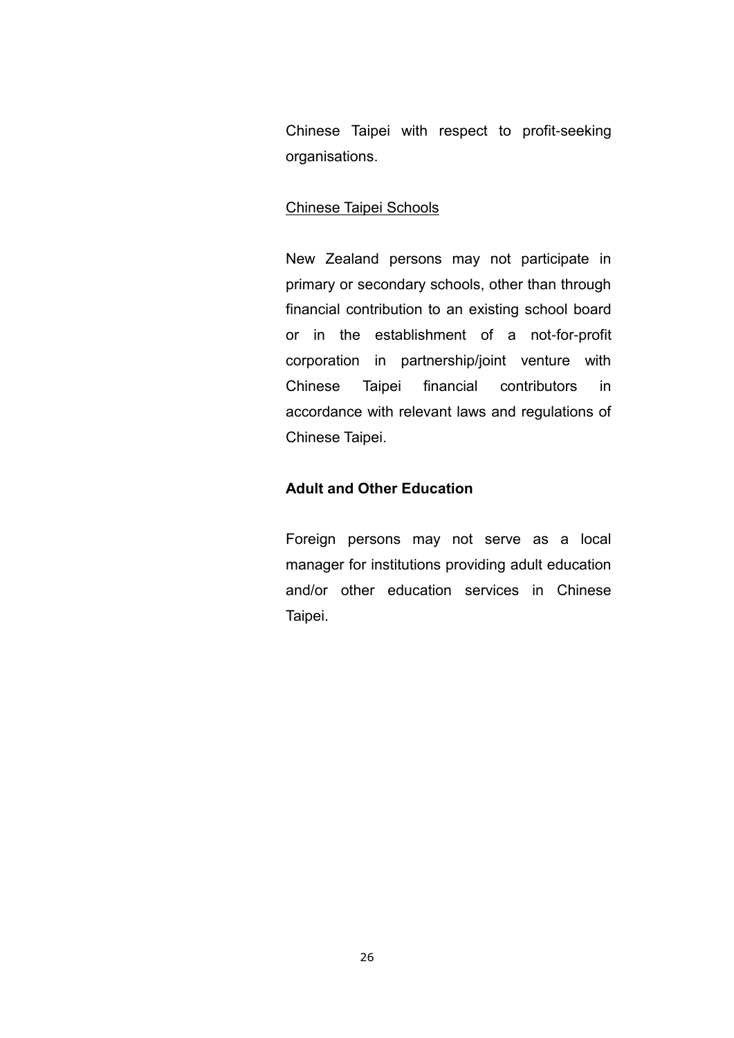Chinese Taipei with respect to profit-seeking organisations.

<u>Chinese Taipei Schools</u>

New Zealand persons may not participate in primary or secondary schools, other than through financial contribution to an existing school board or in the establishment of a not-for-profit corporation in partnership/joint venture with Chinese Taipei financial contributors in accordance with relevant laws and regulations of Chinese Taipei.

**Adult and Other Education**

Foreign persons may not serve as a local manager for institutions providing adult education and/or other education services in Chinese Taipei.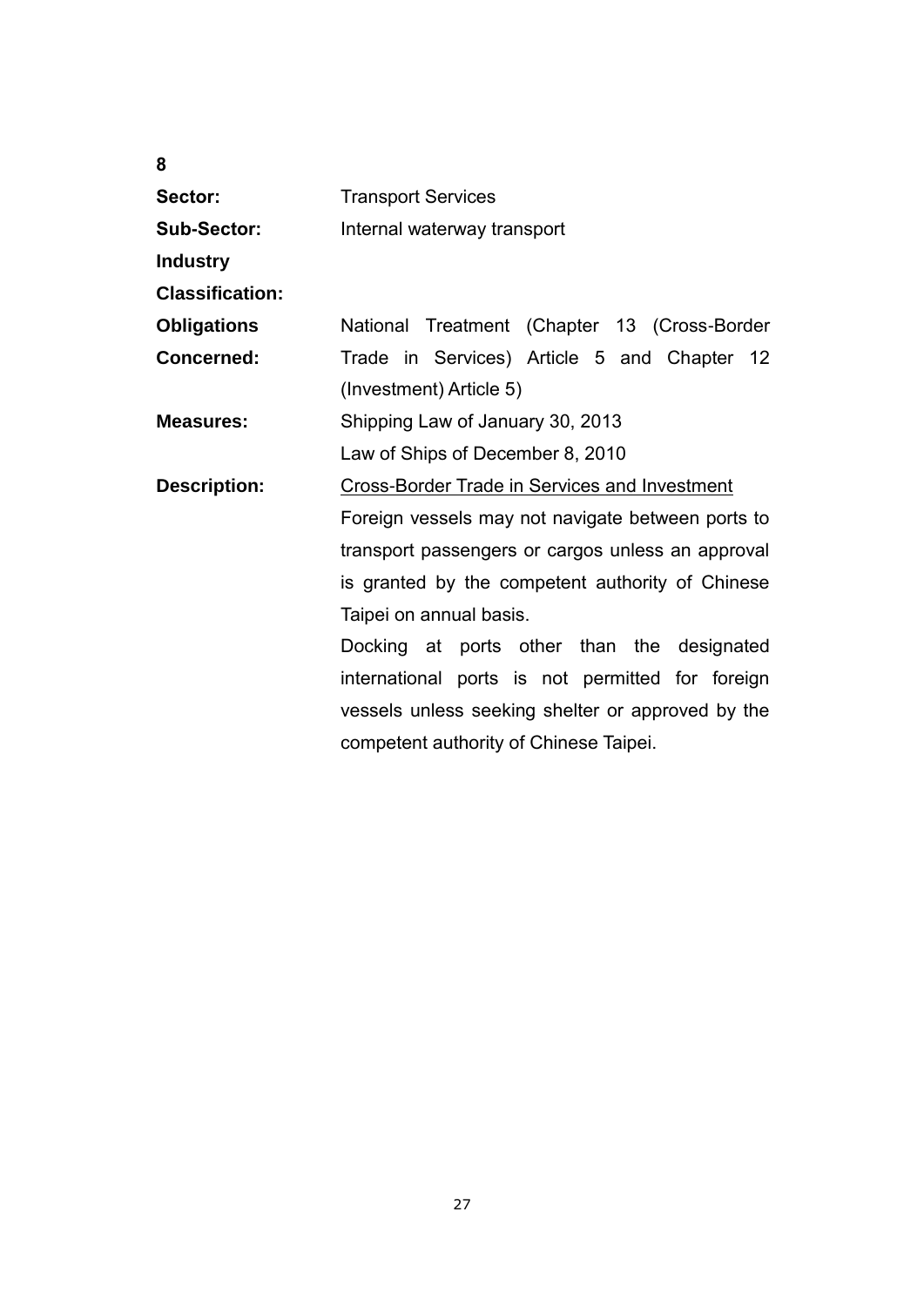**8**

| | |
|---|---|
| **Sector:** | Transport Services |
| **Sub-Sector:** | Internal waterway transport |
| **Industry Classification:** | |
| **Obligations Concerned:** | National Treatment (Chapter 13 (Cross-Border Trade in Services) Article 5 and Chapter 12 (Investment) Article 5) |
| **Measures:** | Shipping Law of January 30, 2013<br>Law of Ships of December 8, 2010 |
| **Description:** | <u>Cross-Border Trade in Services and Investment</u><br>Foreign vessels may not navigate between ports to transport passengers or cargos unless an approval is granted by the competent authority of Chinese Taipei on annual basis.<br>Docking at ports other than the designated international ports is not permitted for foreign vessels unless seeking shelter or approved by the competent authority of Chinese Taipei. |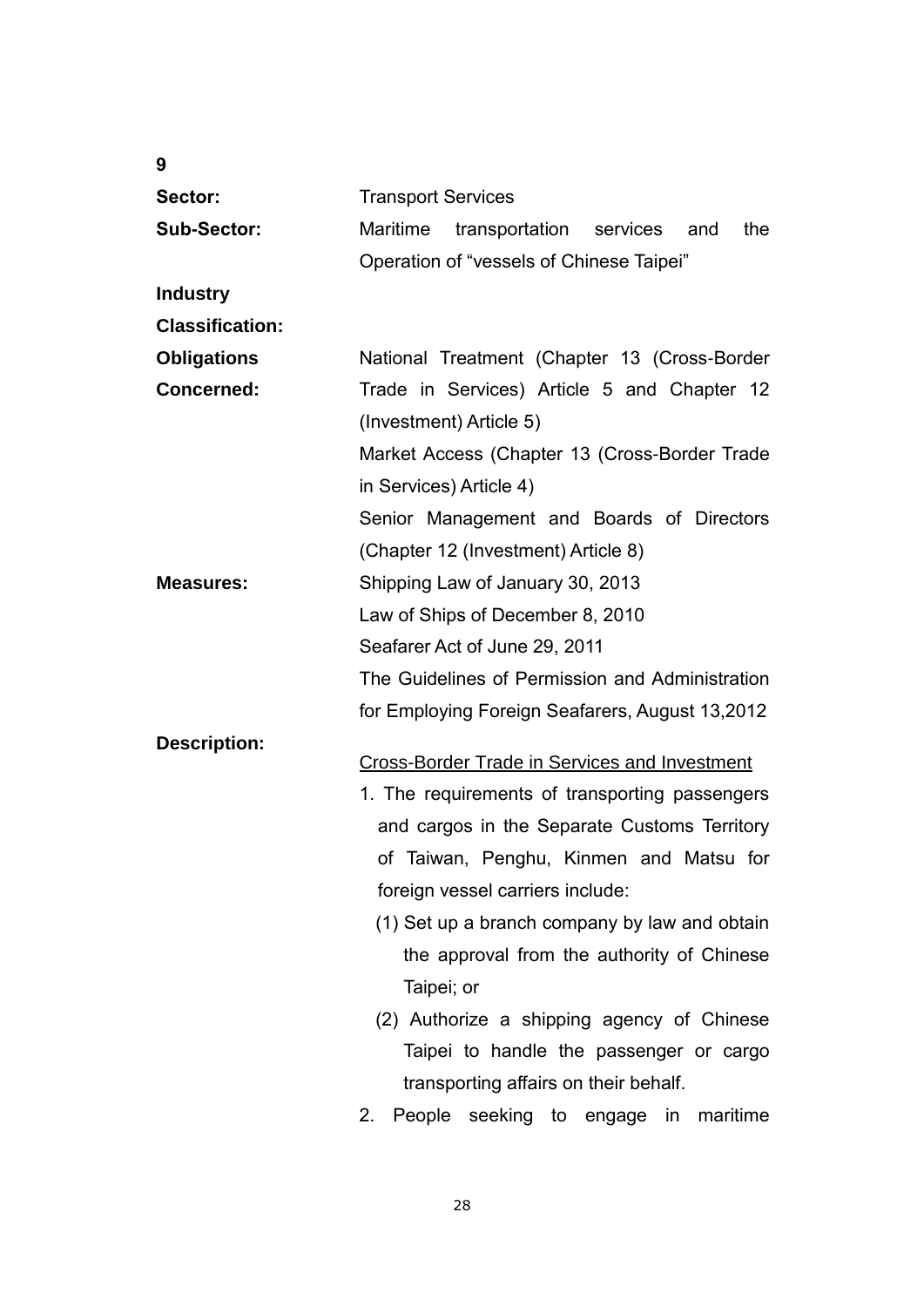**9**

**Sector:** Transport Services

**Sub-Sector:** Maritime transportation services and the Operation of "vessels of Chinese Taipei"

**Industry Classification:**

**Obligations Concerned:**
National Treatment (Chapter 13 (Cross-Border Trade in Services) Article 5 and Chapter 12 (Investment) Article 5)
Market Access (Chapter 13 (Cross-Border Trade in Services) Article 4)
Senior Management and Boards of Directors (Chapter 12 (Investment) Article 8)

**Measures:**
Shipping Law of January 30, 2013
Law of Ships of December 8, 2010
Seafarer Act of June 29, 2011
The Guidelines of Permission and Administration for Employing Foreign Seafarers, August 13,2012

**Description:**

<u>Cross-Border Trade in Services and Investment</u>

1. The requirements of transporting passengers and cargos in the Separate Customs Territory of Taiwan, Penghu, Kinmen and Matsu for foreign vessel carriers include:
   (1) Set up a branch company by law and obtain the approval from the authority of Chinese Taipei; or
   (2) Authorize a shipping agency of Chinese Taipei to handle the passenger or cargo transporting affairs on their behalf.
2. People seeking to engage in maritime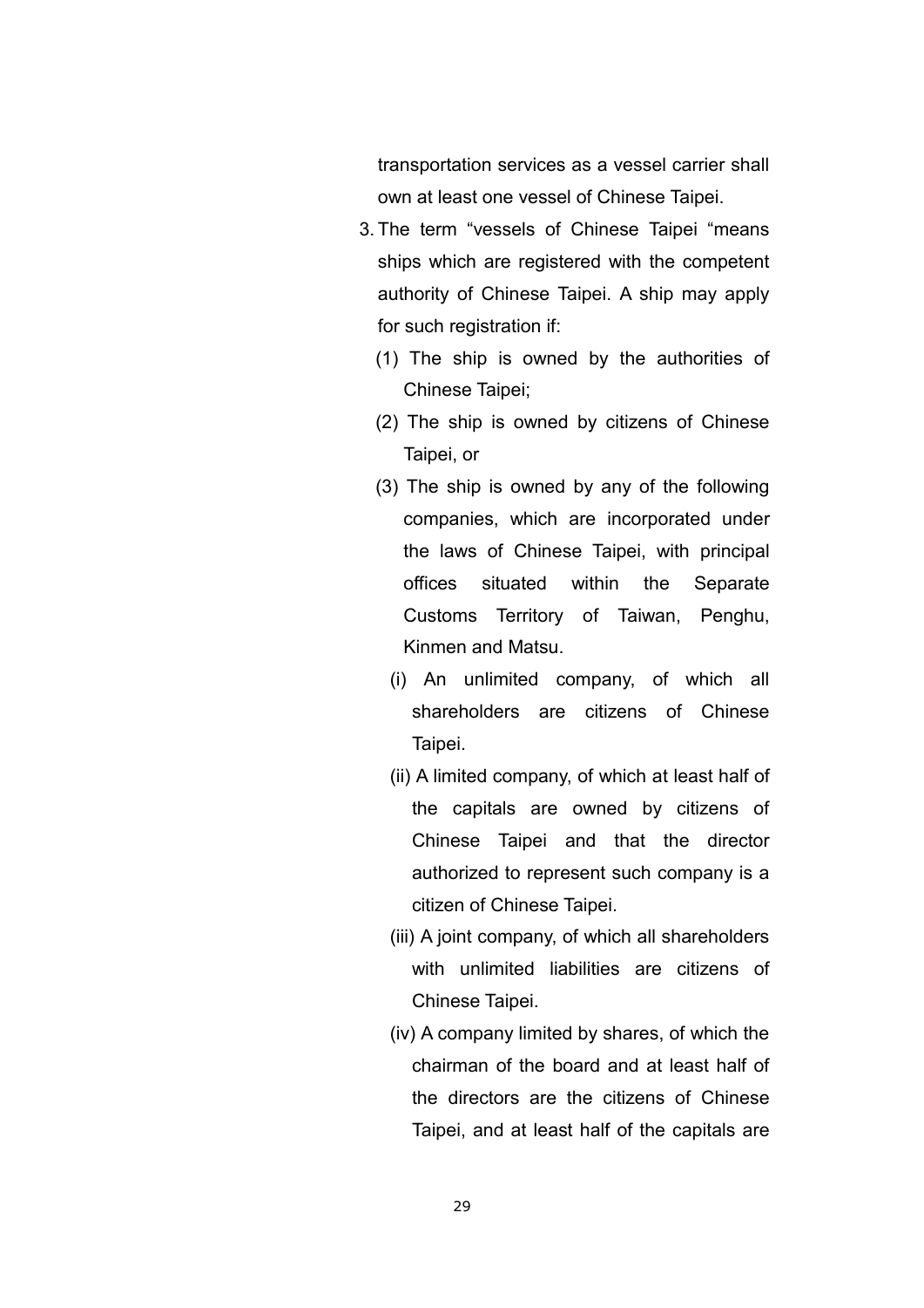transportation services as a vessel carrier shall own at least one vessel of Chinese Taipei.

3. The term “vessels of Chinese Taipei “means ships which are registered with the competent authority of Chinese Taipei. A ship may apply for such registration if:
   (1) The ship is owned by the authorities of Chinese Taipei;
   (2) The ship is owned by citizens of Chinese Taipei, or
   (3) The ship is owned by any of the following companies, which are incorporated under the laws of Chinese Taipei, with principal offices situated within the Separate Customs Territory of Taiwan, Penghu, Kinmen and Matsu.
      (i) An unlimited company, of which all shareholders are citizens of Chinese Taipei.
      (ii) A limited company, of which at least half of the capitals are owned by citizens of Chinese Taipei and that the director authorized to represent such company is a citizen of Chinese Taipei.
      (iii) A joint company, of which all shareholders with unlimited liabilities are citizens of Chinese Taipei.
      (iv) A company limited by shares, of which the chairman of the board and at least half of the directors are the citizens of Chinese Taipei, and at least half of the capitals are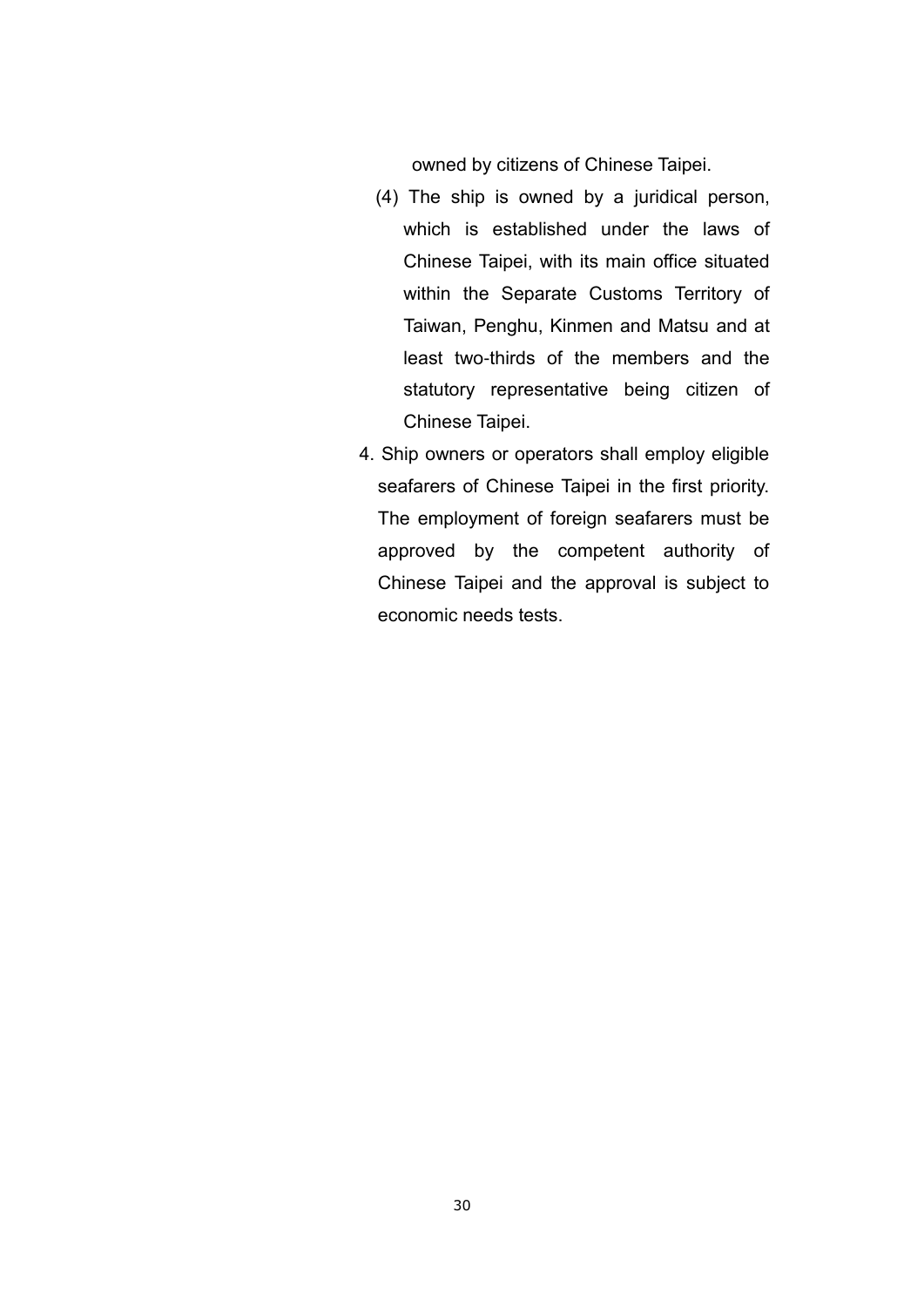owned by citizens of Chinese Taipei.

(4) The ship is owned by a juridical person, which is established under the laws of Chinese Taipei, with its main office situated within the Separate Customs Territory of Taiwan, Penghu, Kinmen and Matsu and at least two-thirds of the members and the statutory representative being citizen of Chinese Taipei.

4. Ship owners or operators shall employ eligible seafarers of Chinese Taipei in the first priority. The employment of foreign seafarers must be approved by the competent authority of Chinese Taipei and the approval is subject to economic needs tests.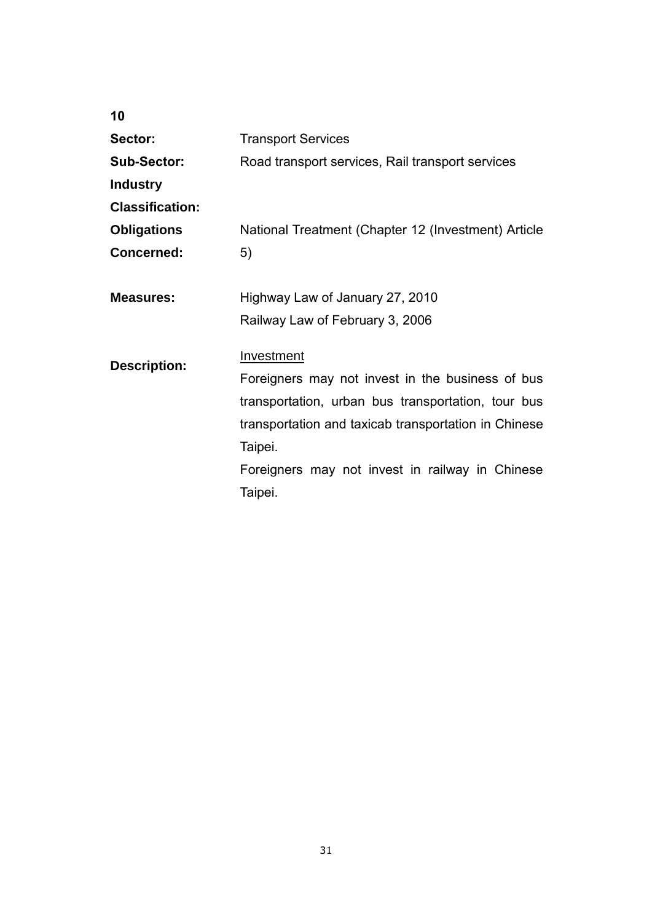**10**

| | |
|---|---|
| **Sector:** | Transport Services |
| **Sub-Sector:** | Road transport services, Rail transport services |
| **Industry Classification:** | |
| **Obligations Concerned:** | National Treatment (Chapter 12 (Investment) Article 5) |
| **Measures:** | Highway Law of January 27, 2010<br>Railway Law of February 3, 2006 |
| **Description:** | <u>Investment</u><br>Foreigners may not invest in the business of bus transportation, urban bus transportation, tour bus transportation and taxicab transportation in Chinese Taipei.<br>Foreigners may not invest in railway in Chinese Taipei. |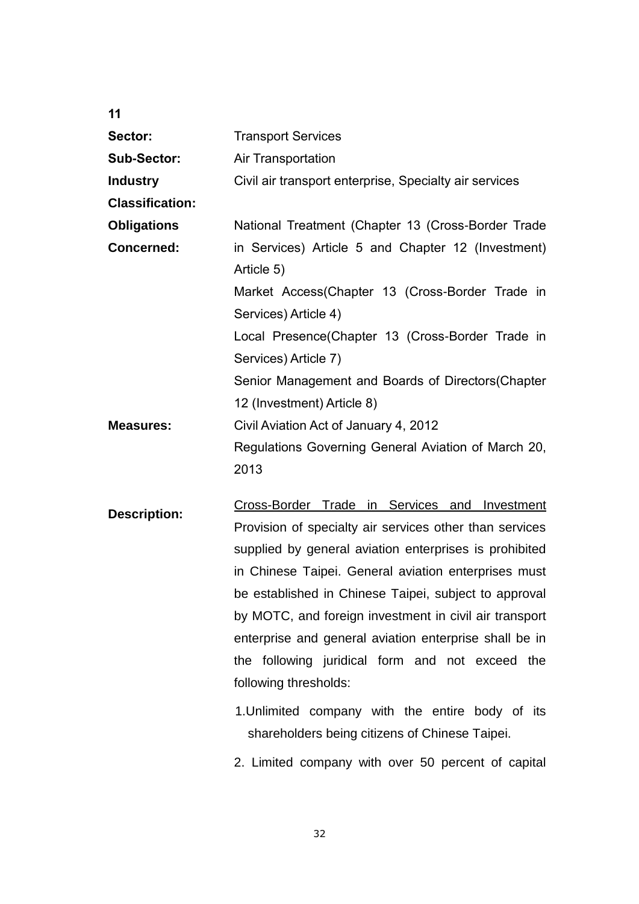**11**

| | |
|---|---|
| **Sector:** | Transport Services |
| **Sub-Sector:** | Air Transportation |
| **Industry Classification:** | Civil air transport enterprise, Specialty air services |
| **Obligations Concerned:** | National Treatment (Chapter 13 (Cross-Border Trade in Services) Article 5 and Chapter 12 (Investment) Article 5)<br>Market Access(Chapter 13 (Cross-Border Trade in Services) Article 4)<br>Local Presence(Chapter 13 (Cross-Border Trade in Services) Article 7)<br>Senior Management and Boards of Directors(Chapter 12 (Investment) Article 8) |
| **Measures:** | Civil Aviation Act of January 4, 2012<br>Regulations Governing General Aviation of March 20, 2013 |
| **Description:** | <u>Cross-Border Trade in Services and Investment</u><br>Provision of specialty air services other than services supplied by general aviation enterprises is prohibited in Chinese Taipei. General aviation enterprises must be established in Chinese Taipei, subject to approval by MOTC, and foreign investment in civil air transport enterprise and general aviation enterprise shall be in the following juridical form and not exceed the following thresholds:<br>1.Unlimited company with the entire body of its shareholders being citizens of Chinese Taipei.<br>2. Limited company with over 50 percent of capital |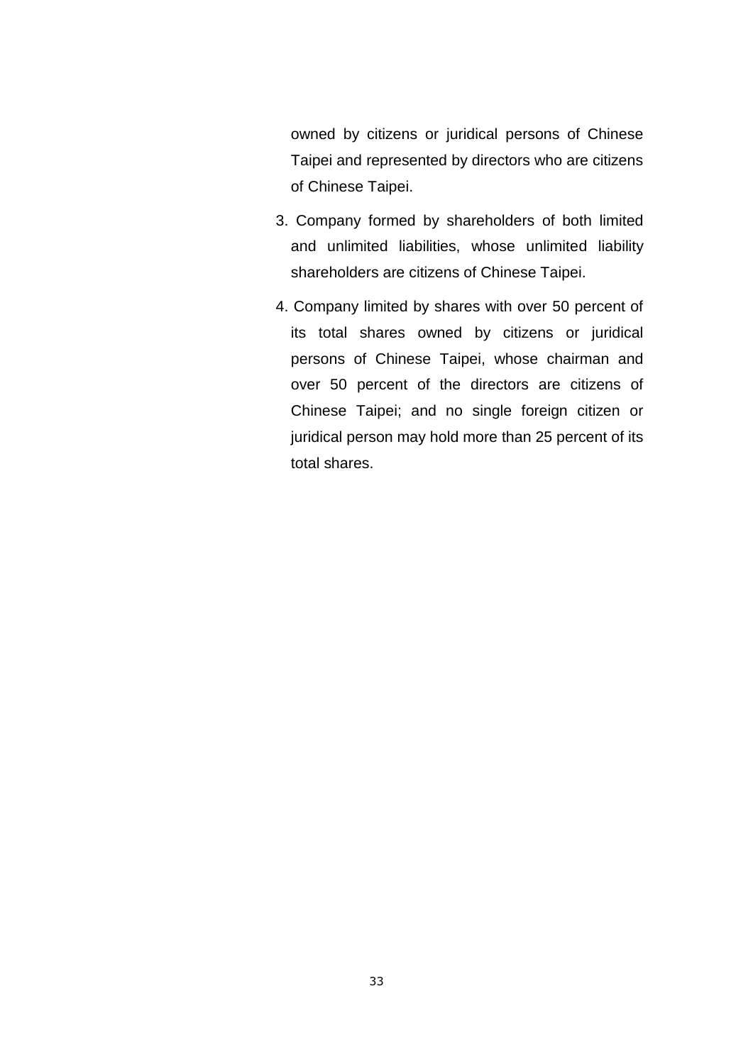owned by citizens or juridical persons of Chinese Taipei and represented by directors who are citizens of Chinese Taipei.

3. Company formed by shareholders of both limited and unlimited liabilities, whose unlimited liability shareholders are citizens of Chinese Taipei.

4. Company limited by shares with over 50 percent of its total shares owned by citizens or juridical persons of Chinese Taipei, whose chairman and over 50 percent of the directors are citizens of Chinese Taipei; and no single foreign citizen or juridical person may hold more than 25 percent of its total shares.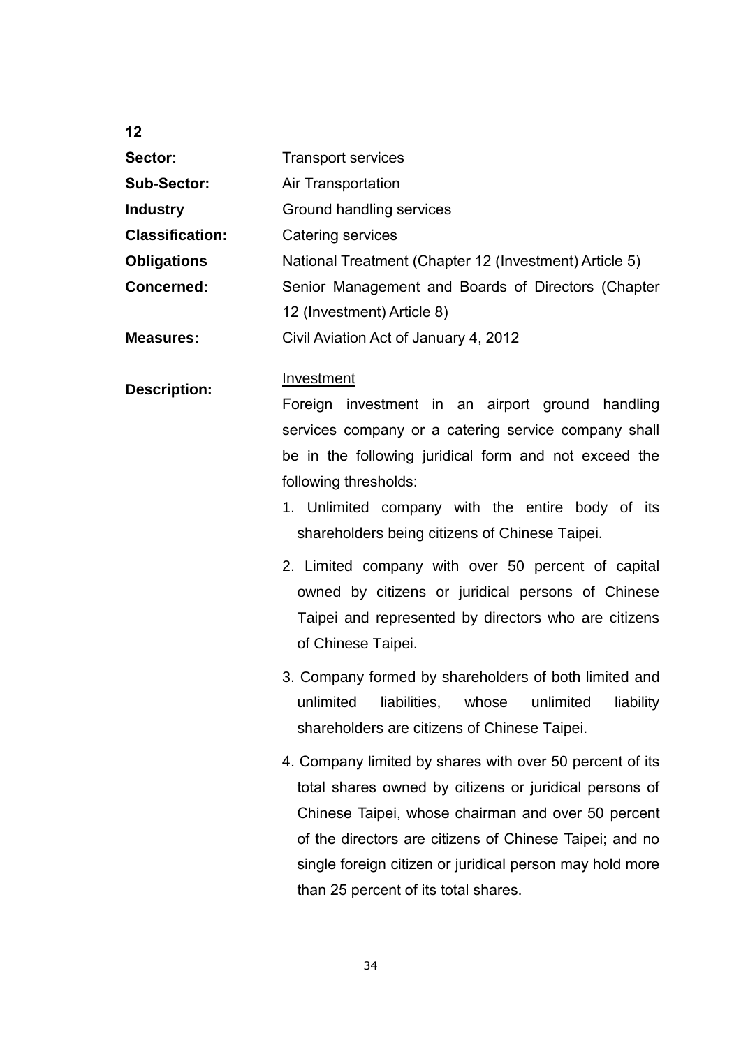**12**

| | |
|---|---|
| **Sector:** | Transport services |
| **Sub-Sector:** | Air Transportation |
| **Industry Classification:** | Ground handling services<br>Catering services |
| **Obligations Concerned:** | National Treatment (Chapter 12 (Investment) Article 5)<br>Senior Management and Boards of Directors (Chapter 12 (Investment) Article 8) |
| **Measures:** | Civil Aviation Act of January 4, 2012 |

**Description:**

Investment

Foreign investment in an airport ground handling services company or a catering service company shall be in the following juridical form and not exceed the following thresholds:

1. Unlimited company with the entire body of its shareholders being citizens of Chinese Taipei.
2. Limited company with over 50 percent of capital owned by citizens or juridical persons of Chinese Taipei and represented by directors who are citizens of Chinese Taipei.
3. Company formed by shareholders of both limited and unlimited liabilities, whose unlimited liability shareholders are citizens of Chinese Taipei.
4. Company limited by shares with over 50 percent of its total shares owned by citizens or juridical persons of Chinese Taipei, whose chairman and over 50 percent of the directors are citizens of Chinese Taipei; and no single foreign citizen or juridical person may hold more than 25 percent of its total shares.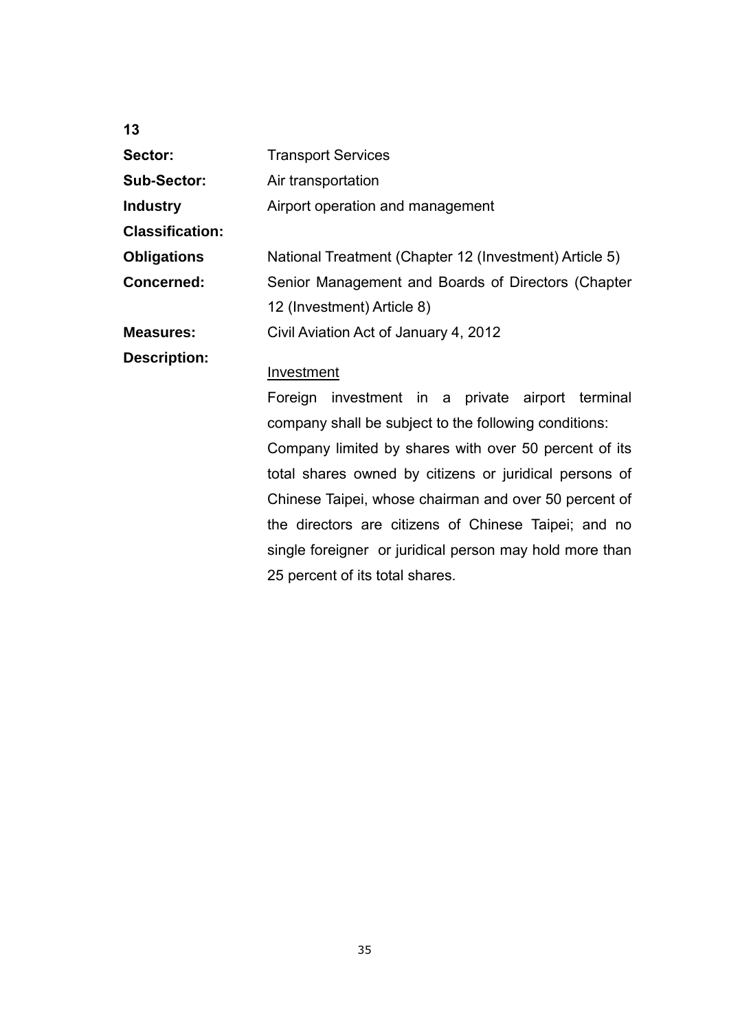**13**

| | |
|---|---|
| **Sector:** | Transport Services |
| **Sub-Sector:** | Air transportation |
| **Industry Classification:** | Airport operation and management |
| **Obligations Concerned:** | National Treatment (Chapter 12 (Investment) Article 5)<br>Senior Management and Boards of Directors (Chapter 12 (Investment) Article 8) |
| **Measures:** | Civil Aviation Act of January 4, 2012 |
| **Description:** | <u>Investment</u><br>Foreign investment in a private airport terminal company shall be subject to the following conditions:<br>Company limited by shares with over 50 percent of its total shares owned by citizens or juridical persons of Chinese Taipei, whose chairman and over 50 percent of the directors are citizens of Chinese Taipei; and no single foreigner or juridical person may hold more than 25 percent of its total shares. |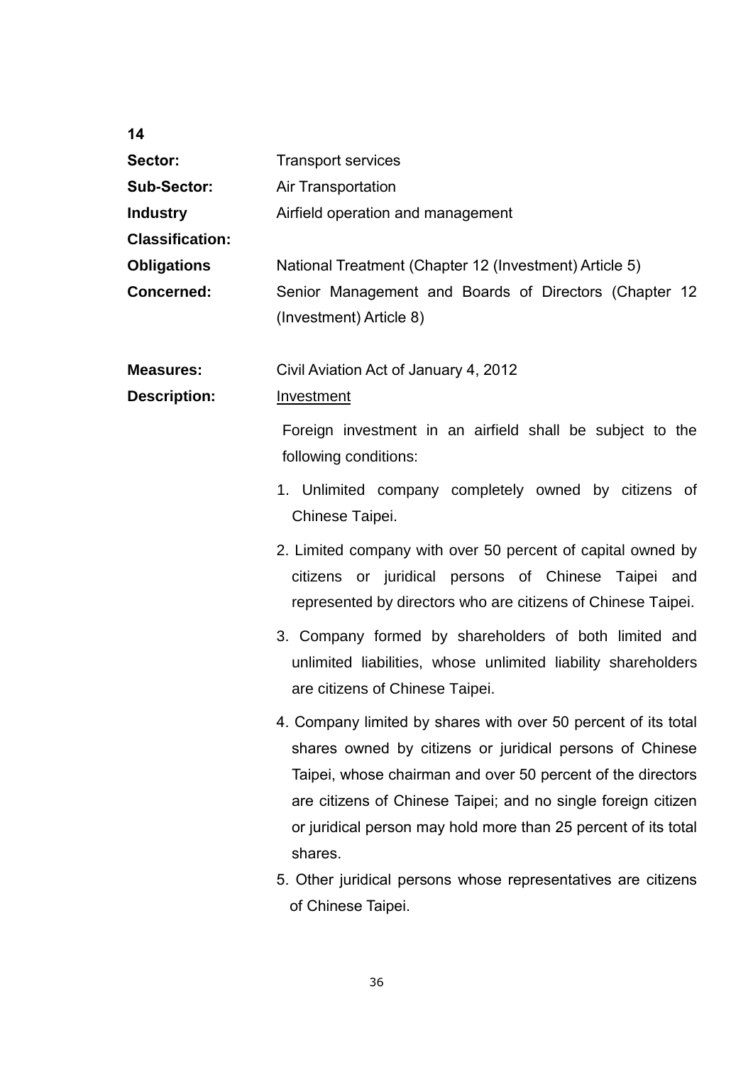**14**

**Sector:** Transport services

**Sub-Sector:** Air Transportation

**Industry Classification:** Airfield operation and management

**Obligations Concerned:** National Treatment (Chapter 12 (Investment) Article 5)

Senior Management and Boards of Directors (Chapter 12 (Investment) Article 8)

**Measures:** Civil Aviation Act of January 4, 2012

**Description:** Investment

Foreign investment in an airfield shall be subject to the following conditions:

1. Unlimited company completely owned by citizens of Chinese Taipei.
2. Limited company with over 50 percent of capital owned by citizens or juridical persons of Chinese Taipei and represented by directors who are citizens of Chinese Taipei.
3. Company formed by shareholders of both limited and unlimited liabilities, whose unlimited liability shareholders are citizens of Chinese Taipei.
4. Company limited by shares with over 50 percent of its total shares owned by citizens or juridical persons of Chinese Taipei, whose chairman and over 50 percent of the directors are citizens of Chinese Taipei; and no single foreign citizen or juridical person may hold more than 25 percent of its total shares.
5. Other juridical persons whose representatives are citizens of Chinese Taipei.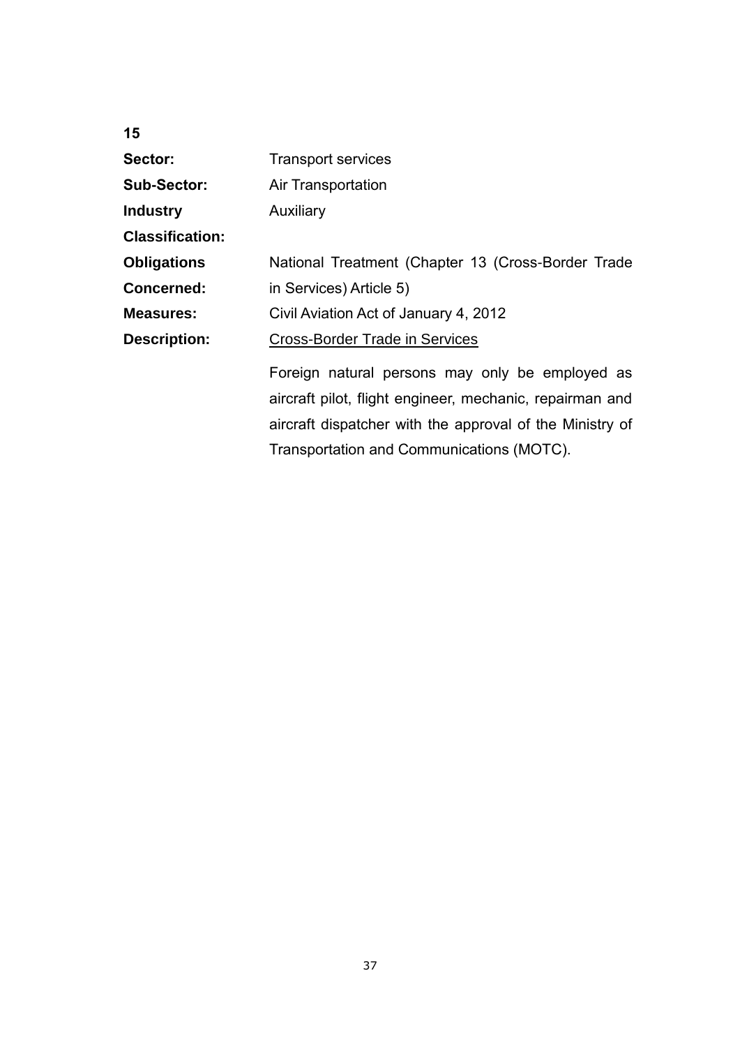**15**

**Sector:** Transport services

**Sub-Sector:** Air Transportation

**Industry Classification:** Auxiliary

**Obligations Concerned:** National Treatment (Chapter 13 (Cross-Border Trade in Services) Article 5)

**Measures:** Civil Aviation Act of January 4, 2012

**Description:** Cross-Border Trade in Services

Foreign natural persons may only be employed as aircraft pilot, flight engineer, mechanic, repairman and aircraft dispatcher with the approval of the Ministry of Transportation and Communications (MOTC).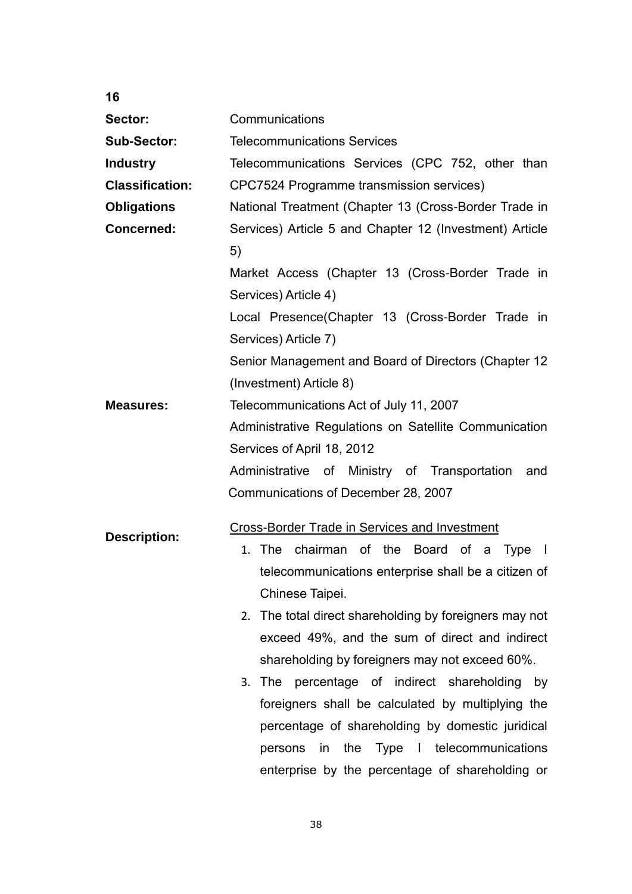**16**

**Sector:** Communications

**Sub-Sector:** Telecommunications Services

**Industry Classification:** Telecommunications Services (CPC 752, other than CPC7524 Programme transmission services)

**Obligations Concerned:** National Treatment (Chapter 13 (Cross-Border Trade in Services) Article 5 and Chapter 12 (Investment) Article 5)

Market Access (Chapter 13 (Cross-Border Trade in Services) Article 4)

Local Presence(Chapter 13 (Cross-Border Trade in Services) Article 7)

Senior Management and Board of Directors (Chapter 12 (Investment) Article 8)

**Measures:** Telecommunications Act of July 11, 2007

Administrative Regulations on Satellite Communication Services of April 18, 2012

Administrative of Ministry of Transportation and Communications of December 28, 2007

**Description:** <u>Cross-Border Trade in Services and Investment</u>

1. The chairman of the Board of a Type I telecommunications enterprise shall be a citizen of Chinese Taipei.
2. The total direct shareholding by foreigners may not exceed 49%, and the sum of direct and indirect shareholding by foreigners may not exceed 60%.
3. The percentage of indirect shareholding by foreigners shall be calculated by multiplying the percentage of shareholding by domestic juridical persons in the Type I telecommunications enterprise by the percentage of shareholding or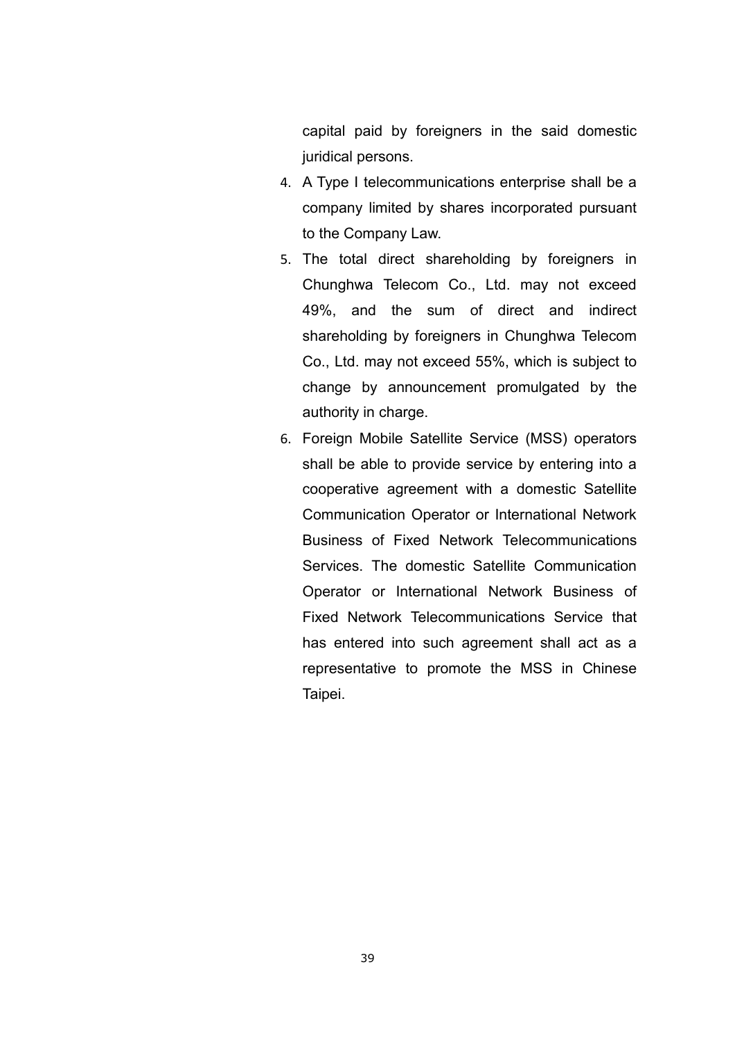capital paid by foreigners in the said domestic juridical persons.

4. A Type I telecommunications enterprise shall be a company limited by shares incorporated pursuant to the Company Law.
5. The total direct shareholding by foreigners in Chunghwa Telecom Co., Ltd. may not exceed 49%, and the sum of direct and indirect shareholding by foreigners in Chunghwa Telecom Co., Ltd. may not exceed 55%, which is subject to change by announcement promulgated by the authority in charge.
6. Foreign Mobile Satellite Service (MSS) operators shall be able to provide service by entering into a cooperative agreement with a domestic Satellite Communication Operator or International Network Business of Fixed Network Telecommunications Services. The domestic Satellite Communication Operator or International Network Business of Fixed Network Telecommunications Service that has entered into such agreement shall act as a representative to promote the MSS in Chinese Taipei.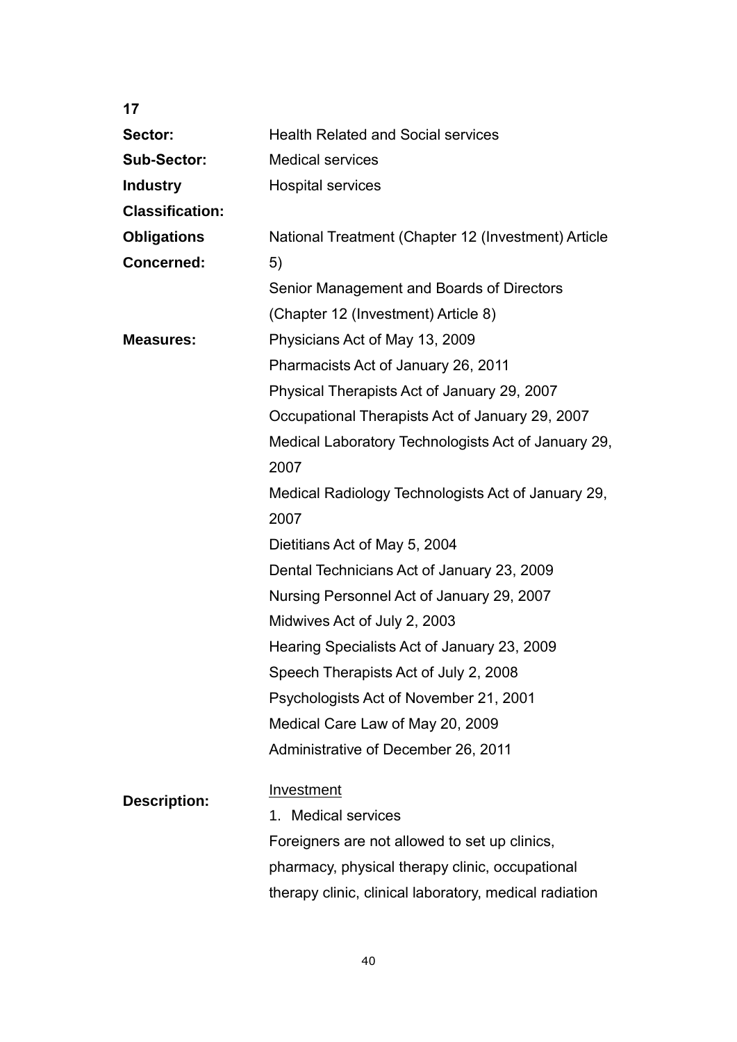**17**

| | |
|---|---|
| **Sector:** | Health Related and Social services |
| **Sub-Sector:** | Medical services |
| **Industry Classification:** | Hospital services |
| **Obligations Concerned:** | National Treatment (Chapter 12 (Investment) Article 5)<br>Senior Management and Boards of Directors (Chapter 12 (Investment) Article 8) |
| **Measures:** | Physicians Act of May 13, 2009<br>Pharmacists Act of January 26, 2011<br>Physical Therapists Act of January 29, 2007<br>Occupational Therapists Act of January 29, 2007<br>Medical Laboratory Technologists Act of January 29, 2007<br>Medical Radiology Technologists Act of January 29, 2007<br>Dietitians Act of May 5, 2004<br>Dental Technicians Act of January 23, 2009<br>Nursing Personnel Act of January 29, 2007<br>Midwives Act of July 2, 2003<br>Hearing Specialists Act of January 23, 2009<br>Speech Therapists Act of July 2, 2008<br>Psychologists Act of November 21, 2001<br>Medical Care Law of May 20, 2009<br>Administrative of December 26, 2011 |
| **Description:** | <u>Investment</u><br>1. Medical services<br>Foreigners are not allowed to set up clinics, pharmacy, physical therapy clinic, occupational therapy clinic, clinical laboratory, medical radiation |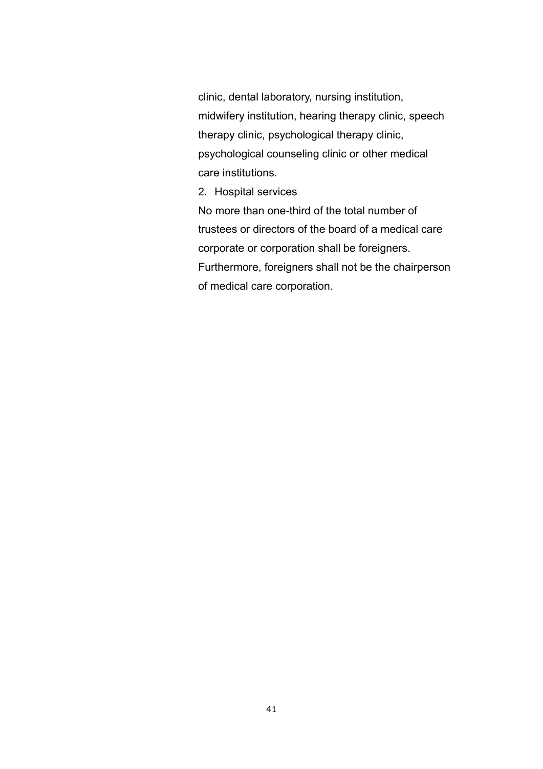clinic, dental laboratory, nursing institution, midwifery institution, hearing therapy clinic, speech therapy clinic, psychological therapy clinic, psychological counseling clinic or other medical care institutions.

2. Hospital services

No more than one-third of the total number of trustees or directors of the board of a medical care corporate or corporation shall be foreigners. Furthermore, foreigners shall not be the chairperson of medical care corporation.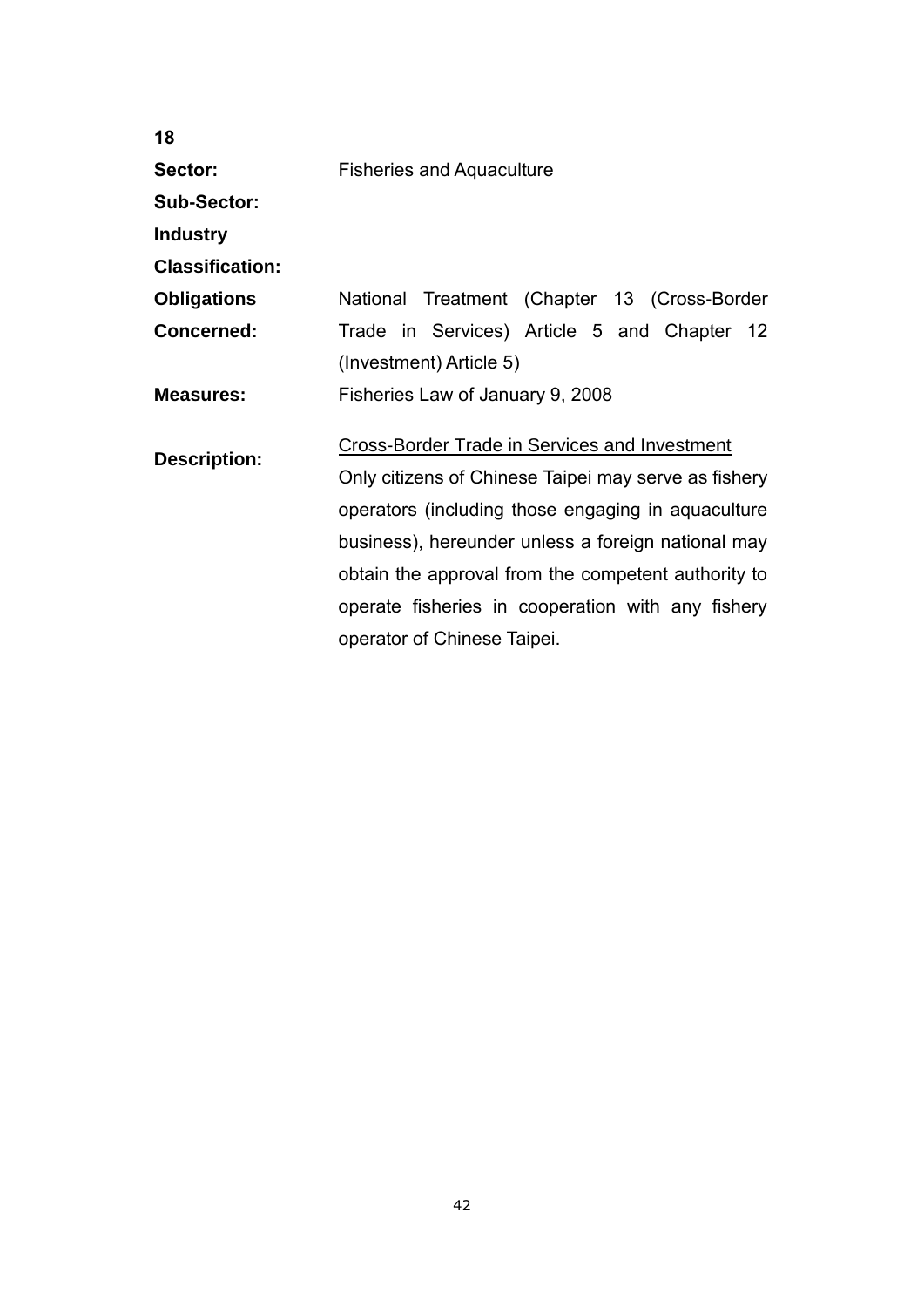**18**

| | |
|---|---|
| **Sector:** | Fisheries and Aquaculture |
| **Sub-Sector:** | |
| **Industry Classification:** | |
| **Obligations Concerned:** | National Treatment (Chapter 13 (Cross-Border Trade in Services) Article 5 and Chapter 12 (Investment) Article 5) |
| **Measures:** | Fisheries Law of January 9, 2008 |
| **Description:** | Cross-Border Trade in Services and Investment<br>Only citizens of Chinese Taipei may serve as fishery operators (including those engaging in aquaculture business), hereunder unless a foreign national may obtain the approval from the competent authority to operate fisheries in cooperation with any fishery operator of Chinese Taipei. |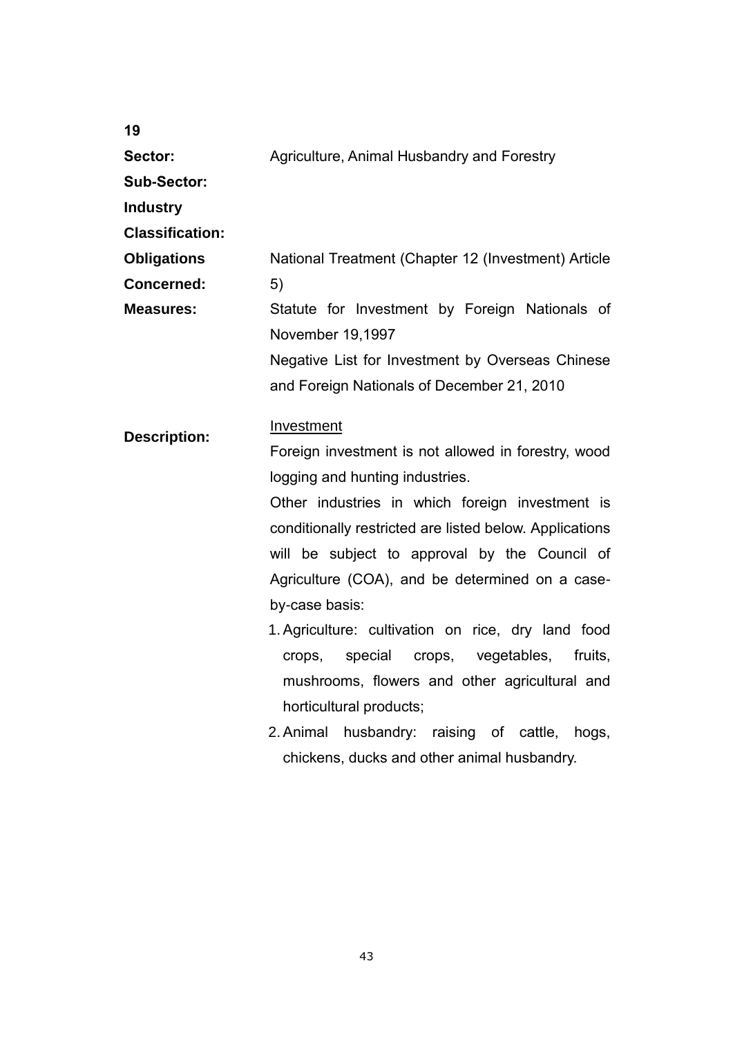**19**

| | |
|---|---|
| **Sector:** | Agriculture, Animal Husbandry and Forestry |
| **Sub-Sector:** | |
| **Industry Classification:** | |
| **Obligations Concerned:** | National Treatment (Chapter 12 (Investment) Article 5) |
| **Measures:** | Statute for Investment by Foreign Nationals of November 19,1997<br>Negative List for Investment by Overseas Chinese and Foreign Nationals of December 21, 2010 |
| **Description:** | <u>Investment</u><br>Foreign investment is not allowed in forestry, wood logging and hunting industries.<br>Other industries in which foreign investment is conditionally restricted are listed below. Applications will be subject to approval by the Council of Agriculture (COA), and be determined on a case-by-case basis:<br>1. Agriculture: cultivation on rice, dry land food crops, special crops, vegetables, fruits, mushrooms, flowers and other agricultural and horticultural products;<br>2. Animal husbandry: raising of cattle, hogs, chickens, ducks and other animal husbandry. |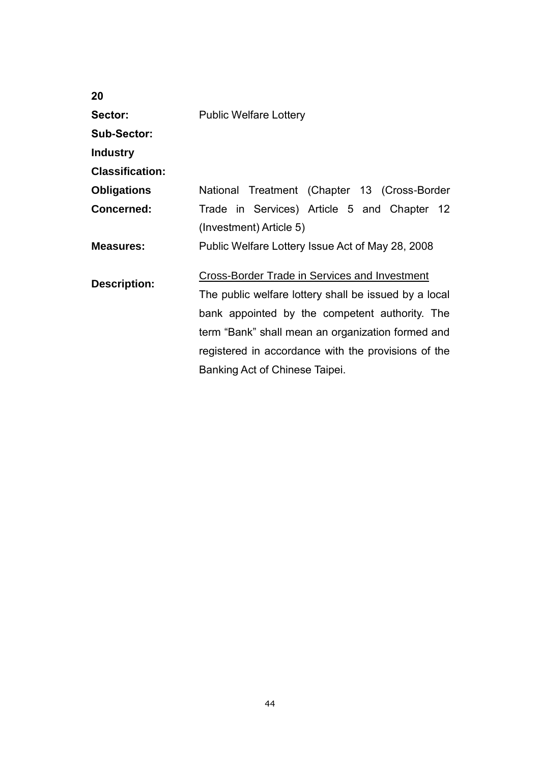**20**

| | |
|---|---|
| **Sector:** | Public Welfare Lottery |
| **Sub-Sector:** | |
| **Industry Classification:** | |
| **Obligations Concerned:** | National Treatment (Chapter 13 (Cross-Border Trade in Services) Article 5 and Chapter 12 (Investment) Article 5) |
| **Measures:** | Public Welfare Lottery Issue Act of May 28, 2008 |
| **Description:** | <u>Cross-Border Trade in Services and Investment</u><br>The public welfare lottery shall be issued by a local bank appointed by the competent authority. The term "Bank" shall mean an organization formed and registered in accordance with the provisions of the Banking Act of Chinese Taipei. |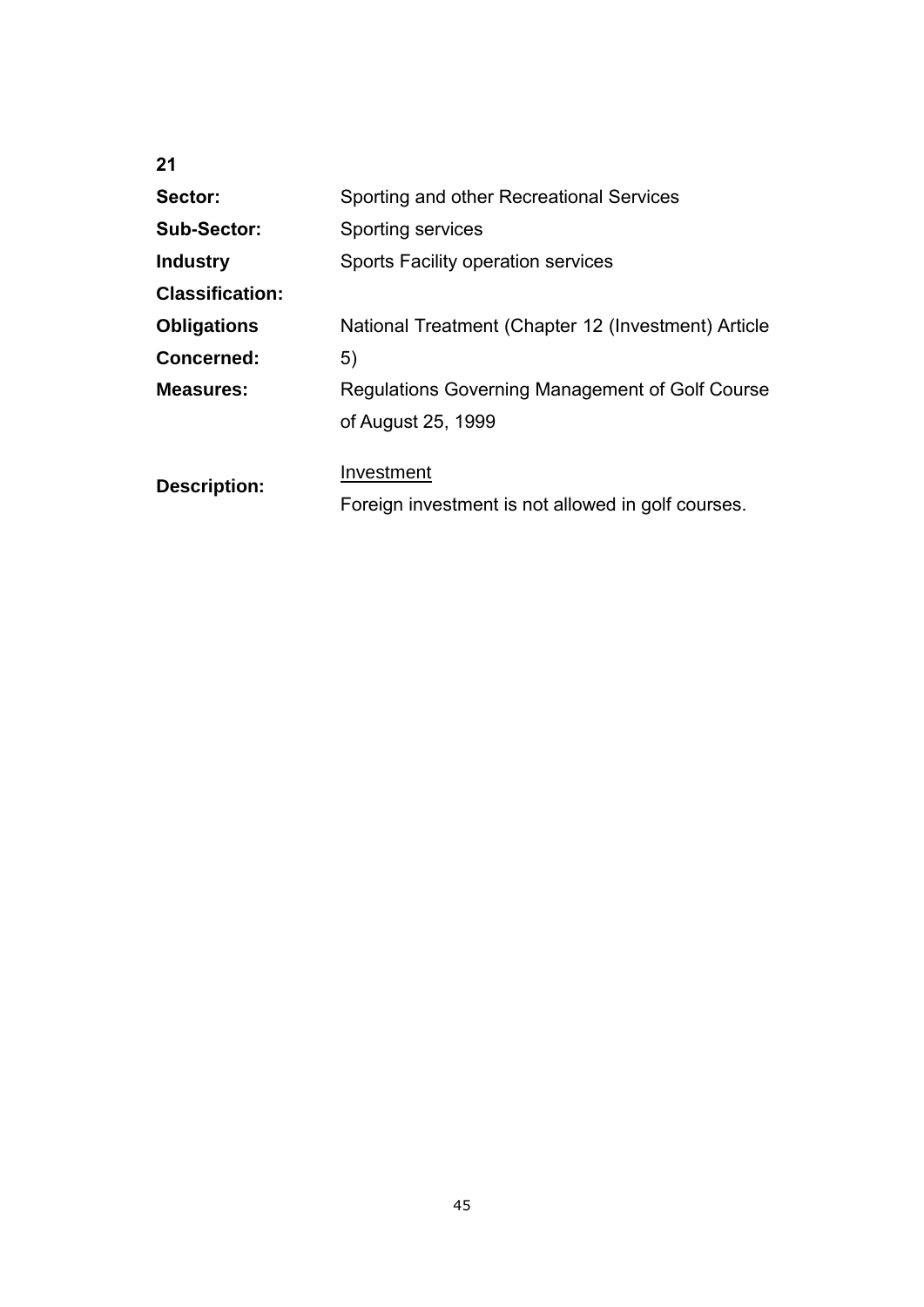**21**

| | |
|---|---|
| **Sector:** | Sporting and other Recreational Services |
| **Sub-Sector:** | Sporting services |
| **Industry Classification:** | Sports Facility operation services |
| **Obligations Concerned:** | National Treatment (Chapter 12 (Investment) Article 5) |
| **Measures:** | Regulations Governing Management of Golf Course of August 25, 1999 |
| **Description:** | Investment<br>Foreign investment is not allowed in golf courses. |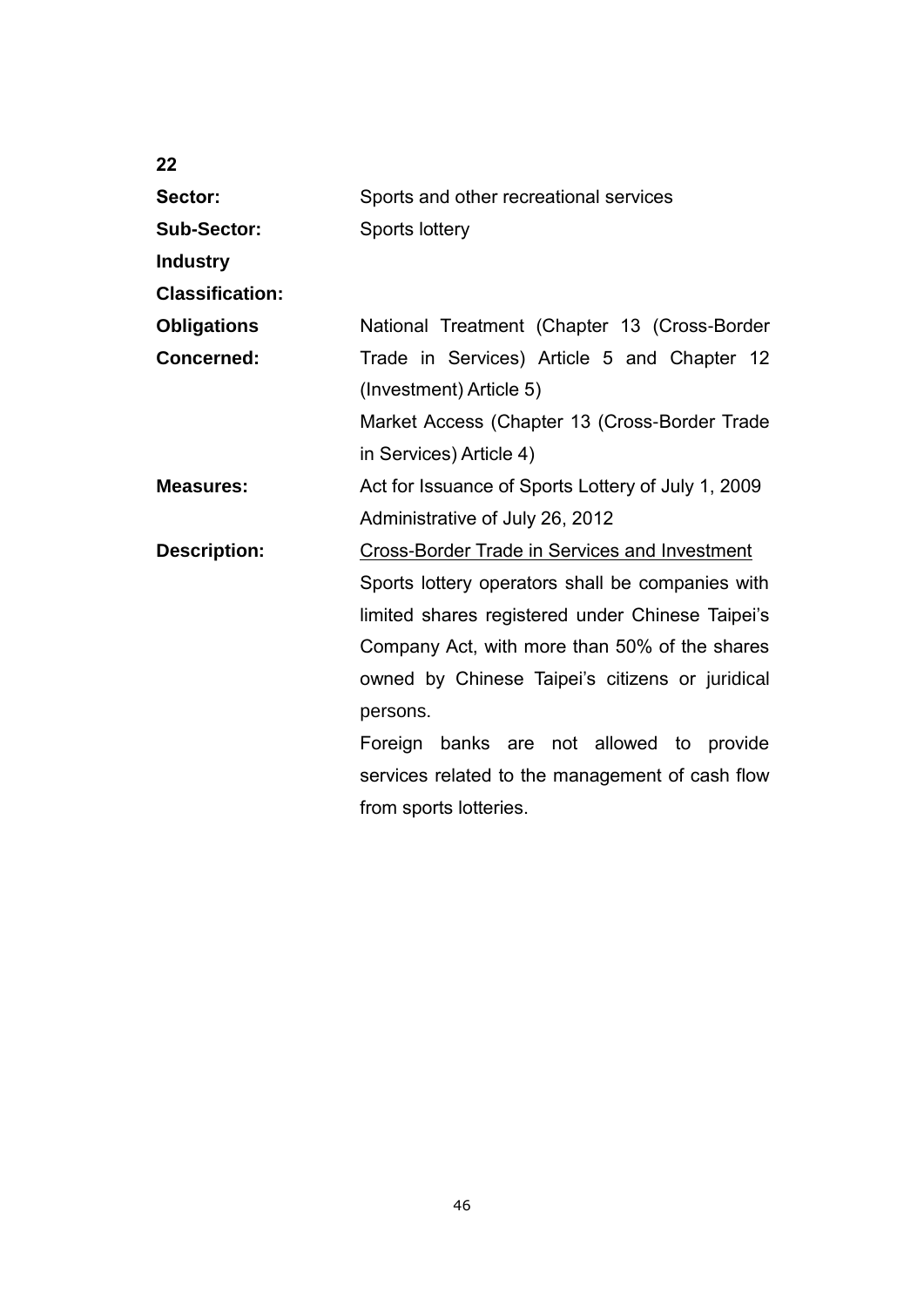**22**

| | |
|---|---|
| **Sector:** | Sports and other recreational services |
| **Sub-Sector:** | Sports lottery |
| **Industry Classification:** | |
| **Obligations Concerned:** | National Treatment (Chapter 13 (Cross-Border Trade in Services) Article 5 and Chapter 12 (Investment) Article 5)<br>Market Access (Chapter 13 (Cross-Border Trade in Services) Article 4) |
| **Measures:** | Act for Issuance of Sports Lottery of July 1, 2009<br>Administrative of July 26, 2012 |
| **Description:** | <u>Cross-Border Trade in Services and Investment</u><br>Sports lottery operators shall be companies with limited shares registered under Chinese Taipei's Company Act, with more than 50% of the shares owned by Chinese Taipei's citizens or juridical persons.<br>Foreign banks are not allowed to provide services related to the management of cash flow from sports lotteries. |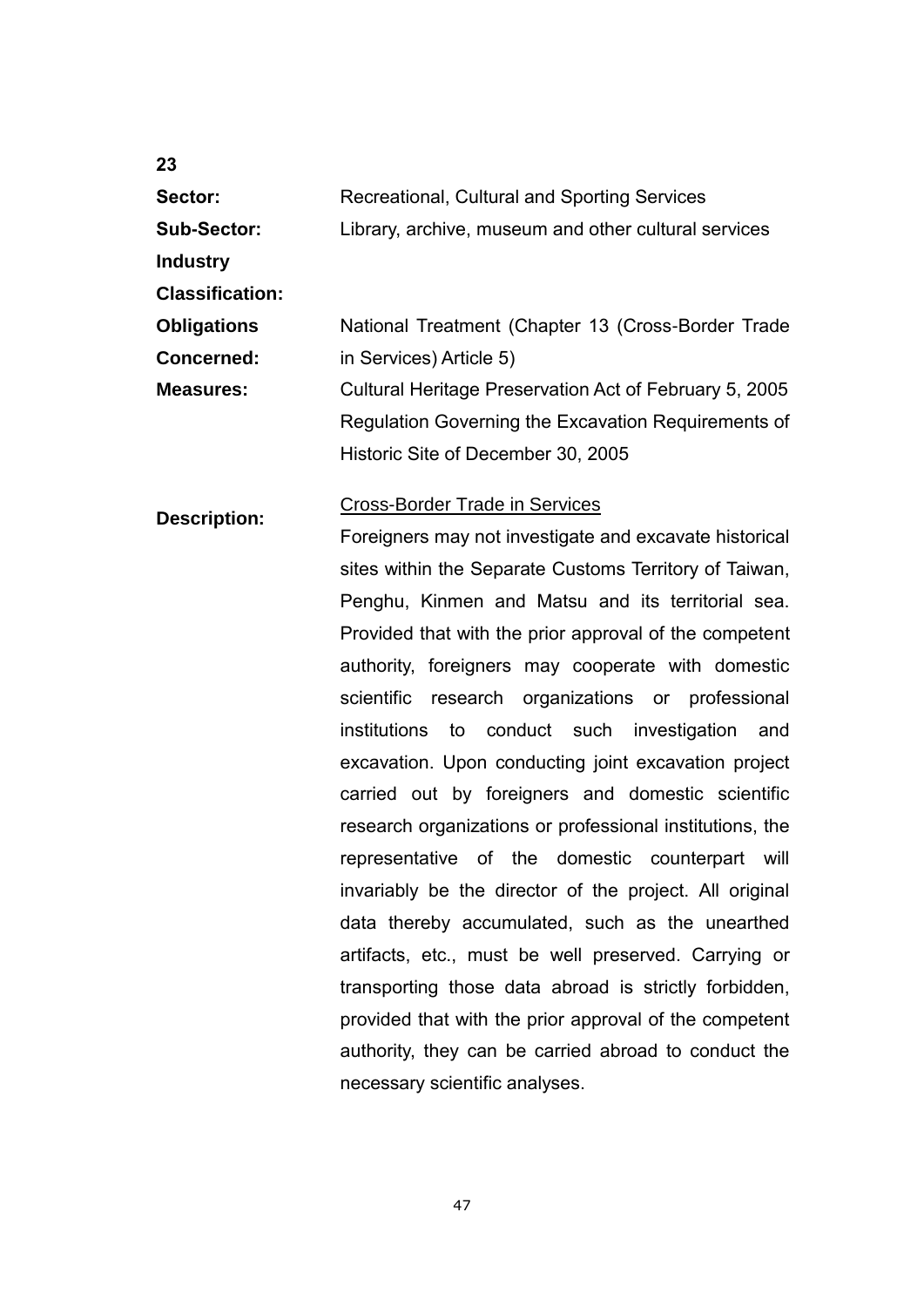**23**

| | |
|---|---|
| **Sector:** | Recreational, Cultural and Sporting Services |
| **Sub-Sector:** | Library, archive, museum and other cultural services |
| **Industry Classification:** | |
| **Obligations Concerned:** | National Treatment (Chapter 13 (Cross-Border Trade in Services) Article 5) |
| **Measures:** | Cultural Heritage Preservation Act of February 5, 2005<br>Regulation Governing the Excavation Requirements of Historic Site of December 30, 2005 |
| **Description:** | <u>Cross-Border Trade in Services</u><br>Foreigners may not investigate and excavate historical sites within the Separate Customs Territory of Taiwan, Penghu, Kinmen and Matsu and its territorial sea. Provided that with the prior approval of the competent authority, foreigners may cooperate with domestic scientific research organizations or professional institutions to conduct such investigation and excavation. Upon conducting joint excavation project carried out by foreigners and domestic scientific research organizations or professional institutions, the representative of the domestic counterpart will invariably be the director of the project. All original data thereby accumulated, such as the unearthed artifacts, etc., must be well preserved. Carrying or transporting those data abroad is strictly forbidden, provided that with the prior approval of the competent authority, they can be carried abroad to conduct the necessary scientific analyses. |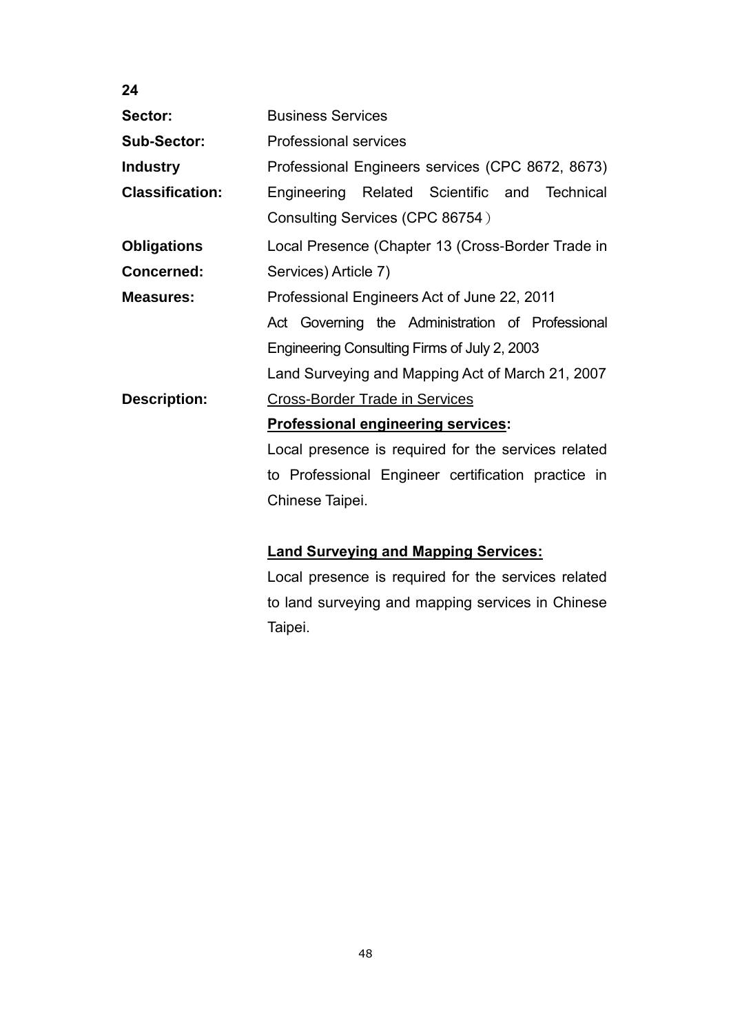**24**

**Sector:** Business Services

**Sub-Sector:** Professional services

**Industry Classification:** Professional Engineers services (CPC 8672, 8673) Engineering Related Scientific and Technical Consulting Services (CPC 86754）

**Obligations Concerned:** Local Presence (Chapter 13 (Cross-Border Trade in Services) Article 7)

**Measures:** Professional Engineers Act of June 22, 2011
Act Governing the Administration of Professional Engineering Consulting Firms of July 2, 2003
Land Surveying and Mapping Act of March 21, 2007

**Description:** Cross-Border Trade in Services

**Professional engineering services:**

Local presence is required for the services related to Professional Engineer certification practice in Chinese Taipei.

**Land Surveying and Mapping Services:**

Local presence is required for the services related to land surveying and mapping services in Chinese Taipei.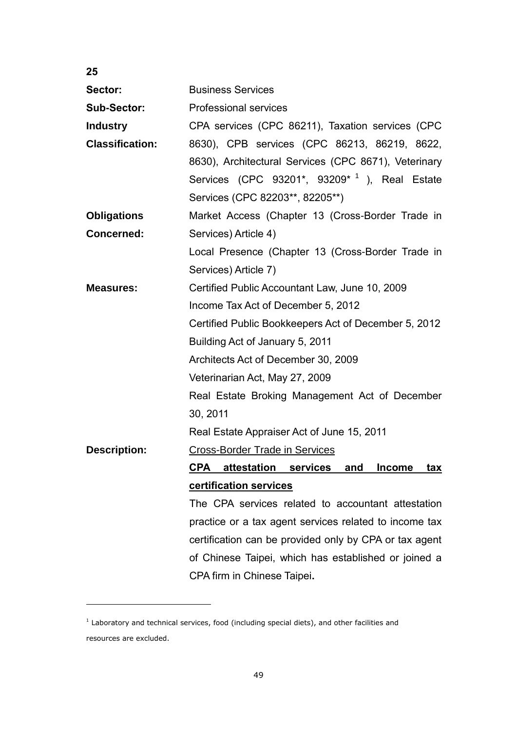**25**

| | |
|---|---|
| **Sector:** | Business Services |
| **Sub-Sector:** | Professional services |
| **Industry Classification:** | CPA services (CPC 86211), Taxation services (CPC 8630), CPB services (CPC 86213, 86219, 8622, 8630), Architectural Services (CPC 8671), Veterinary Services (CPC 93201*, 93209* [1] ), Real Estate Services (CPC 82203**, 82205**) |
| **Obligations Concerned:** | Market Access (Chapter 13 (Cross-Border Trade in Services) Article 4)<br>Local Presence (Chapter 13 (Cross-Border Trade in Services) Article 7) |
| **Measures:** | Certified Public Accountant Law, June 10, 2009<br>Income Tax Act of December 5, 2012<br>Certified Public Bookkeepers Act of December 5, 2012<br>Building Act of January 5, 2011<br>Architects Act of December 30, 2009<br>Veterinarian Act, May 27, 2009<br>Real Estate Broking Management Act of December 30, 2011<br>Real Estate Appraiser Act of June 15, 2011 |
| **Description:** | Cross-Border Trade in Services<br>**CPA attestation services and Income tax certification services**<br>The CPA services related to accountant attestation practice or a tax agent services related to income tax certification can be provided only by CPA or tax agent of Chinese Taipei, which has established or joined a CPA firm in Chinese Taipei. |

[1] Laboratory and technical services, food (including special diets), and other facilities and resources are excluded.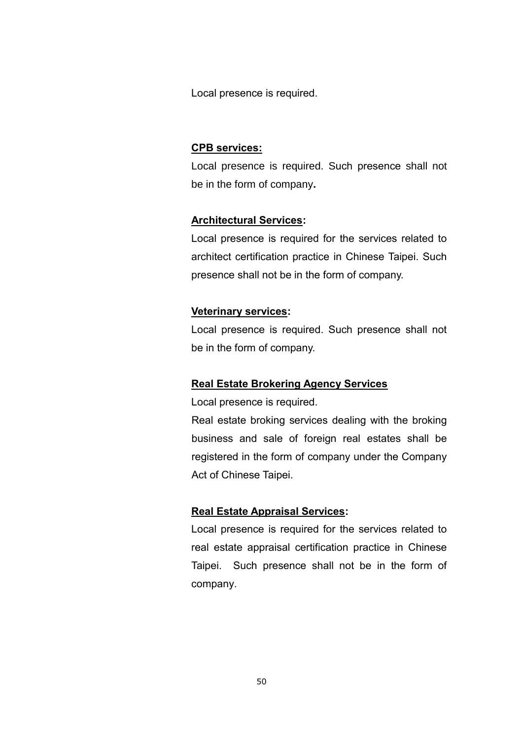Local presence is required.

**CPB services:**

Local presence is required. Such presence shall not be in the form of company**.**

**Architectural Services:**

Local presence is required for the services related to architect certification practice in Chinese Taipei. Such presence shall not be in the form of company.

**Veterinary services:**

Local presence is required. Such presence shall not be in the form of company.

**Real Estate Brokering Agency Services**

Local presence is required.

Real estate broking services dealing with the broking business and sale of foreign real estates shall be registered in the form of company under the Company Act of Chinese Taipei.

**Real Estate Appraisal Services:**

Local presence is required for the services related to real estate appraisal certification practice in Chinese Taipei. Such presence shall not be in the form of company.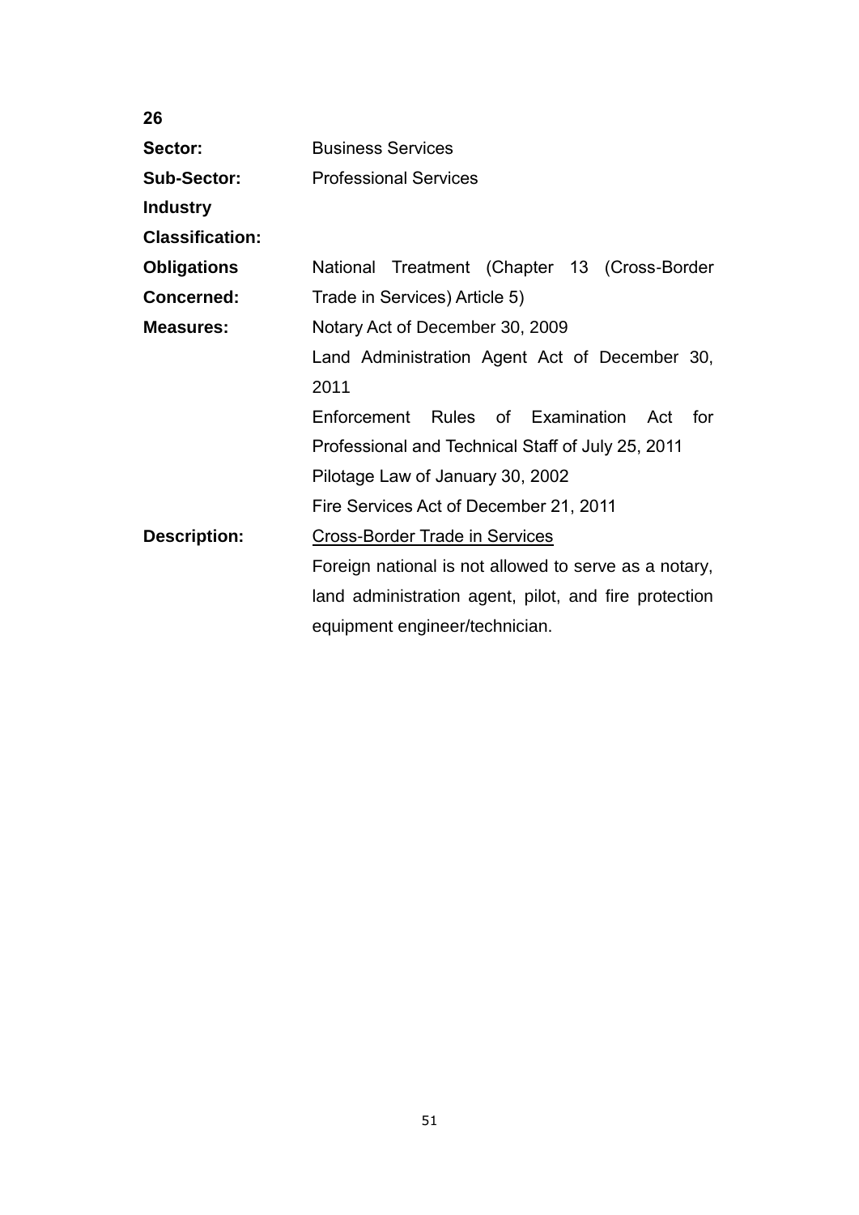**26**

| | |
|---|---|
| **Sector:** | Business Services |
| **Sub-Sector:** | Professional Services |
| **Industry Classification:** | |
| **Obligations Concerned:** | National Treatment (Chapter 13 (Cross-Border Trade in Services) Article 5) |
| **Measures:** | Notary Act of December 30, 2009<br>Land Administration Agent Act of December 30, 2011<br>Enforcement Rules of Examination Act for Professional and Technical Staff of July 25, 2011<br>Pilotage Law of January 30, 2002<br>Fire Services Act of December 21, 2011 |
| **Description:** | <u>Cross-Border Trade in Services</u><br>Foreign national is not allowed to serve as a notary, land administration agent, pilot, and fire protection equipment engineer/technician. |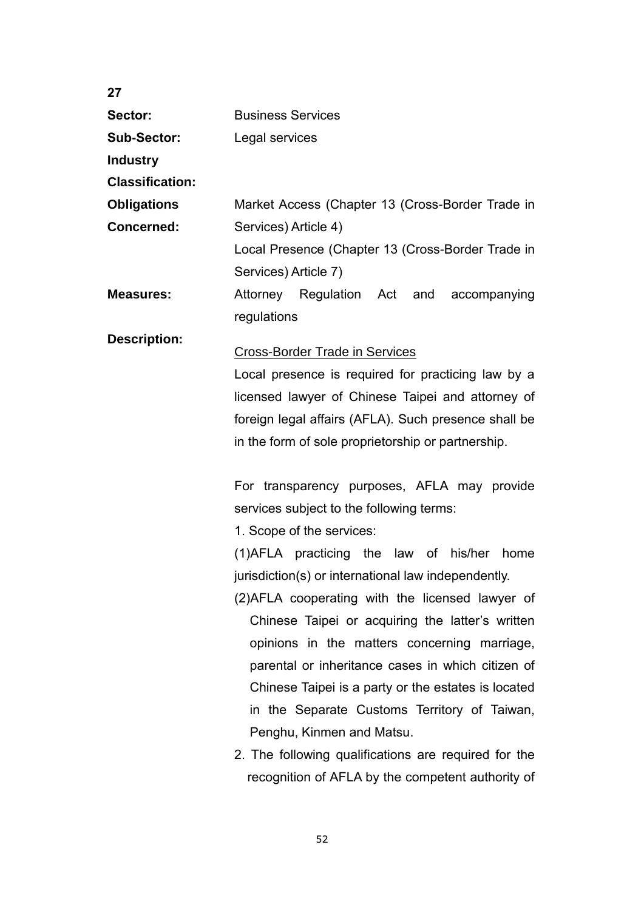**27**

**Sector:** Business Services

**Sub-Sector:** Legal services

**Industry Classification:**

**Obligations Concerned:** Market Access (Chapter 13 (Cross-Border Trade in Services) Article 4)

Local Presence (Chapter 13 (Cross-Border Trade in Services) Article 7)

**Measures:** Attorney Regulation Act and accompanying regulations

**Description:**

<u>Cross-Border Trade in Services</u>

Local presence is required for practicing law by a licensed lawyer of Chinese Taipei and attorney of foreign legal affairs (AFLA). Such presence shall be in the form of sole proprietorship or partnership.

For transparency purposes, AFLA may provide services subject to the following terms:

1. Scope of the services:

(1)AFLA practicing the law of his/her home jurisdiction(s) or international law independently.

(2)AFLA cooperating with the licensed lawyer of Chinese Taipei or acquiring the latter's written opinions in the matters concerning marriage, parental or inheritance cases in which citizen of Chinese Taipei is a party or the estates is located in the Separate Customs Territory of Taiwan, Penghu, Kinmen and Matsu.

2. The following qualifications are required for the recognition of AFLA by the competent authority of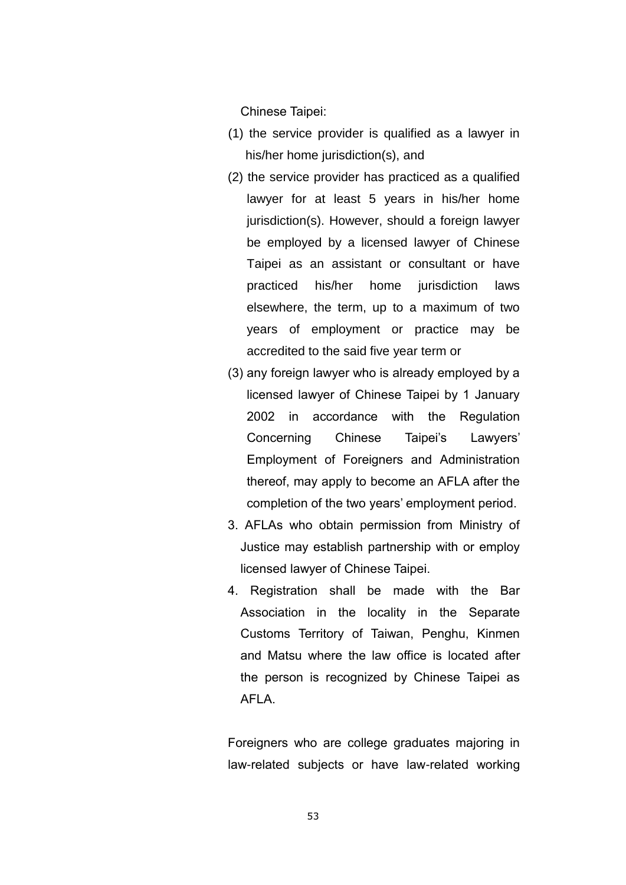Chinese Taipei:

(1) the service provider is qualified as a lawyer in his/her home jurisdiction(s), and

(2) the service provider has practiced as a qualified lawyer for at least 5 years in his/her home jurisdiction(s). However, should a foreign lawyer be employed by a licensed lawyer of Chinese Taipei as an assistant or consultant or have practiced his/her home jurisdiction laws elsewhere, the term, up to a maximum of two years of employment or practice may be accredited to the said five year term or

(3) any foreign lawyer who is already employed by a licensed lawyer of Chinese Taipei by 1 January 2002 in accordance with the Regulation Concerning Chinese Taipei's Lawyers' Employment of Foreigners and Administration thereof, may apply to become an AFLA after the completion of the two years' employment period.

3. AFLAs who obtain permission from Ministry of Justice may establish partnership with or employ licensed lawyer of Chinese Taipei.

4. Registration shall be made with the Bar Association in the locality in the Separate Customs Territory of Taiwan, Penghu, Kinmen and Matsu where the law office is located after the person is recognized by Chinese Taipei as AFLA.

Foreigners who are college graduates majoring in law-related subjects or have law-related working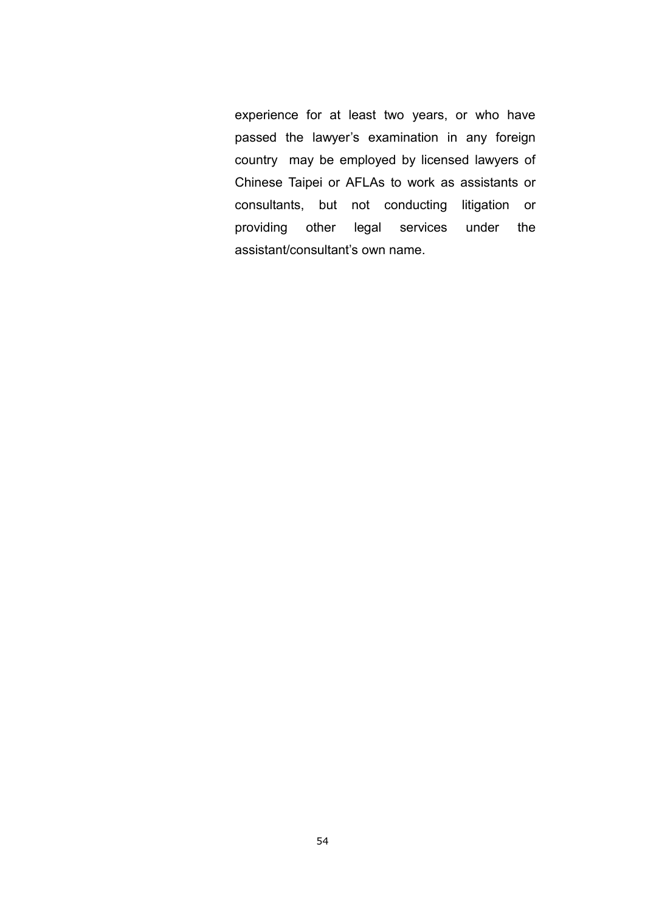experience for at least two years, or who have passed the lawyer's examination in any foreign country may be employed by licensed lawyers of Chinese Taipei or AFLAs to work as assistants or consultants, but not conducting litigation or providing other legal services under the assistant/consultant's own name.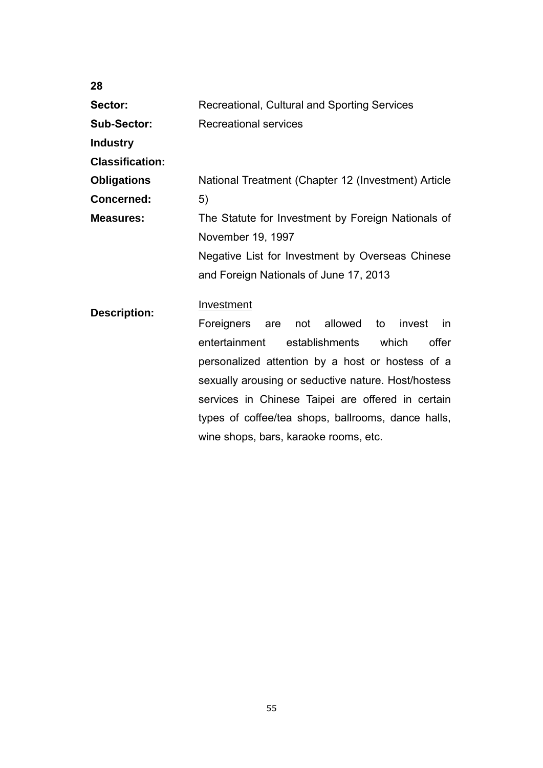**28**

| | |
|---|---|
| **Sector:** | Recreational, Cultural and Sporting Services |
| **Sub-Sector:** | Recreational services |
| **Industry Classification:** | |
| **Obligations Concerned:** | National Treatment (Chapter 12 (Investment) Article 5) |
| **Measures:** | The Statute for Investment by Foreign Nationals of November 19, 1997<br>Negative List for Investment by Overseas Chinese and Foreign Nationals of June 17, 2013 |
| **Description:** | Investment<br>Foreigners are not allowed to invest in entertainment establishments which offer personalized attention by a host or hostess of a sexually arousing or seductive nature. Host/hostess services in Chinese Taipei are offered in certain types of coffee/tea shops, ballrooms, dance halls, wine shops, bars, karaoke rooms, etc. |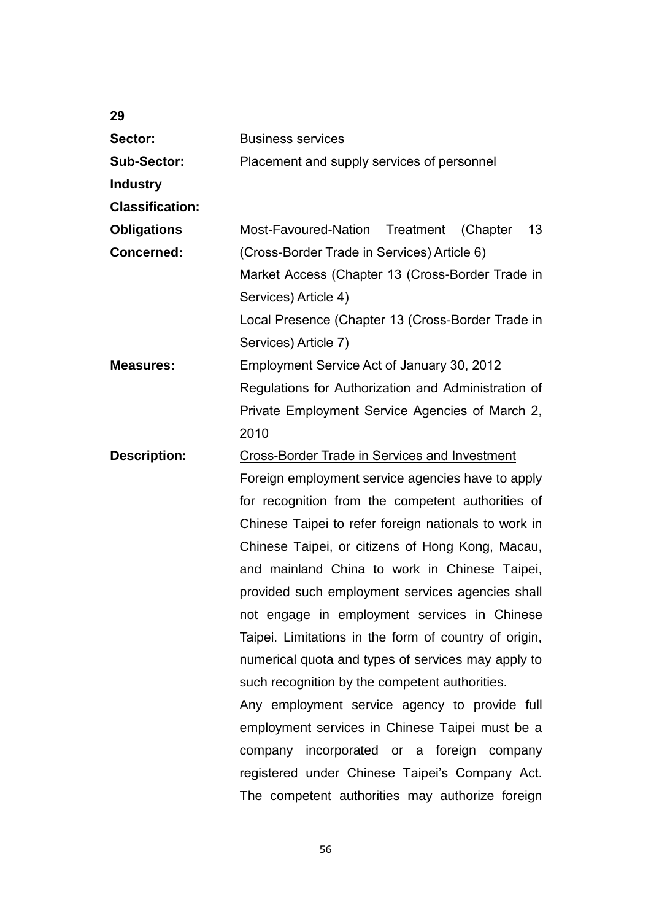**29**

| | |
|---|---|
| **Sector:** | Business services |
| **Sub-Sector:** | Placement and supply services of personnel |
| **Industry Classification:** | |
| **Obligations Concerned:** | Most-Favoured-Nation Treatment (Chapter 13 (Cross-Border Trade in Services) Article 6)<br>Market Access (Chapter 13 (Cross-Border Trade in Services) Article 4)<br>Local Presence (Chapter 13 (Cross-Border Trade in Services) Article 7) |
| **Measures:** | Employment Service Act of January 30, 2012<br>Regulations for Authorization and Administration of Private Employment Service Agencies of March 2, 2010 |
| **Description:** | <u>Cross-Border Trade in Services and Investment</u><br>Foreign employment service agencies have to apply for recognition from the competent authorities of Chinese Taipei to refer foreign nationals to work in Chinese Taipei, or citizens of Hong Kong, Macau, and mainland China to work in Chinese Taipei, provided such employment services agencies shall not engage in employment services in Chinese Taipei. Limitations in the form of country of origin, numerical quota and types of services may apply to such recognition by the competent authorities.<br>Any employment service agency to provide full employment services in Chinese Taipei must be a company incorporated or a foreign company registered under Chinese Taipei's Company Act. The competent authorities may authorize foreign |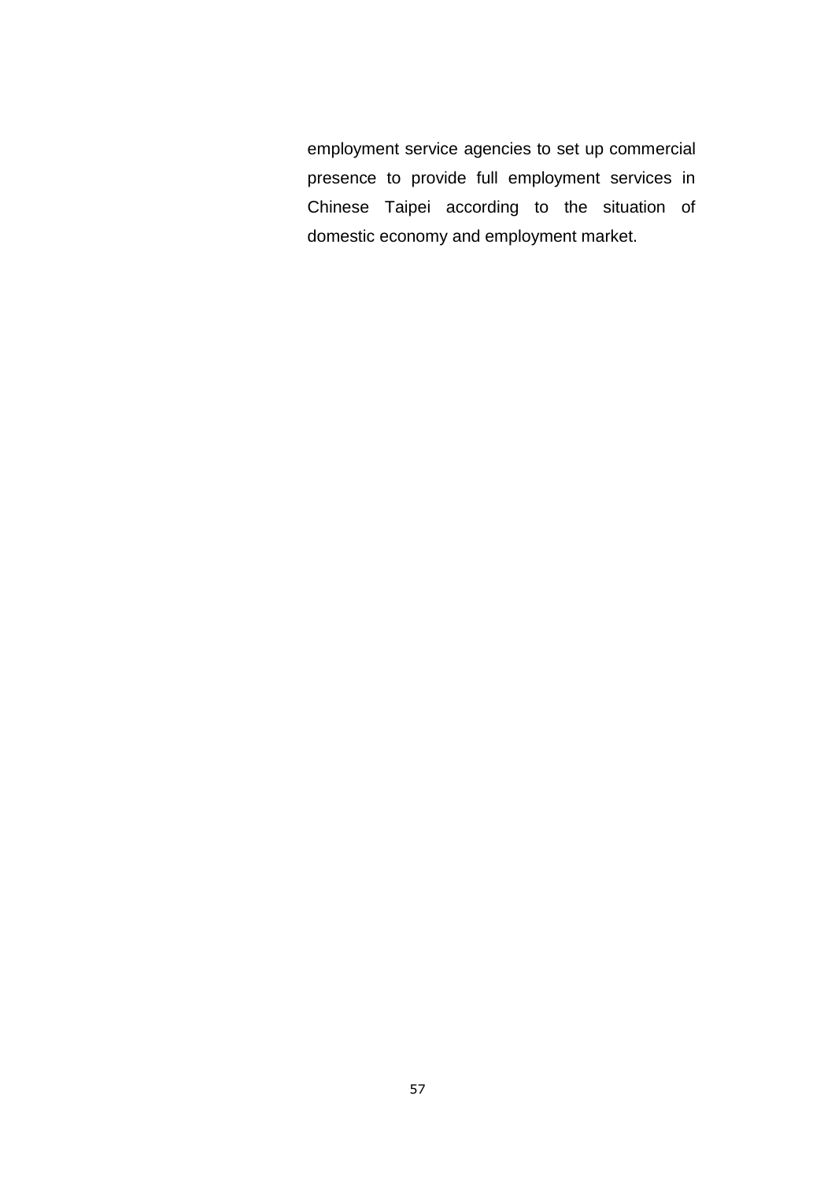employment service agencies to set up commercial presence to provide full employment services in Chinese Taipei according to the situation of domestic economy and employment market.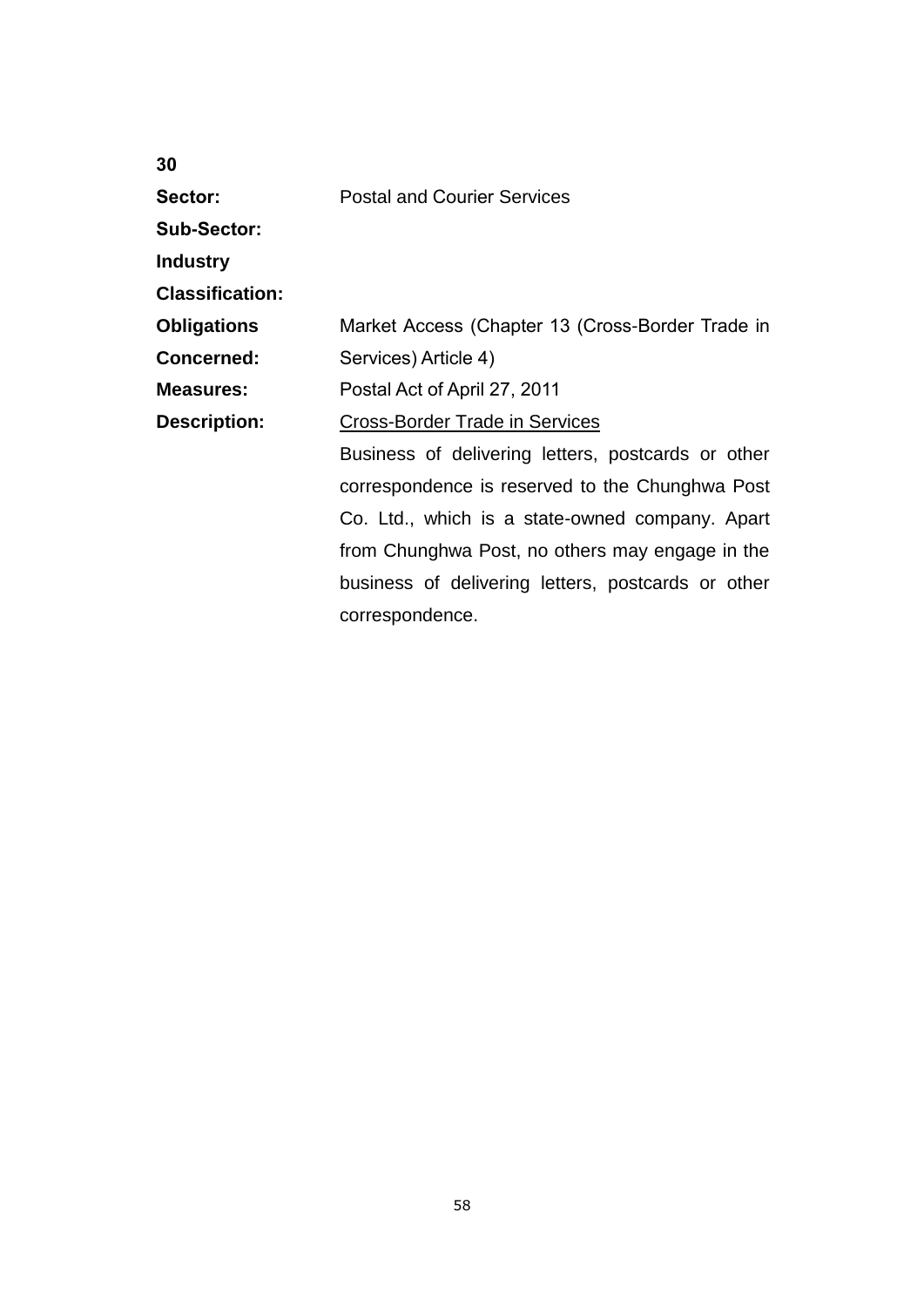**30**

| | |
|---|---|
| **Sector:** | Postal and Courier Services |
| **Sub-Sector:** | |
| **Industry Classification:** | |
| **Obligations Concerned:** | Market Access (Chapter 13 (Cross-Border Trade in Services) Article 4) |
| **Measures:** | Postal Act of April 27, 2011 |
| **Description:** | Cross-Border Trade in Services<br>Business of delivering letters, postcards or other correspondence is reserved to the Chunghwa Post Co. Ltd., which is a state-owned company. Apart from Chunghwa Post, no others may engage in the business of delivering letters, postcards or other correspondence. |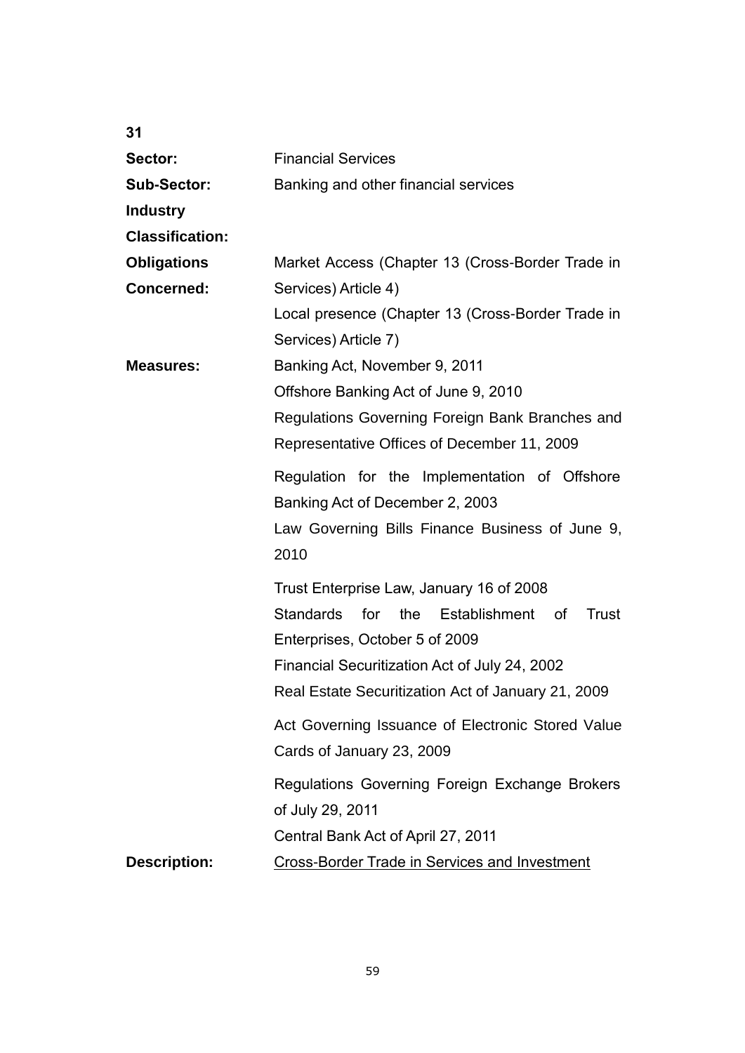**31**

| | |
|---|---|
| **Sector:** | Financial Services |
| **Sub-Sector:** | Banking and other financial services |
| **Industry Classification:** | |
| **Obligations Concerned:** | Market Access (Chapter 13 (Cross-Border Trade in Services) Article 4)<br>Local presence (Chapter 13 (Cross-Border Trade in Services) Article 7) |
| **Measures:** | Banking Act, November 9, 2011<br>Offshore Banking Act of June 9, 2010<br>Regulations Governing Foreign Bank Branches and Representative Offices of December 11, 2009<br>Regulation for the Implementation of Offshore Banking Act of December 2, 2003<br>Law Governing Bills Finance Business of June 9, 2010<br>Trust Enterprise Law, January 16 of 2008<br>Standards for the Establishment of Trust Enterprises, October 5 of 2009<br>Financial Securitization Act of July 24, 2002<br>Real Estate Securitization Act of January 21, 2009<br>Act Governing Issuance of Electronic Stored Value Cards of January 23, 2009<br>Regulations Governing Foreign Exchange Brokers of July 29, 2011<br>Central Bank Act of April 27, 2011 |
| **Description:** | <u>Cross-Border Trade in Services and Investment</u> |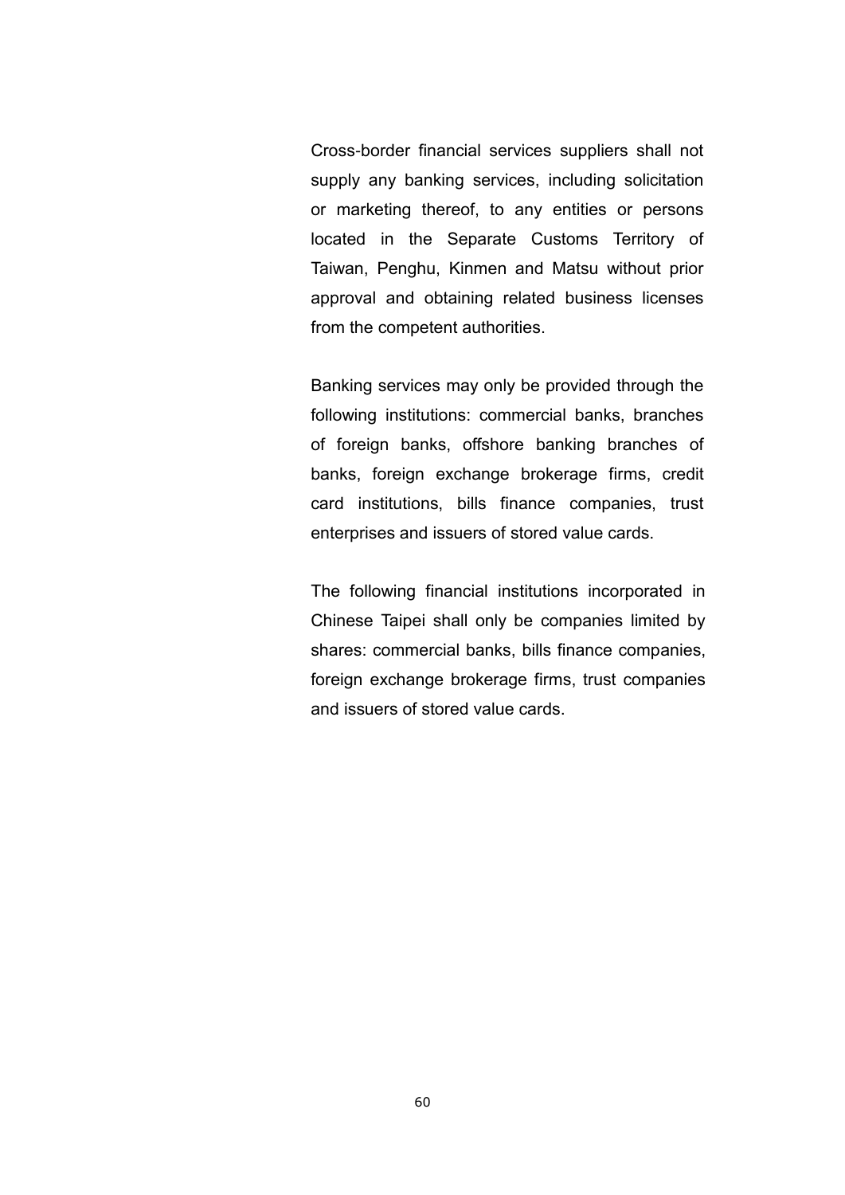Cross-border financial services suppliers shall not supply any banking services, including solicitation or marketing thereof, to any entities or persons located in the Separate Customs Territory of Taiwan, Penghu, Kinmen and Matsu without prior approval and obtaining related business licenses from the competent authorities.

Banking services may only be provided through the following institutions: commercial banks, branches of foreign banks, offshore banking branches of banks, foreign exchange brokerage firms, credit card institutions, bills finance companies, trust enterprises and issuers of stored value cards.

The following financial institutions incorporated in Chinese Taipei shall only be companies limited by shares: commercial banks, bills finance companies, foreign exchange brokerage firms, trust companies and issuers of stored value cards.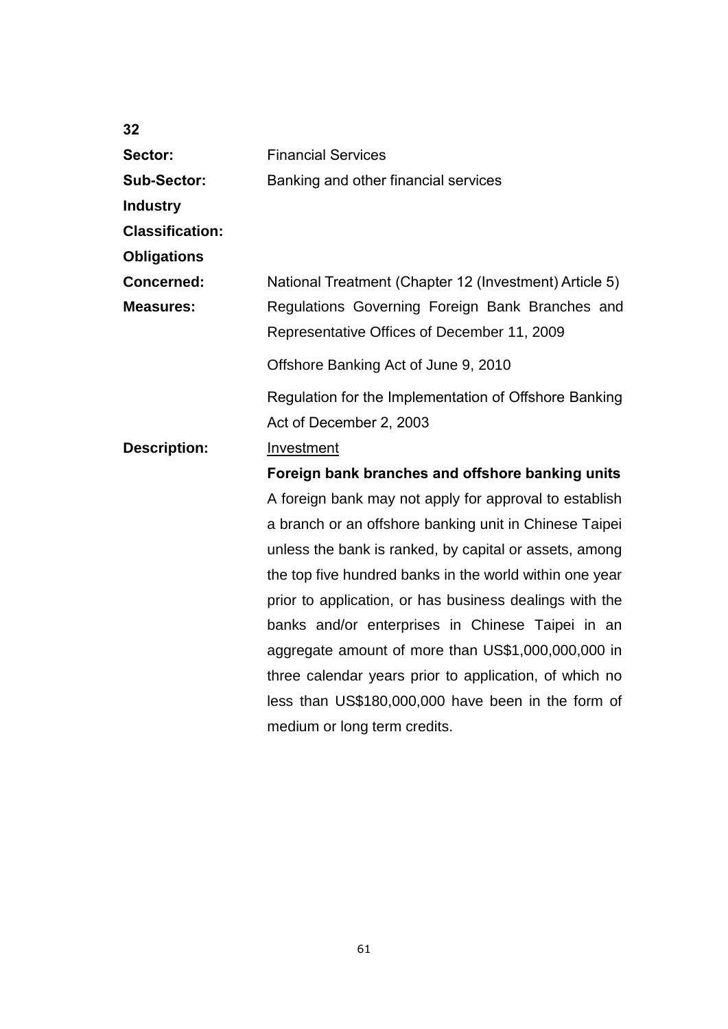**32**

| | |
|---|---|
| **Sector:** | Financial Services |
| **Sub-Sector:** | Banking and other financial services |
| **Industry Classification:** | |
| **Obligations Concerned:** | National Treatment (Chapter 12 (Investment) Article 5) |
| **Measures:** | Regulations Governing Foreign Bank Branches and Representative Offices of December 11, 2009<br><br>Offshore Banking Act of June 9, 2010<br><br>Regulation for the Implementation of Offshore Banking Act of December 2, 2003 |
| **Description:** | <u>Investment</u><br><br>**Foreign bank branches and offshore banking units**<br><br>A foreign bank may not apply for approval to establish a branch or an offshore banking unit in Chinese Taipei unless the bank is ranked, by capital or assets, among the top five hundred banks in the world within one year prior to application, or has business dealings with the banks and/or enterprises in Chinese Taipei in an aggregate amount of more than US$1,000,000,000 in three calendar years prior to application, of which no less than US$180,000,000 have been in the form of medium or long term credits. |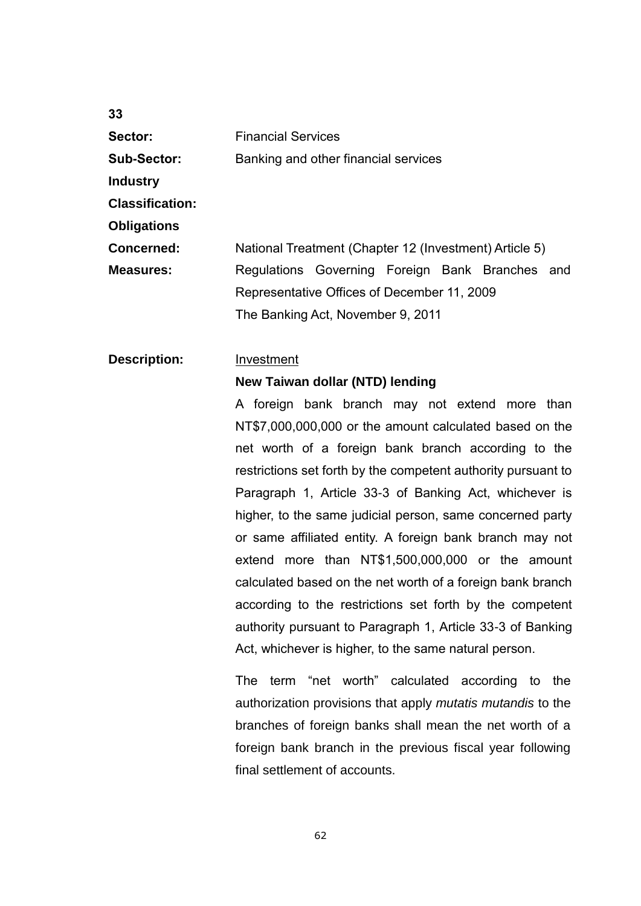**33**

**Sector:** Financial Services

**Sub-Sector:** Banking and other financial services

**Industry Classification:**

**Obligations Concerned:** National Treatment (Chapter 12 (Investment) Article 5)

**Measures:** Regulations Governing Foreign Bank Branches and Representative Offices of December 11, 2009

The Banking Act, November 9, 2011

**Description:** Investment

**New Taiwan dollar (NTD) lending**

A foreign bank branch may not extend more than NT$7,000,000,000 or the amount calculated based on the net worth of a foreign bank branch according to the restrictions set forth by the competent authority pursuant to Paragraph 1, Article 33-3 of Banking Act, whichever is higher, to the same judicial person, same concerned party or same affiliated entity. A foreign bank branch may not extend more than NT$1,500,000,000 or the amount calculated based on the net worth of a foreign bank branch according to the restrictions set forth by the competent authority pursuant to Paragraph 1, Article 33-3 of Banking Act, whichever is higher, to the same natural person.

The term "net worth" calculated according to the authorization provisions that apply *mutatis mutandis* to the branches of foreign banks shall mean the net worth of a foreign bank branch in the previous fiscal year following final settlement of accounts.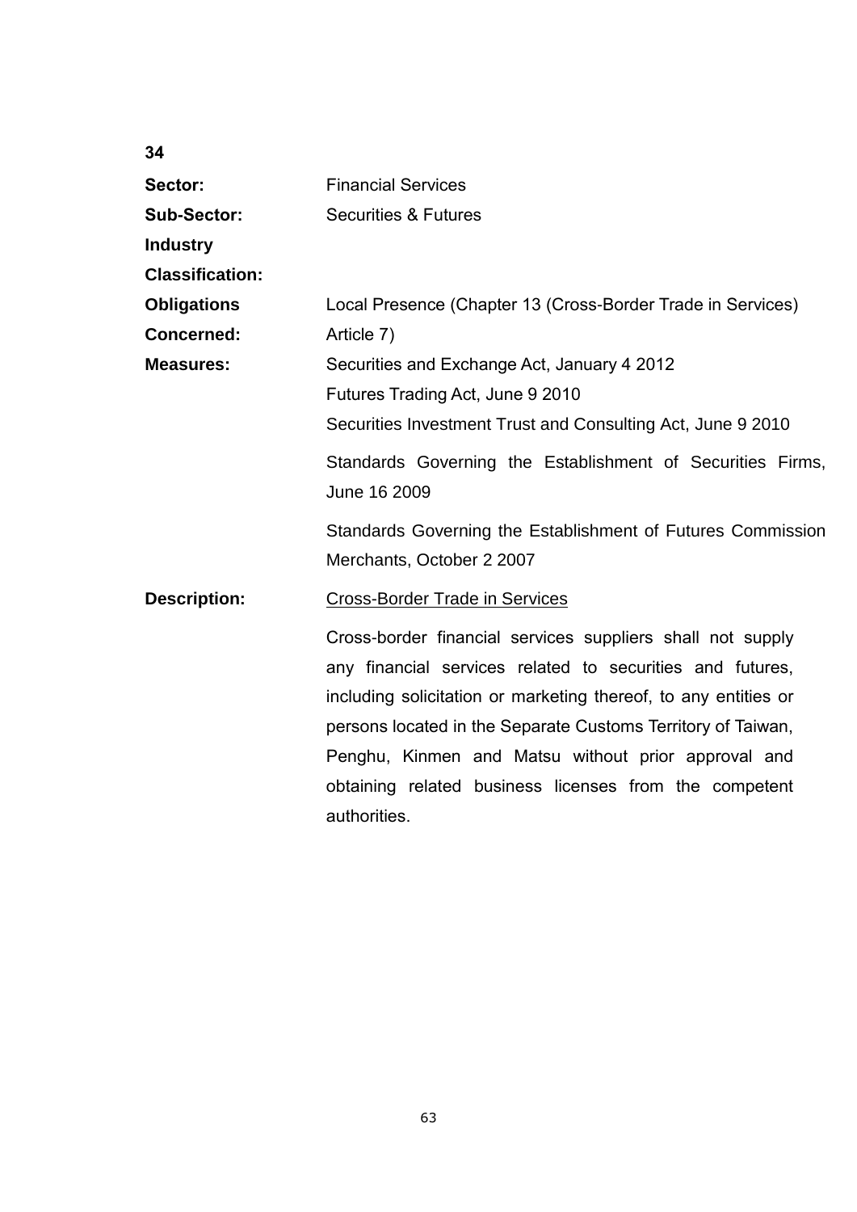**34**

| | |
|---|---|
| **Sector:** | Financial Services |
| **Sub-Sector:** | Securities & Futures |
| **Industry Classification:** | |
| **Obligations Concerned:** | Local Presence (Chapter 13 (Cross-Border Trade in Services) Article 7) |
| **Measures:** | Securities and Exchange Act, January 4 2012<br>Futures Trading Act, June 9 2010<br>Securities Investment Trust and Consulting Act, June 9 2010<br>Standards Governing the Establishment of Securities Firms, June 16 2009<br>Standards Governing the Establishment of Futures Commission Merchants, October 2 2007 |
| **Description:** | <u>Cross-Border Trade in Services</u><br>Cross-border financial services suppliers shall not supply any financial services related to securities and futures, including solicitation or marketing thereof, to any entities or persons located in the Separate Customs Territory of Taiwan, Penghu, Kinmen and Matsu without prior approval and obtaining related business licenses from the competent authorities. |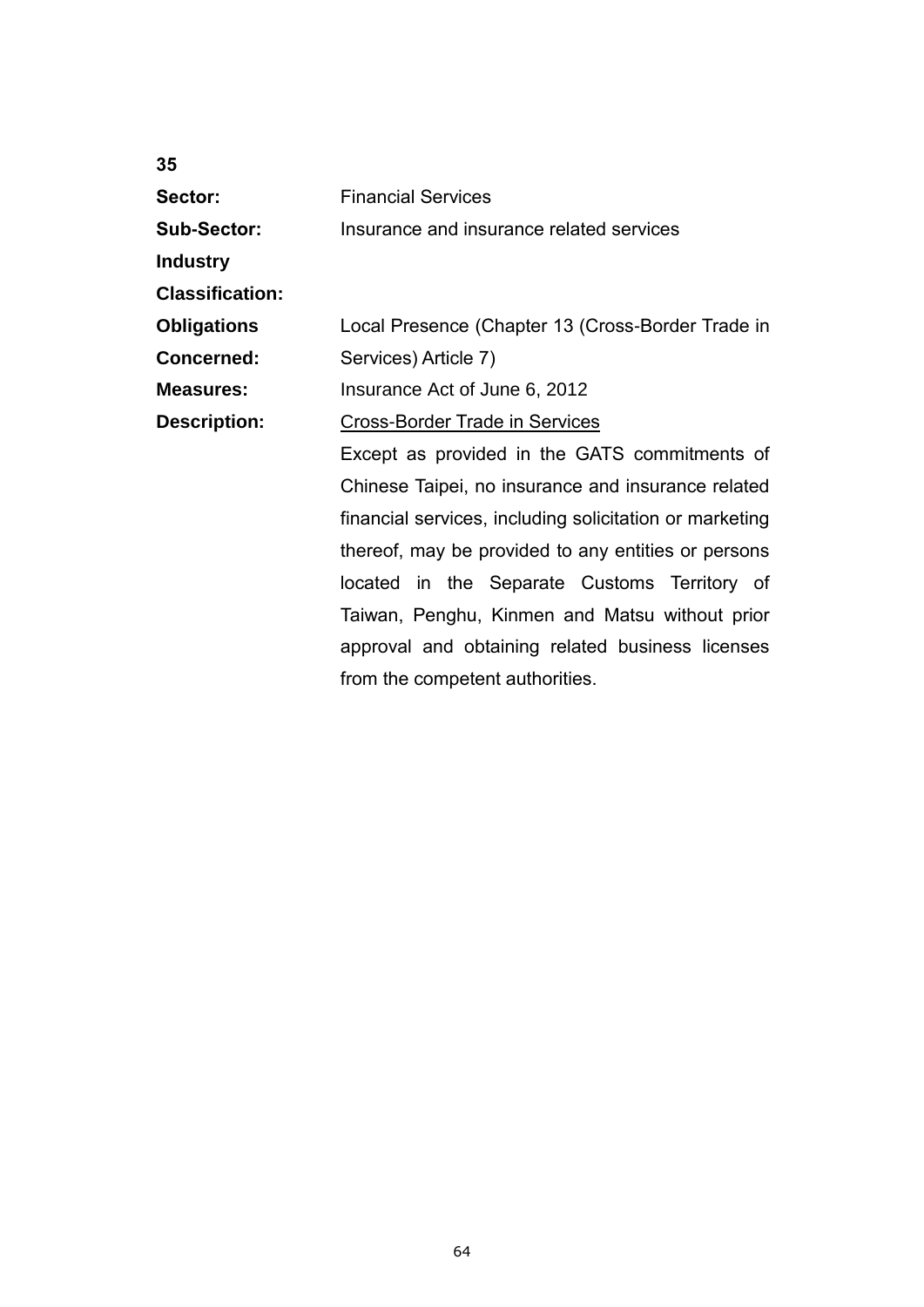**35**

**Sector:** Financial Services

**Sub-Sector:** Insurance and insurance related services

**Industry Classification:**

**Obligations Concerned:** Local Presence (Chapter 13 (Cross-Border Trade in Services) Article 7)

**Measures:** Insurance Act of June 6, 2012

**Description:** Cross-Border Trade in Services

Except as provided in the GATS commitments of Chinese Taipei, no insurance and insurance related financial services, including solicitation or marketing thereof, may be provided to any entities or persons located in the Separate Customs Territory of Taiwan, Penghu, Kinmen and Matsu without prior approval and obtaining related business licenses from the competent authorities.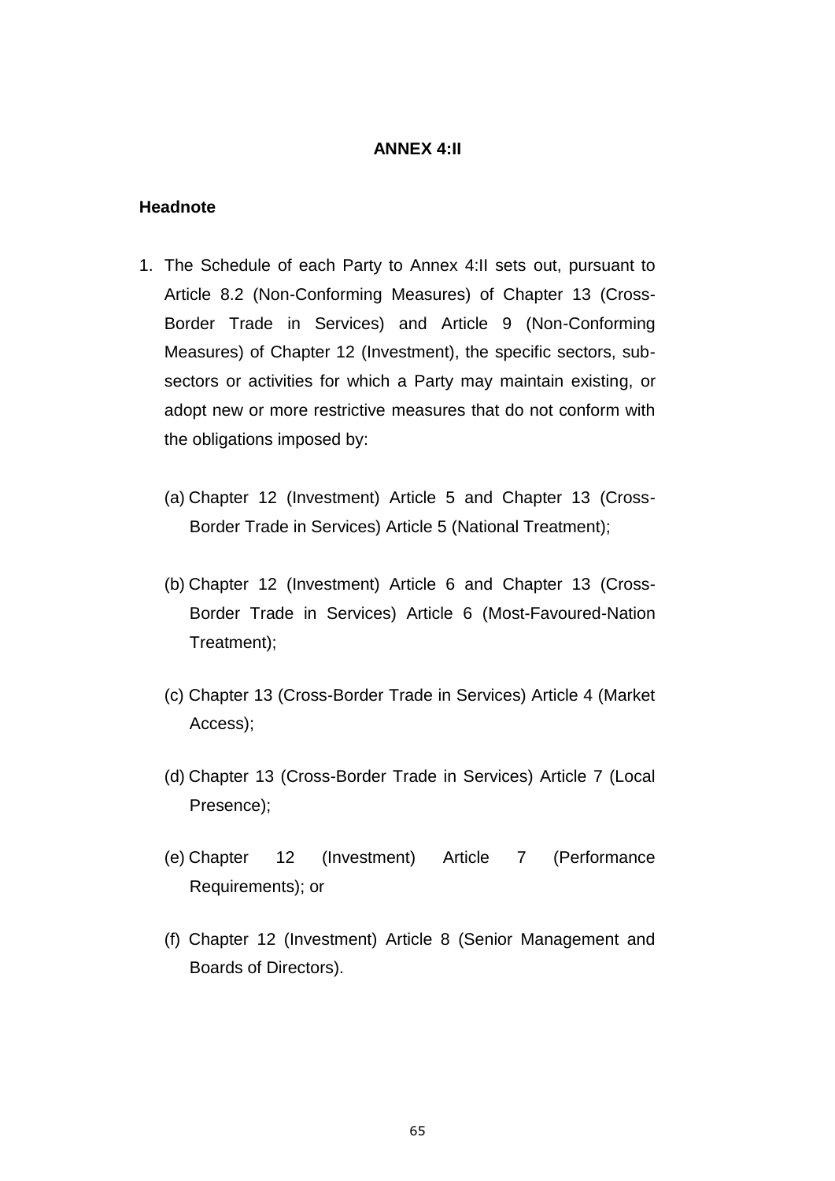# ANNEX 4:II

## Headnote

1. The Schedule of each Party to Annex 4:II sets out, pursuant to Article 8.2 (Non-Conforming Measures) of Chapter 13 (Cross-Border Trade in Services) and Article 9 (Non-Conforming Measures) of Chapter 12 (Investment), the specific sectors, sub-sectors or activities for which a Party may maintain existing, or adopt new or more restrictive measures that do not conform with the obligations imposed by:

   (a) Chapter 12 (Investment) Article 5 and Chapter 13 (Cross-Border Trade in Services) Article 5 (National Treatment);

   (b) Chapter 12 (Investment) Article 6 and Chapter 13 (Cross-Border Trade in Services) Article 6 (Most-Favoured-Nation Treatment);

   (c) Chapter 13 (Cross-Border Trade in Services) Article 4 (Market Access);

   (d) Chapter 13 (Cross-Border Trade in Services) Article 7 (Local Presence);

   (e) Chapter 12 (Investment) Article 7 (Performance Requirements); or

   (f) Chapter 12 (Investment) Article 8 (Senior Management and Boards of Directors).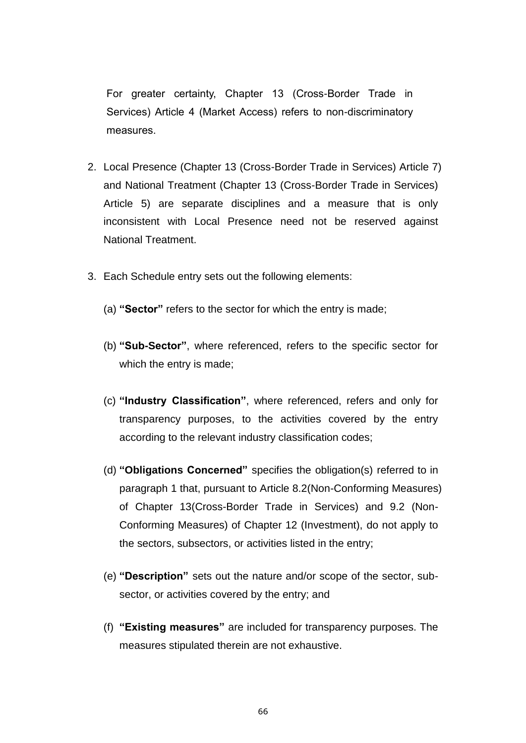For greater certainty, Chapter 13 (Cross-Border Trade in Services) Article 4 (Market Access) refers to non-discriminatory measures.

2. Local Presence (Chapter 13 (Cross-Border Trade in Services) Article 7) and National Treatment (Chapter 13 (Cross-Border Trade in Services) Article 5) are separate disciplines and a measure that is only inconsistent with Local Presence need not be reserved against National Treatment.

3. Each Schedule entry sets out the following elements:

   (a) **"Sector"** refers to the sector for which the entry is made;

   (b) **"Sub-Sector"**, where referenced, refers to the specific sector for which the entry is made;

   (c) **"Industry Classification"**, where referenced, refers and only for transparency purposes, to the activities covered by the entry according to the relevant industry classification codes;

   (d) **"Obligations Concerned"** specifies the obligation(s) referred to in paragraph 1 that, pursuant to Article 8.2(Non-Conforming Measures) of Chapter 13(Cross-Border Trade in Services) and 9.2 (Non-Conforming Measures) of Chapter 12 (Investment), do not apply to the sectors, subsectors, or activities listed in the entry;

   (e) **"Description"** sets out the nature and/or scope of the sector, sub-sector, or activities covered by the entry; and

   (f) **"Existing measures"** are included for transparency purposes. The measures stipulated therein are not exhaustive.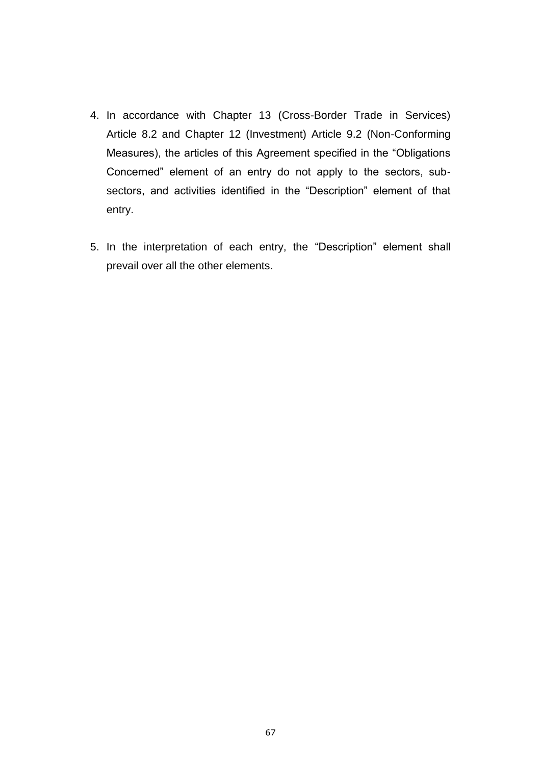4. In accordance with Chapter 13 (Cross-Border Trade in Services) Article 8.2 and Chapter 12 (Investment) Article 9.2 (Non-Conforming Measures), the articles of this Agreement specified in the “Obligations Concerned” element of an entry do not apply to the sectors, sub-sectors, and activities identified in the “Description” element of that entry.

5. In the interpretation of each entry, the “Description” element shall prevail over all the other elements.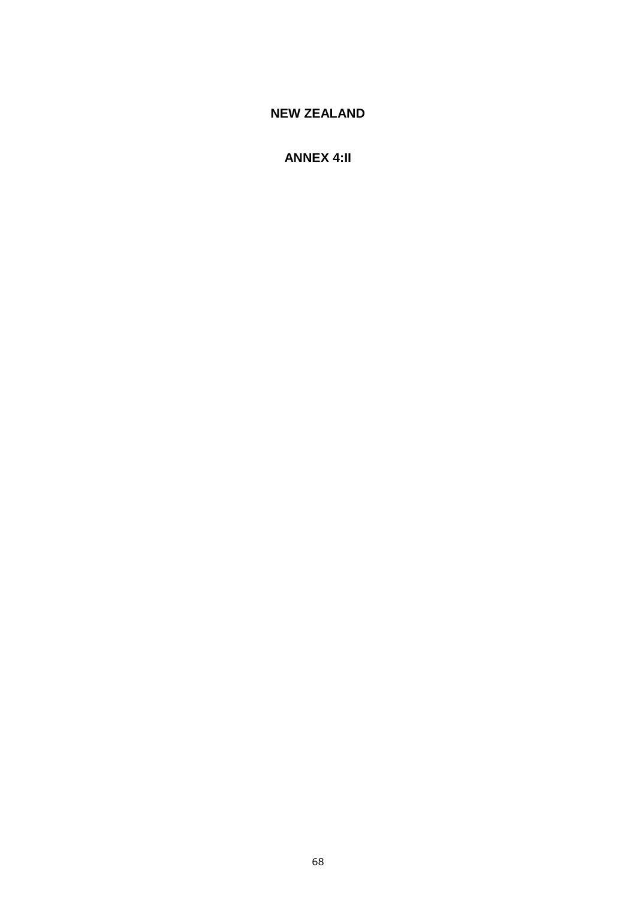# NEW ZEALAND

## ANNEX 4:II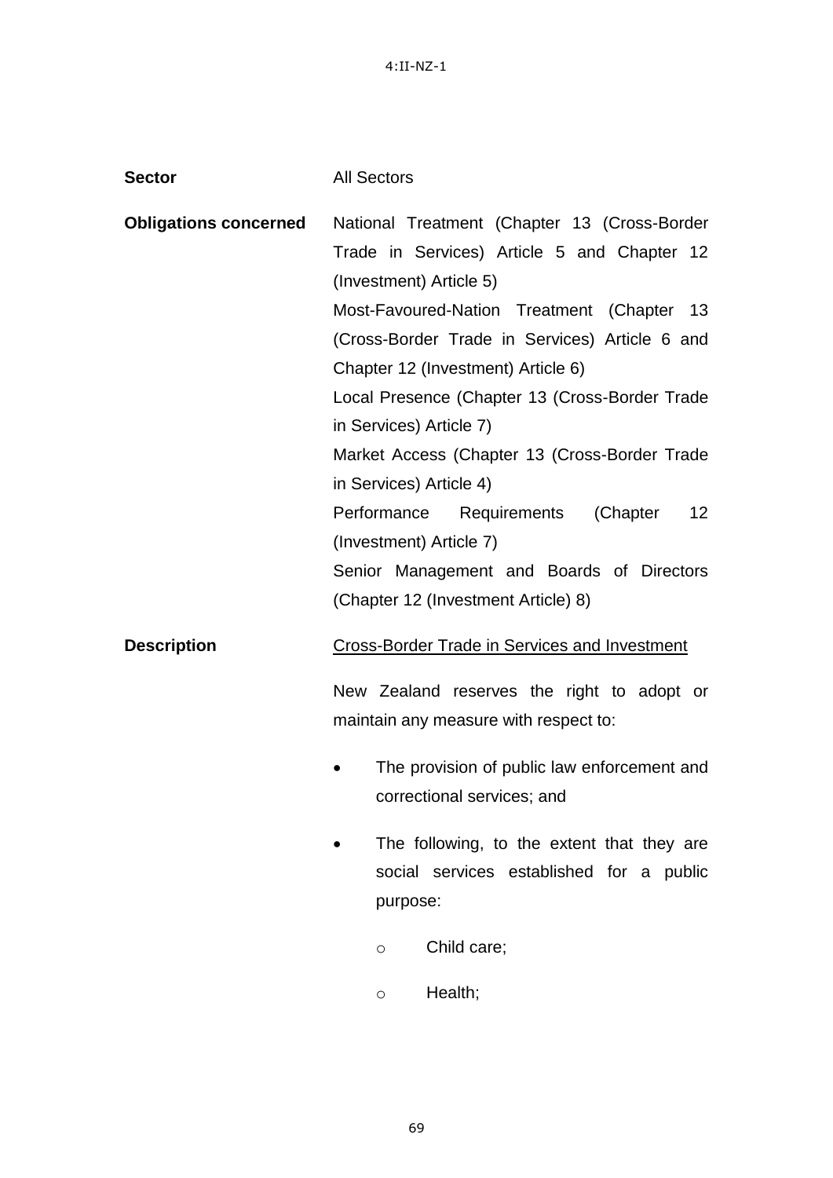4:II-NZ-1

**Sector** All Sectors

**Obligations concerned** National Treatment (Chapter 13 (Cross-Border Trade in Services) Article 5 and Chapter 12 (Investment) Article 5)

Most-Favoured-Nation Treatment (Chapter 13 (Cross-Border Trade in Services) Article 6 and Chapter 12 (Investment) Article 6)

Local Presence (Chapter 13 (Cross-Border Trade in Services) Article 7)

Market Access (Chapter 13 (Cross-Border Trade in Services) Article 4)

Performance Requirements (Chapter 12 (Investment) Article 7)

Senior Management and Boards of Directors (Chapter 12 (Investment Article) 8)

**Description** Cross-Border Trade in Services and Investment

New Zealand reserves the right to adopt or maintain any measure with respect to:

- The provision of public law enforcement and correctional services; and
- The following, to the extent that they are social services established for a public purpose:
  - Child care;
  - Health;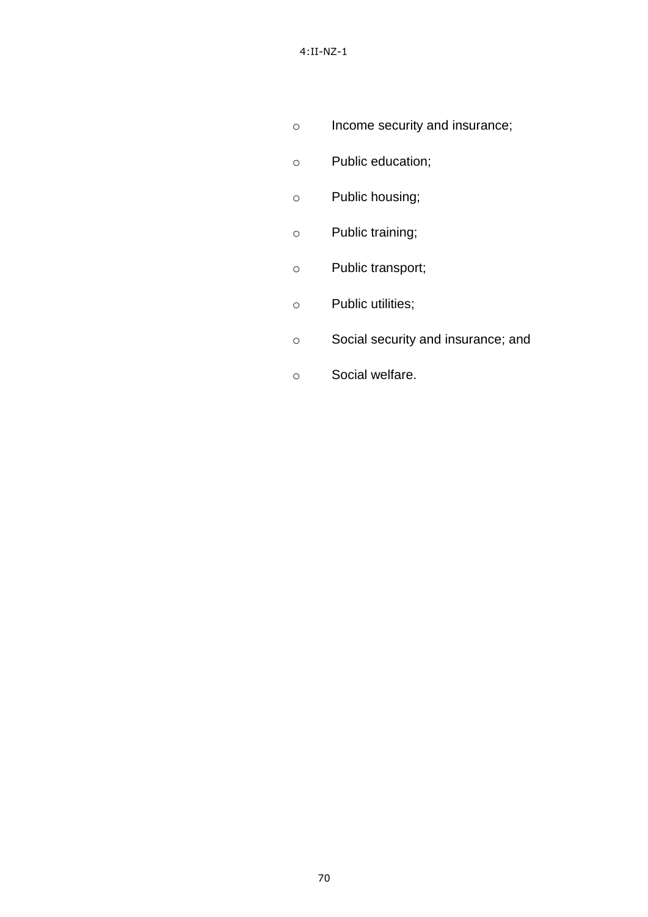- Income security and insurance;
- Public education;
- Public housing;
- Public training;
- Public transport;
- Public utilities;
- Social security and insurance; and
- Social welfare.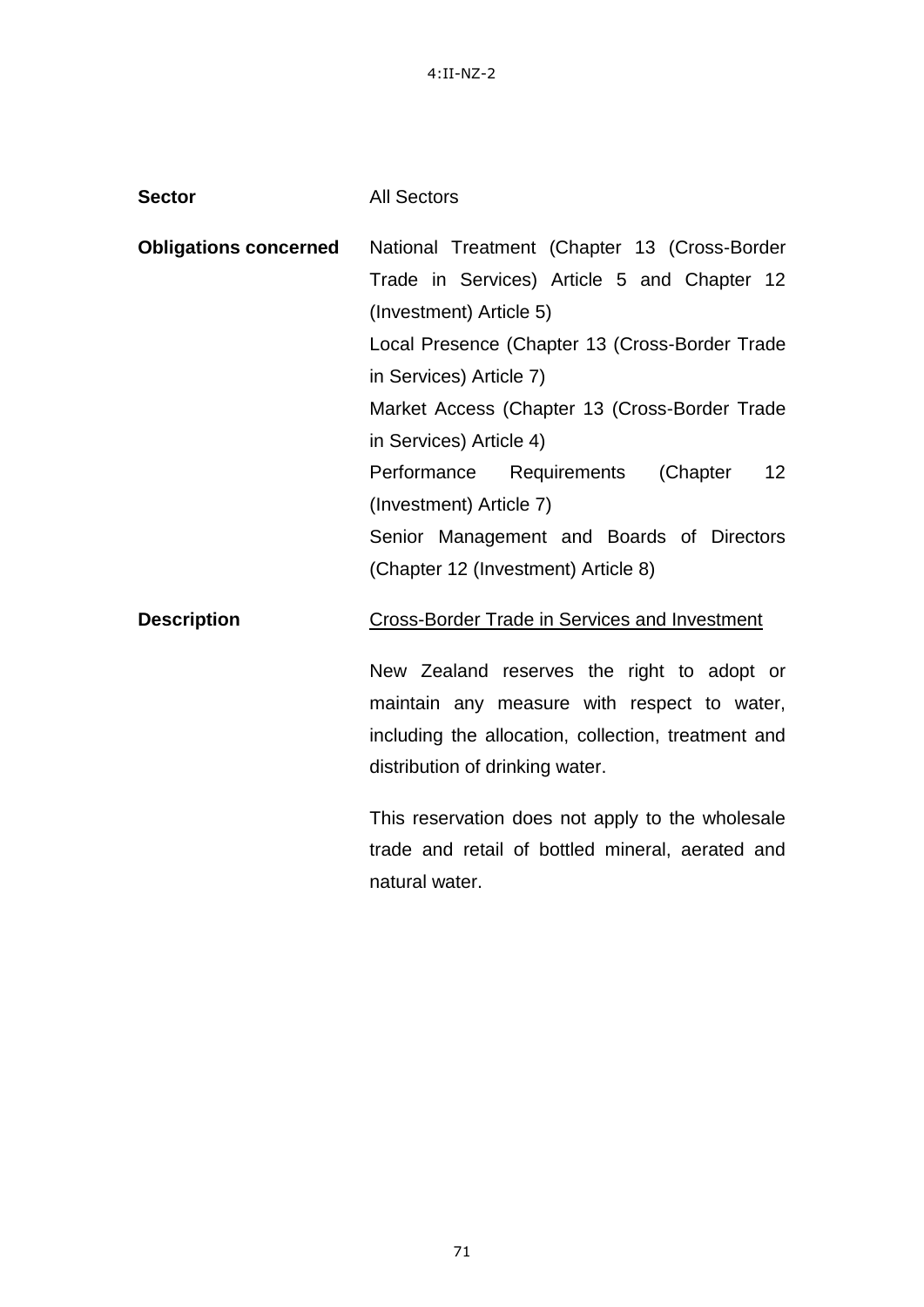**Sector** All Sectors

**Obligations concerned** National Treatment (Chapter 13 (Cross-Border Trade in Services) Article 5 and Chapter 12 (Investment) Article 5)

Local Presence (Chapter 13 (Cross-Border Trade in Services) Article 7)

Market Access (Chapter 13 (Cross-Border Trade in Services) Article 4)

Performance Requirements (Chapter 12 (Investment) Article 7)

Senior Management and Boards of Directors (Chapter 12 (Investment) Article 8)

**Description** Cross-Border Trade in Services and Investment

New Zealand reserves the right to adopt or maintain any measure with respect to water, including the allocation, collection, treatment and distribution of drinking water.

This reservation does not apply to the wholesale trade and retail of bottled mineral, aerated and natural water.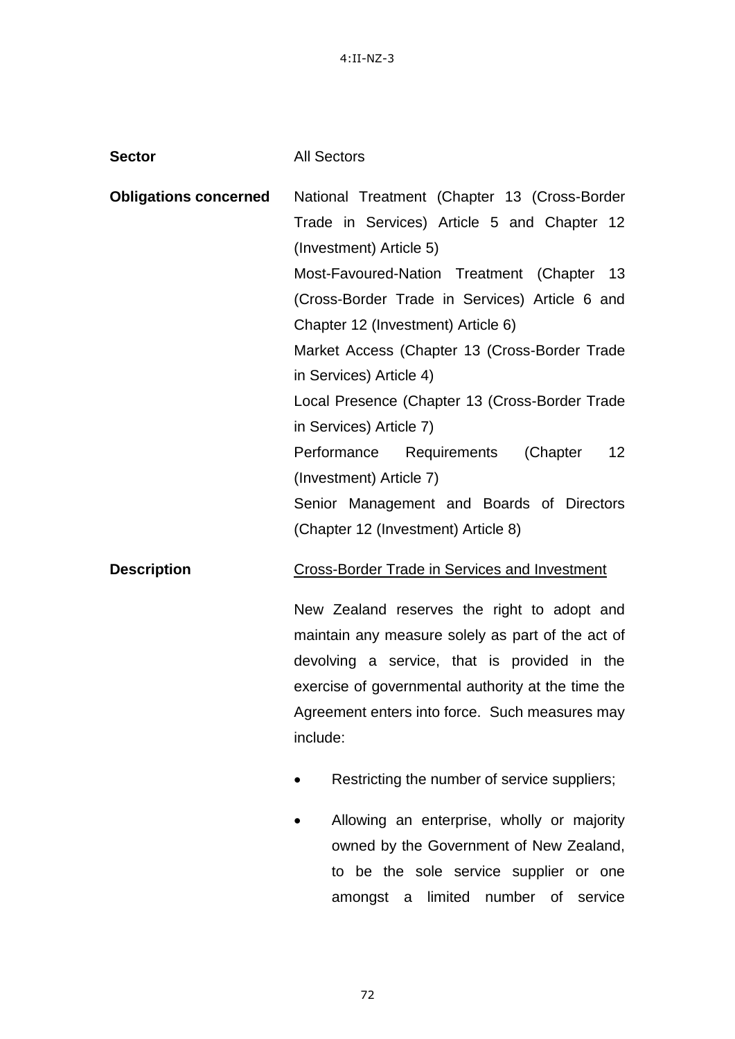**Sector** All Sectors

**Obligations concerned**

National Treatment (Chapter 13 (Cross-Border Trade in Services) Article 5 and Chapter 12 (Investment) Article 5)

Most-Favoured-Nation Treatment (Chapter 13 (Cross-Border Trade in Services) Article 6 and Chapter 12 (Investment) Article 6)

Market Access (Chapter 13 (Cross-Border Trade in Services) Article 4)

Local Presence (Chapter 13 (Cross-Border Trade in Services) Article 7)

Performance Requirements (Chapter 12 (Investment) Article 7)

Senior Management and Boards of Directors (Chapter 12 (Investment) Article 8)

**Description**

Cross-Border Trade in Services and Investment

New Zealand reserves the right to adopt and maintain any measure solely as part of the act of devolving a service, that is provided in the exercise of governmental authority at the time the Agreement enters into force. Such measures may include:

- Restricting the number of service suppliers;
- Allowing an enterprise, wholly or majority owned by the Government of New Zealand, to be the sole service supplier or one amongst a limited number of service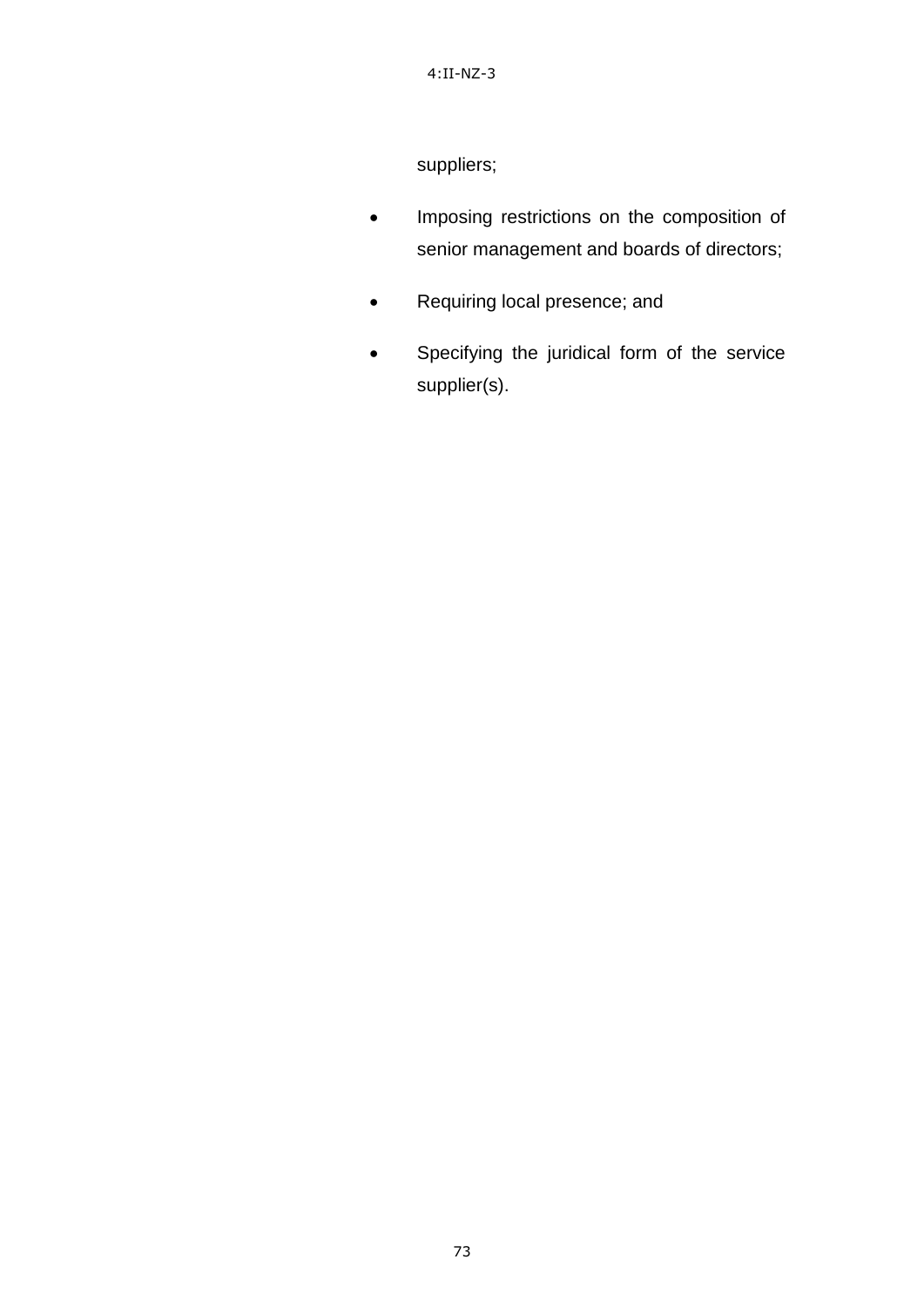suppliers;

- Imposing restrictions on the composition of senior management and boards of directors;
- Requiring local presence; and
- Specifying the juridical form of the service supplier(s).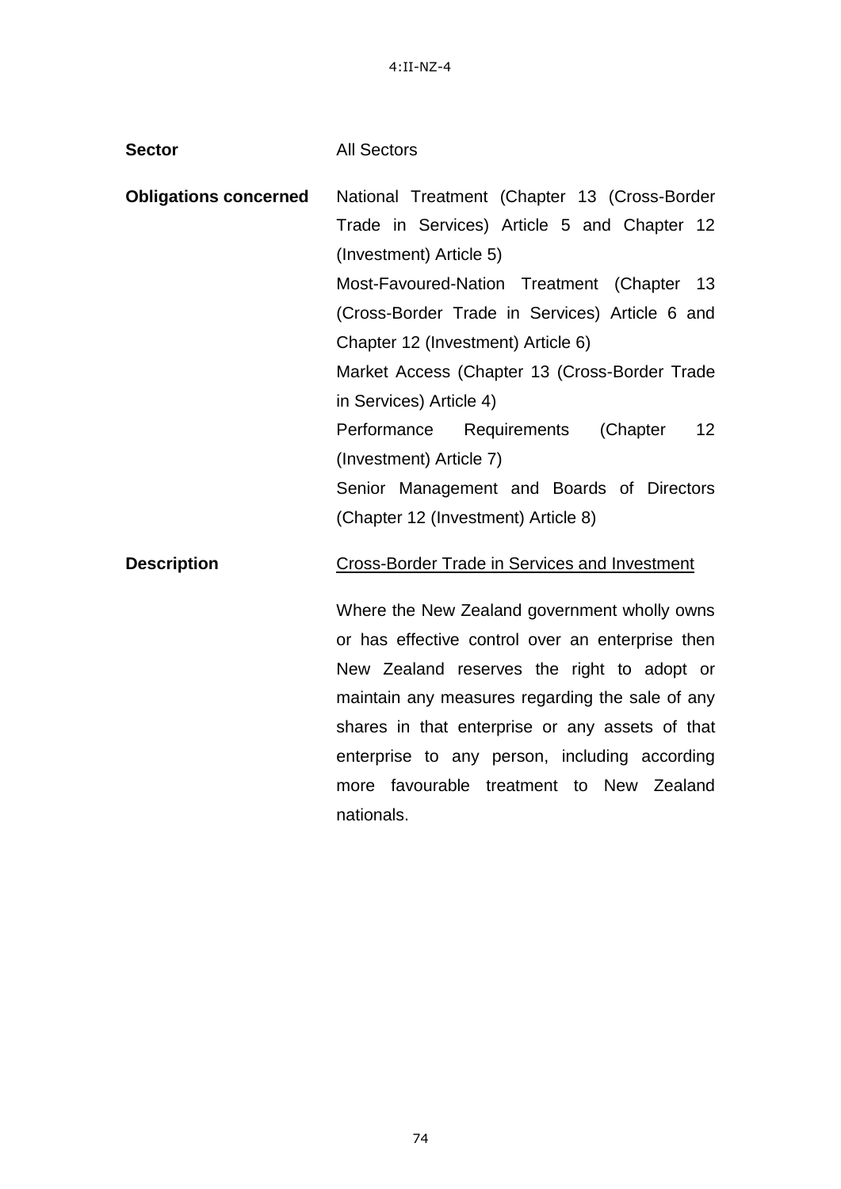4:II-NZ-4

| | |
|---|---|
| **Sector** | All Sectors |
| **Obligations concerned** | National Treatment (Chapter 13 (Cross-Border Trade in Services) Article 5 and Chapter 12 (Investment) Article 5)<br>Most-Favoured-Nation Treatment (Chapter 13 (Cross-Border Trade in Services) Article 6 and Chapter 12 (Investment) Article 6)<br>Market Access (Chapter 13 (Cross-Border Trade in Services) Article 4)<br>Performance Requirements (Chapter 12 (Investment) Article 7)<br>Senior Management and Boards of Directors (Chapter 12 (Investment) Article 8) |
| **Description** | Cross-Border Trade in Services and Investment<br><br>Where the New Zealand government wholly owns or has effective control over an enterprise then New Zealand reserves the right to adopt or maintain any measures regarding the sale of any shares in that enterprise or any assets of that enterprise to any person, including according more favourable treatment to New Zealand nationals. |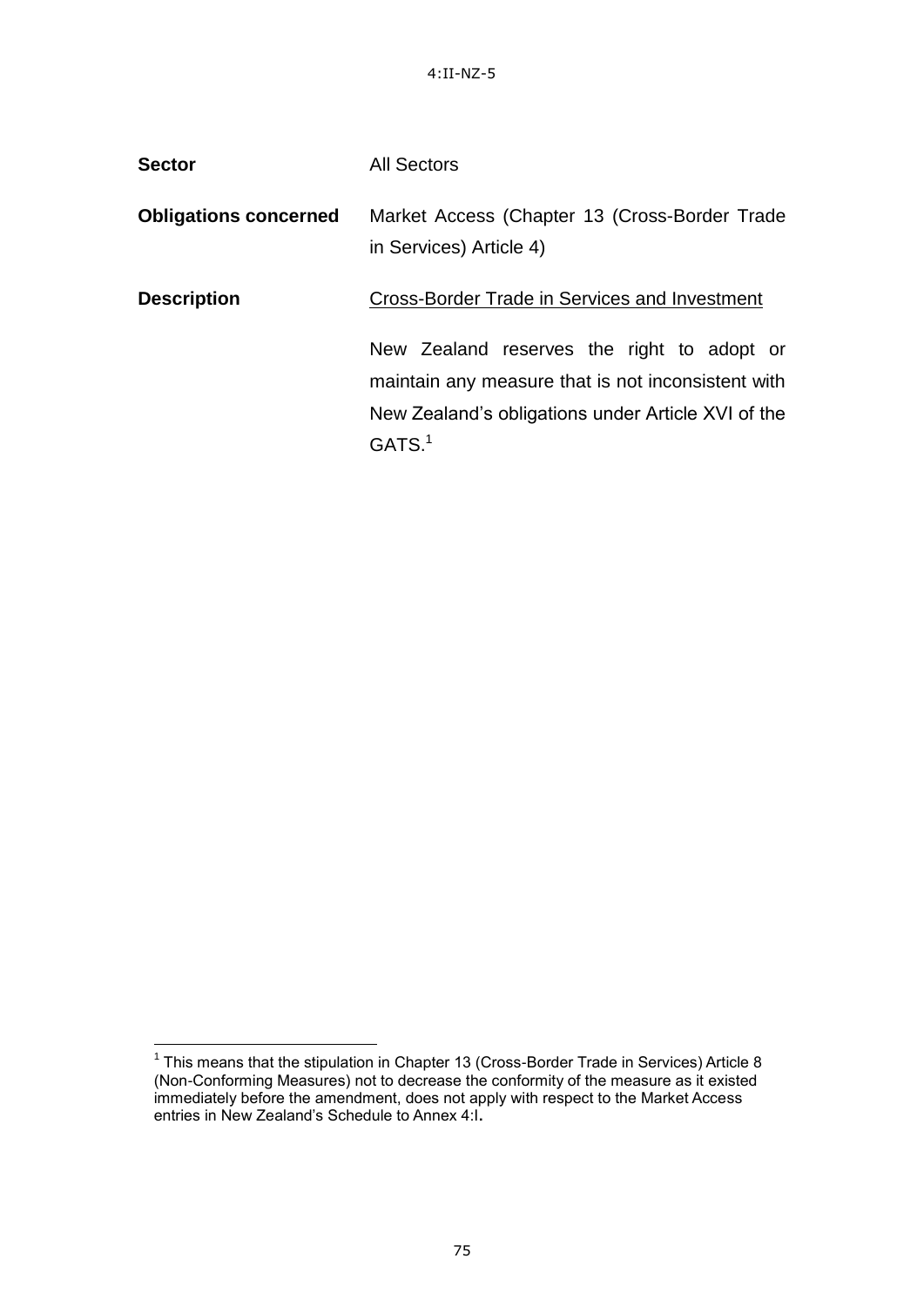4:II-NZ-5

**Sector** All Sectors

**Obligations concerned** Market Access (Chapter 13 (Cross-Border Trade in Services) Article 4)

**Description** Cross-Border Trade in Services and Investment

New Zealand reserves the right to adopt or maintain any measure that is not inconsistent with New Zealand's obligations under Article XVI of the GATS.[1]

---

[1] This means that the stipulation in Chapter 13 (Cross-Border Trade in Services) Article 8 (Non-Conforming Measures) not to decrease the conformity of the measure as it existed immediately before the amendment, does not apply with respect to the Market Access entries in New Zealand's Schedule to Annex 4:I.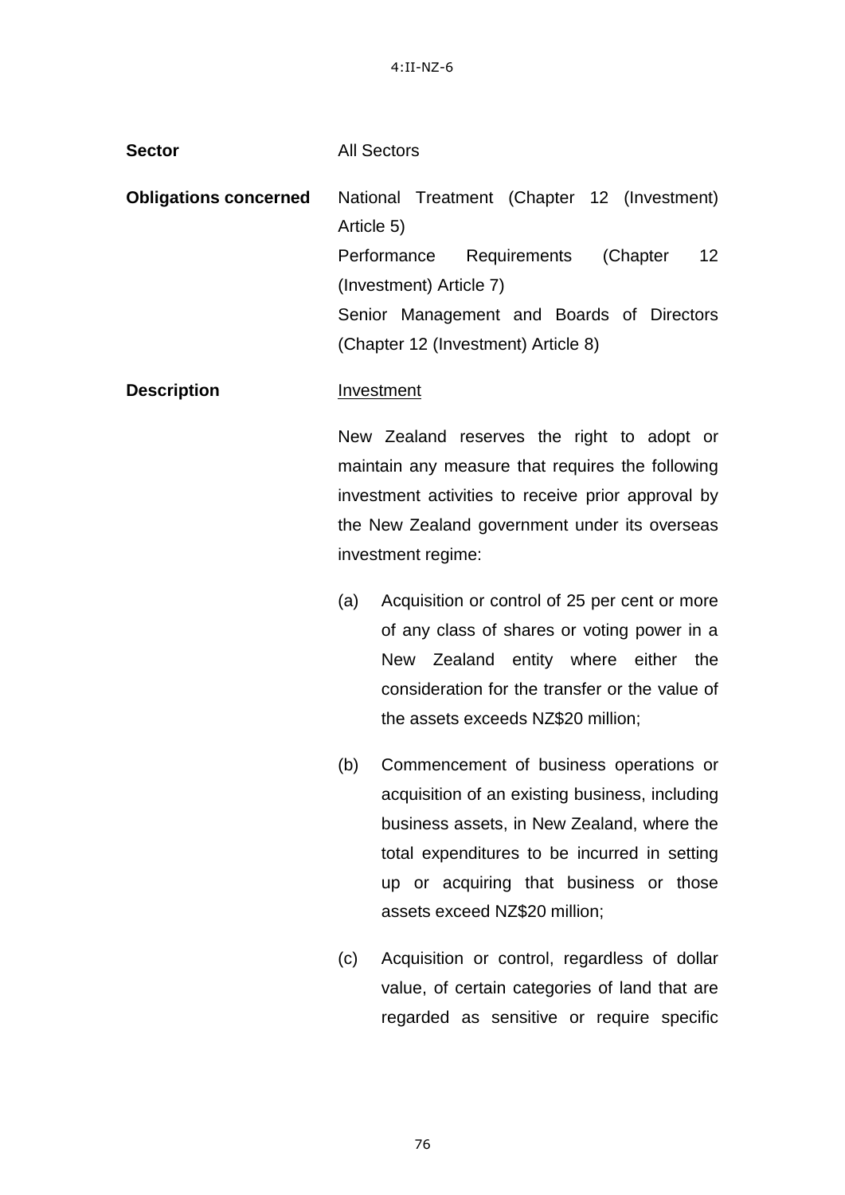**Sector** All Sectors

**Obligations concerned** National Treatment (Chapter 12 (Investment) Article 5)
Performance Requirements (Chapter 12 (Investment) Article 7)
Senior Management and Boards of Directors (Chapter 12 (Investment) Article 8)

**Description** <u>Investment</u>

New Zealand reserves the right to adopt or maintain any measure that requires the following investment activities to receive prior approval by the New Zealand government under its overseas investment regime:

(a) Acquisition or control of 25 per cent or more of any class of shares or voting power in a New Zealand entity where either the consideration for the transfer or the value of the assets exceeds NZ$20 million;

(b) Commencement of business operations or acquisition of an existing business, including business assets, in New Zealand, where the total expenditures to be incurred in setting up or acquiring that business or those assets exceed NZ$20 million;

(c) Acquisition or control, regardless of dollar value, of certain categories of land that are regarded as sensitive or require specific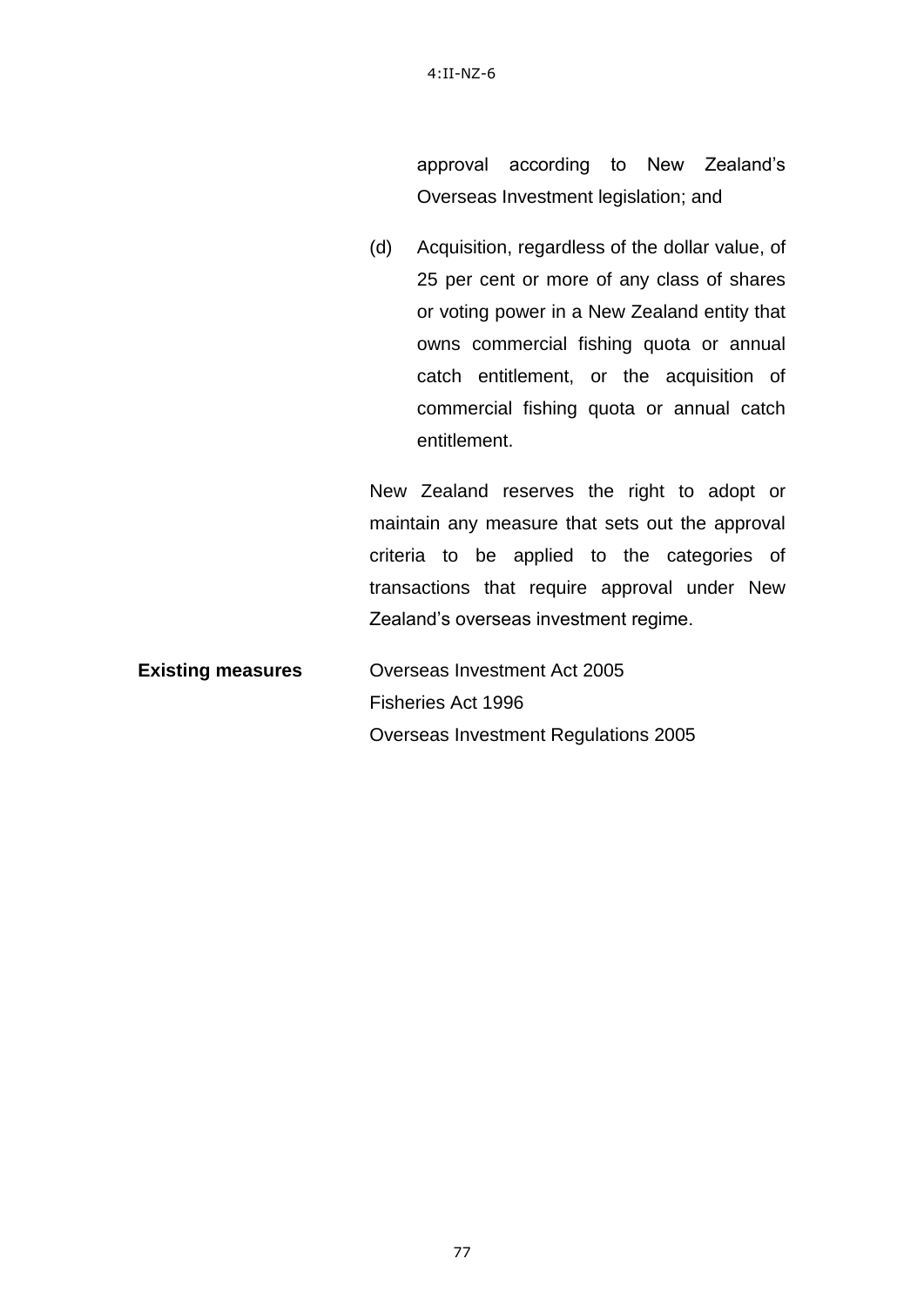approval according to New Zealand's Overseas Investment legislation; and

(d) Acquisition, regardless of the dollar value, of 25 per cent or more of any class of shares or voting power in a New Zealand entity that owns commercial fishing quota or annual catch entitlement, or the acquisition of commercial fishing quota or annual catch entitlement.

New Zealand reserves the right to adopt or maintain any measure that sets out the approval criteria to be applied to the categories of transactions that require approval under New Zealand's overseas investment regime.

**Existing measures**

Overseas Investment Act 2005
Fisheries Act 1996
Overseas Investment Regulations 2005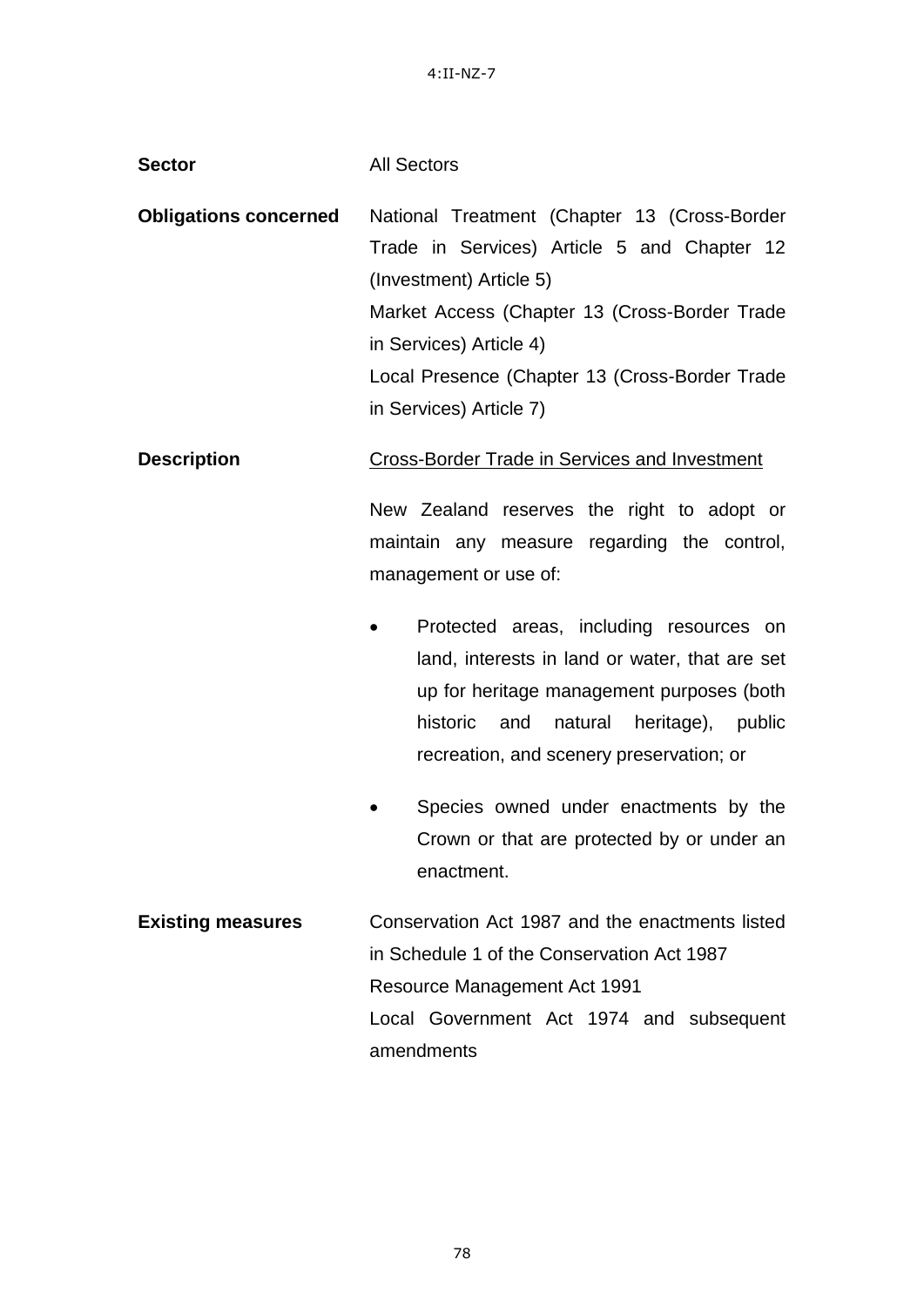4:II-NZ-7

**Sector** All Sectors

**Obligations concerned** National Treatment (Chapter 13 (Cross-Border Trade in Services) Article 5 and Chapter 12 (Investment) Article 5)
Market Access (Chapter 13 (Cross-Border Trade in Services) Article 4)
Local Presence (Chapter 13 (Cross-Border Trade in Services) Article 7)

**Description** <u>Cross-Border Trade in Services and Investment</u>

New Zealand reserves the right to adopt or maintain any measure regarding the control, management or use of:

- Protected areas, including resources on land, interests in land or water, that are set up for heritage management purposes (both historic and natural heritage), public recreation, and scenery preservation; or
- Species owned under enactments by the Crown or that are protected by or under an enactment.

**Existing measures** Conservation Act 1987 and the enactments listed in Schedule 1 of the Conservation Act 1987
Resource Management Act 1991
Local Government Act 1974 and subsequent amendments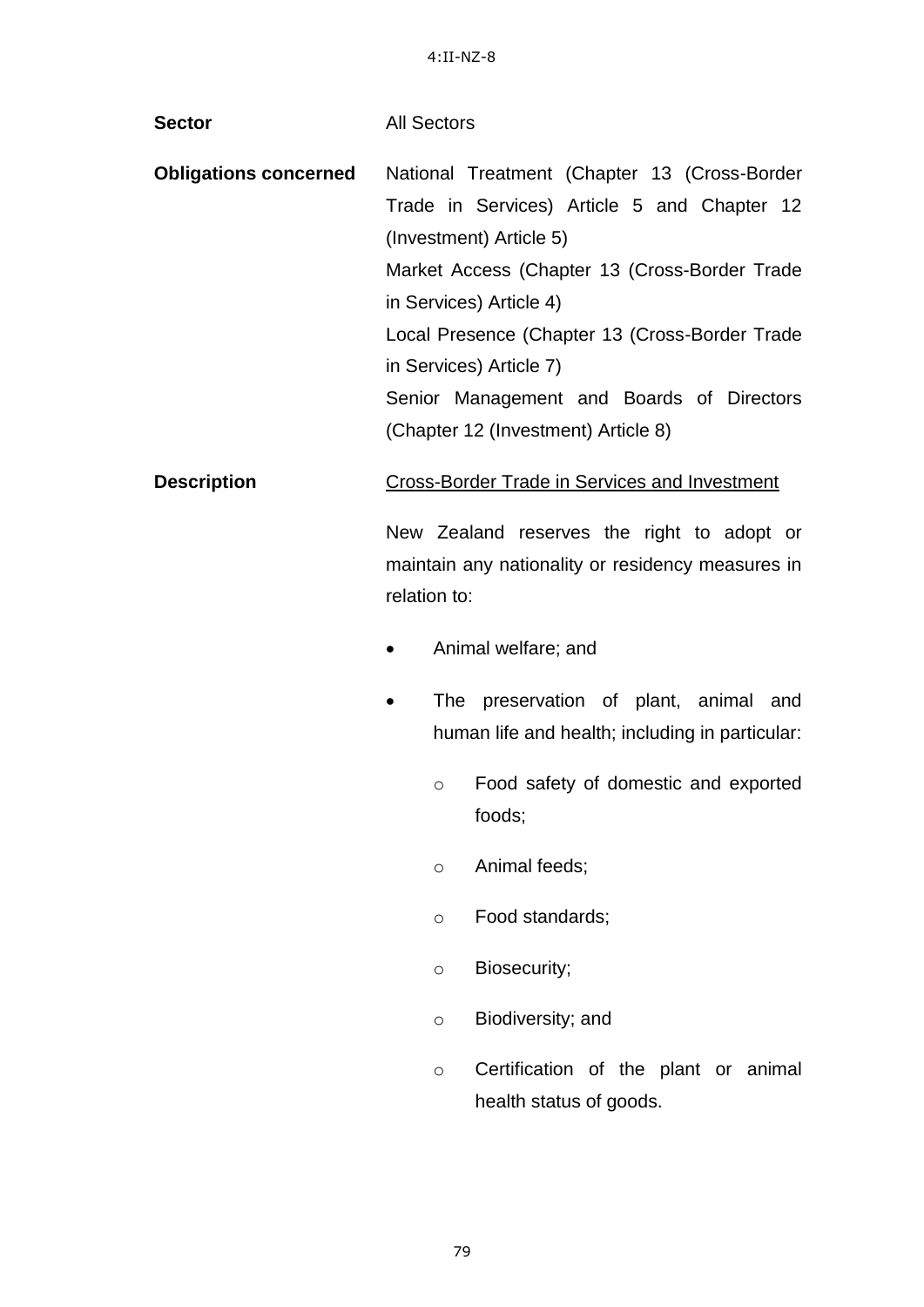4:II-NZ-8

**Sector** All Sectors

**Obligations concerned** National Treatment (Chapter 13 (Cross-Border Trade in Services) Article 5 and Chapter 12 (Investment) Article 5)
Market Access (Chapter 13 (Cross-Border Trade in Services) Article 4)
Local Presence (Chapter 13 (Cross-Border Trade in Services) Article 7)
Senior Management and Boards of Directors (Chapter 12 (Investment) Article 8)

**Description** <u>Cross-Border Trade in Services and Investment</u>

New Zealand reserves the right to adopt or maintain any nationality or residency measures in relation to:

- Animal welfare; and
- The preservation of plant, animal and human life and health; including in particular:
  - Food safety of domestic and exported foods;
  - Animal feeds;
  - Food standards;
  - Biosecurity;
  - Biodiversity; and
  - Certification of the plant or animal health status of goods.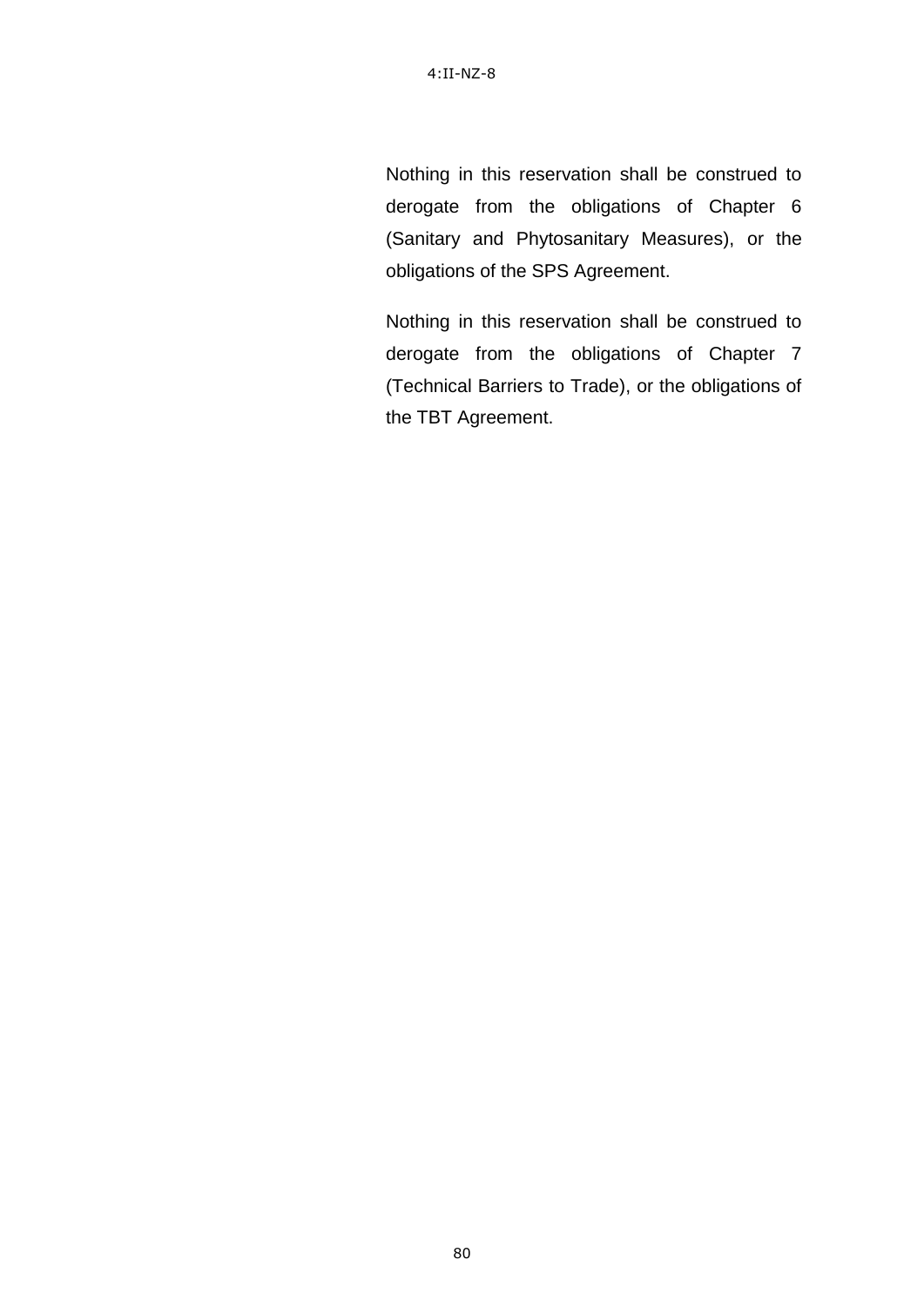Nothing in this reservation shall be construed to derogate from the obligations of Chapter 6 (Sanitary and Phytosanitary Measures), or the obligations of the SPS Agreement.

Nothing in this reservation shall be construed to derogate from the obligations of Chapter 7 (Technical Barriers to Trade), or the obligations of the TBT Agreement.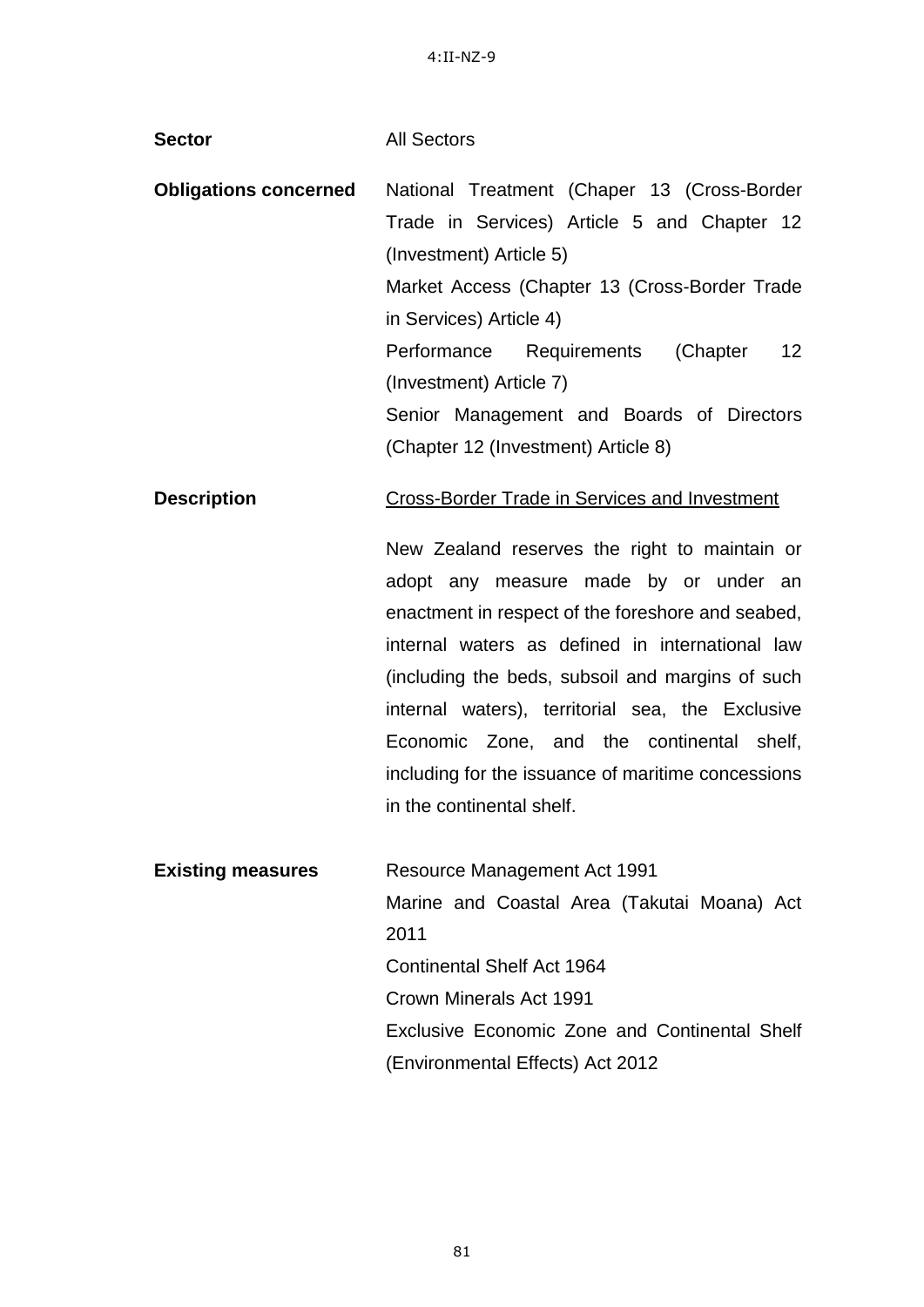**Sector** All Sectors

**Obligations concerned** National Treatment (Chaper 13 (Cross-Border Trade in Services) Article 5 and Chapter 12 (Investment) Article 5)

Market Access (Chapter 13 (Cross-Border Trade in Services) Article 4)

Performance Requirements (Chapter 12 (Investment) Article 7)

Senior Management and Boards of Directors (Chapter 12 (Investment) Article 8)

**Description** <u>Cross-Border Trade in Services and Investment</u>

New Zealand reserves the right to maintain or adopt any measure made by or under an enactment in respect of the foreshore and seabed, internal waters as defined in international law (including the beds, subsoil and margins of such internal waters), territorial sea, the Exclusive Economic Zone, and the continental shelf, including for the issuance of maritime concessions in the continental shelf.

**Existing measures** Resource Management Act 1991

Marine and Coastal Area (Takutai Moana) Act 2011

Continental Shelf Act 1964

Crown Minerals Act 1991

Exclusive Economic Zone and Continental Shelf (Environmental Effects) Act 2012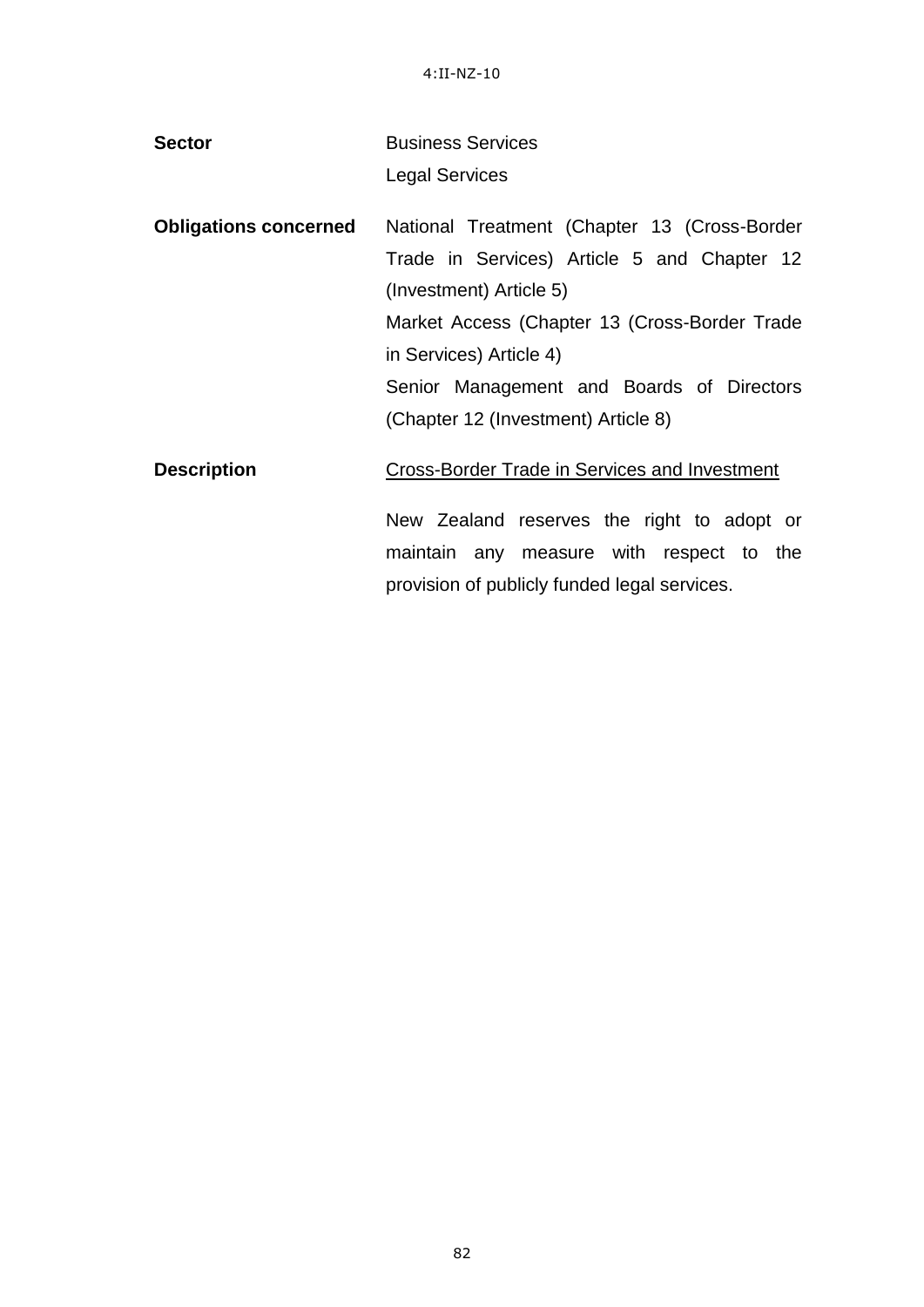4:II-NZ-10

| | |
|---|---|
| **Sector** | Business Services<br>Legal Services |
| **Obligations concerned** | National Treatment (Chapter 13 (Cross-Border Trade in Services) Article 5 and Chapter 12 (Investment) Article 5)<br>Market Access (Chapter 13 (Cross-Border Trade in Services) Article 4)<br>Senior Management and Boards of Directors (Chapter 12 (Investment) Article 8) |
| **Description** | <u>Cross-Border Trade in Services and Investment</u><br><br>New Zealand reserves the right to adopt or maintain any measure with respect to the provision of publicly funded legal services. |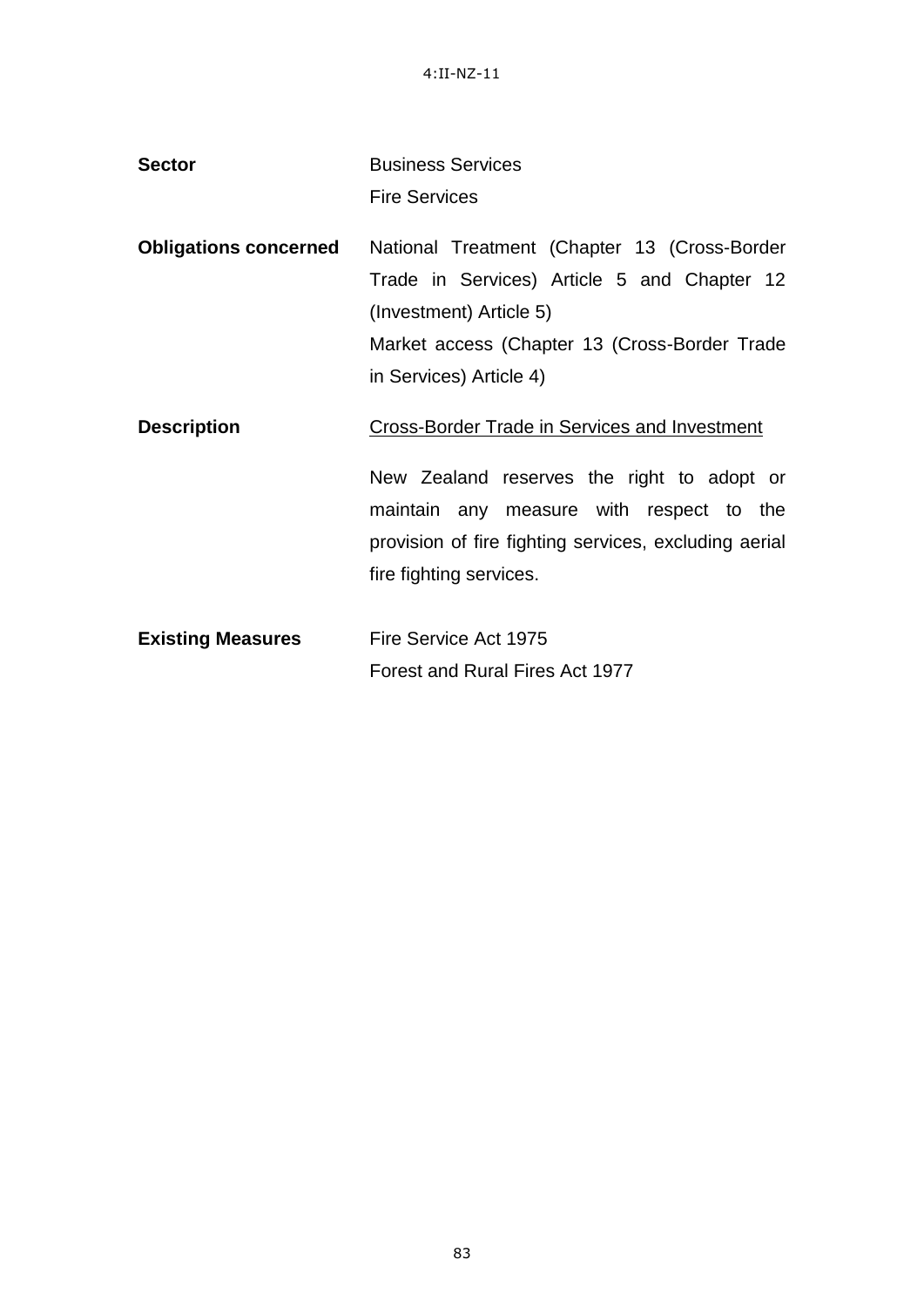4:II-NZ-11

| | |
|---|---|
| **Sector** | Business Services<br>Fire Services |
| **Obligations concerned** | National Treatment (Chapter 13 (Cross-Border Trade in Services) Article 5 and Chapter 12 (Investment) Article 5)<br>Market access (Chapter 13 (Cross-Border Trade in Services) Article 4) |
| **Description** | <u>Cross-Border Trade in Services and Investment</u><br><br>New Zealand reserves the right to adopt or maintain any measure with respect to the provision of fire fighting services, excluding aerial fire fighting services. |
| **Existing Measures** | Fire Service Act 1975<br>Forest and Rural Fires Act 1977 |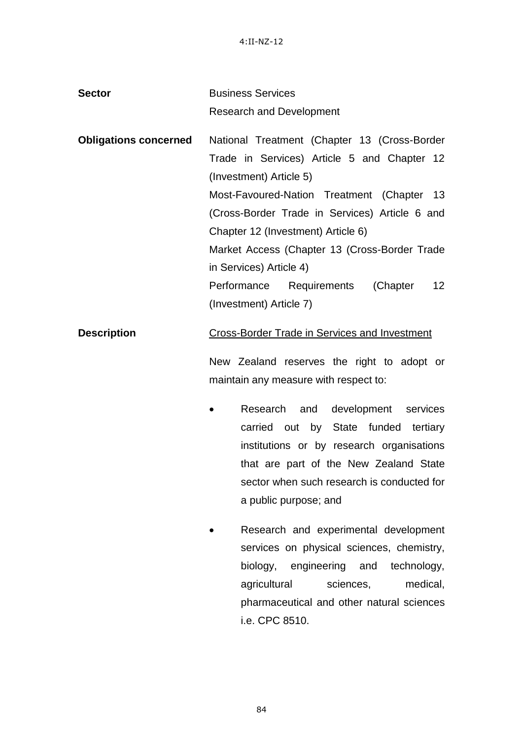4:II-NZ-12

**Sector** Business Services

Research and Development

**Obligations concerned** National Treatment (Chapter 13 (Cross-Border Trade in Services) Article 5 and Chapter 12 (Investment) Article 5)

Most-Favoured-Nation Treatment (Chapter 13 (Cross-Border Trade in Services) Article 6 and Chapter 12 (Investment) Article 6)

Market Access (Chapter 13 (Cross-Border Trade in Services) Article 4)

Performance Requirements (Chapter 12 (Investment) Article 7)

**Description** <u>Cross-Border Trade in Services and Investment</u>

New Zealand reserves the right to adopt or maintain any measure with respect to:

- Research and development services carried out by State funded tertiary institutions or by research organisations that are part of the New Zealand State sector when such research is conducted for a public purpose; and

- Research and experimental development services on physical sciences, chemistry, biology, engineering and technology, agricultural sciences, medical, pharmaceutical and other natural sciences i.e. CPC 8510.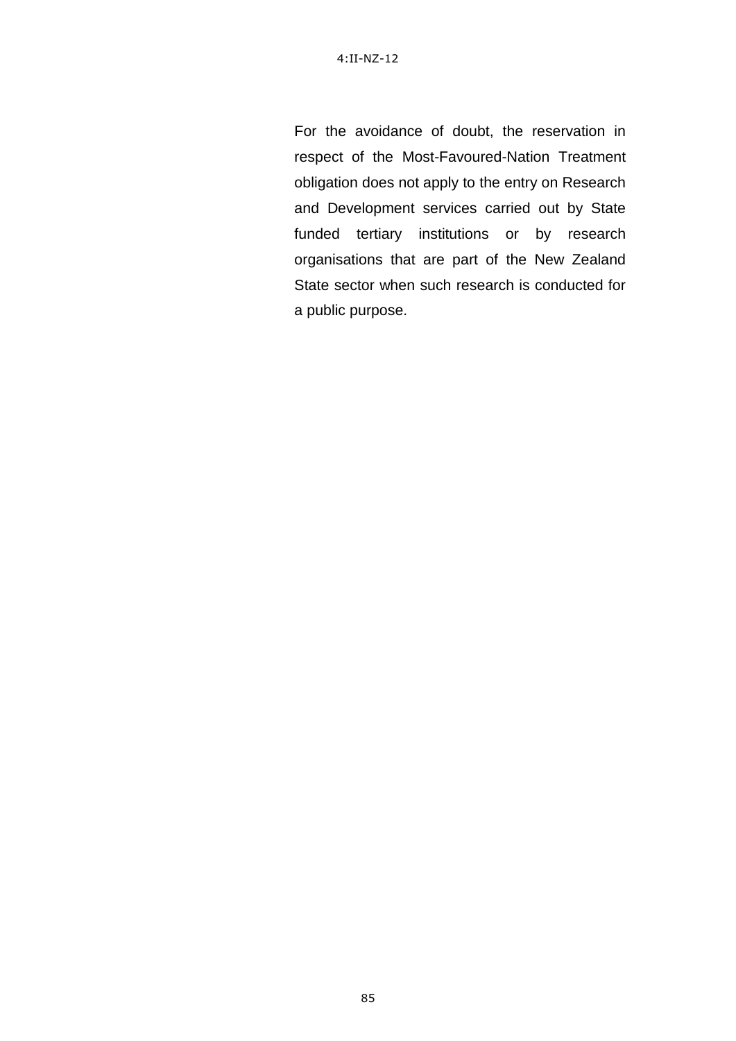For the avoidance of doubt, the reservation in respect of the Most-Favoured-Nation Treatment obligation does not apply to the entry on Research and Development services carried out by State funded tertiary institutions or by research organisations that are part of the New Zealand State sector when such research is conducted for a public purpose.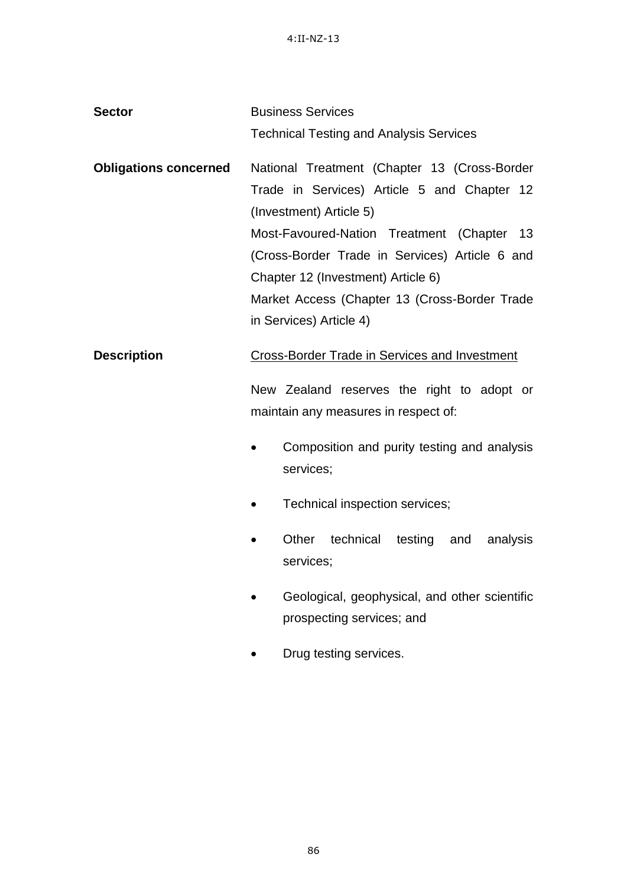4:II-NZ-13

**Sector** Business Services
Technical Testing and Analysis Services

**Obligations concerned** National Treatment (Chapter 13 (Cross-Border Trade in Services) Article 5 and Chapter 12 (Investment) Article 5)
Most-Favoured-Nation Treatment (Chapter 13 (Cross-Border Trade in Services) Article 6 and Chapter 12 (Investment) Article 6)
Market Access (Chapter 13 (Cross-Border Trade in Services) Article 4)

**Description** Cross-Border Trade in Services and Investment

New Zealand reserves the right to adopt or maintain any measures in respect of:

- Composition and purity testing and analysis services;
- Technical inspection services;
- Other technical testing and analysis services;
- Geological, geophysical, and other scientific prospecting services; and
- Drug testing services.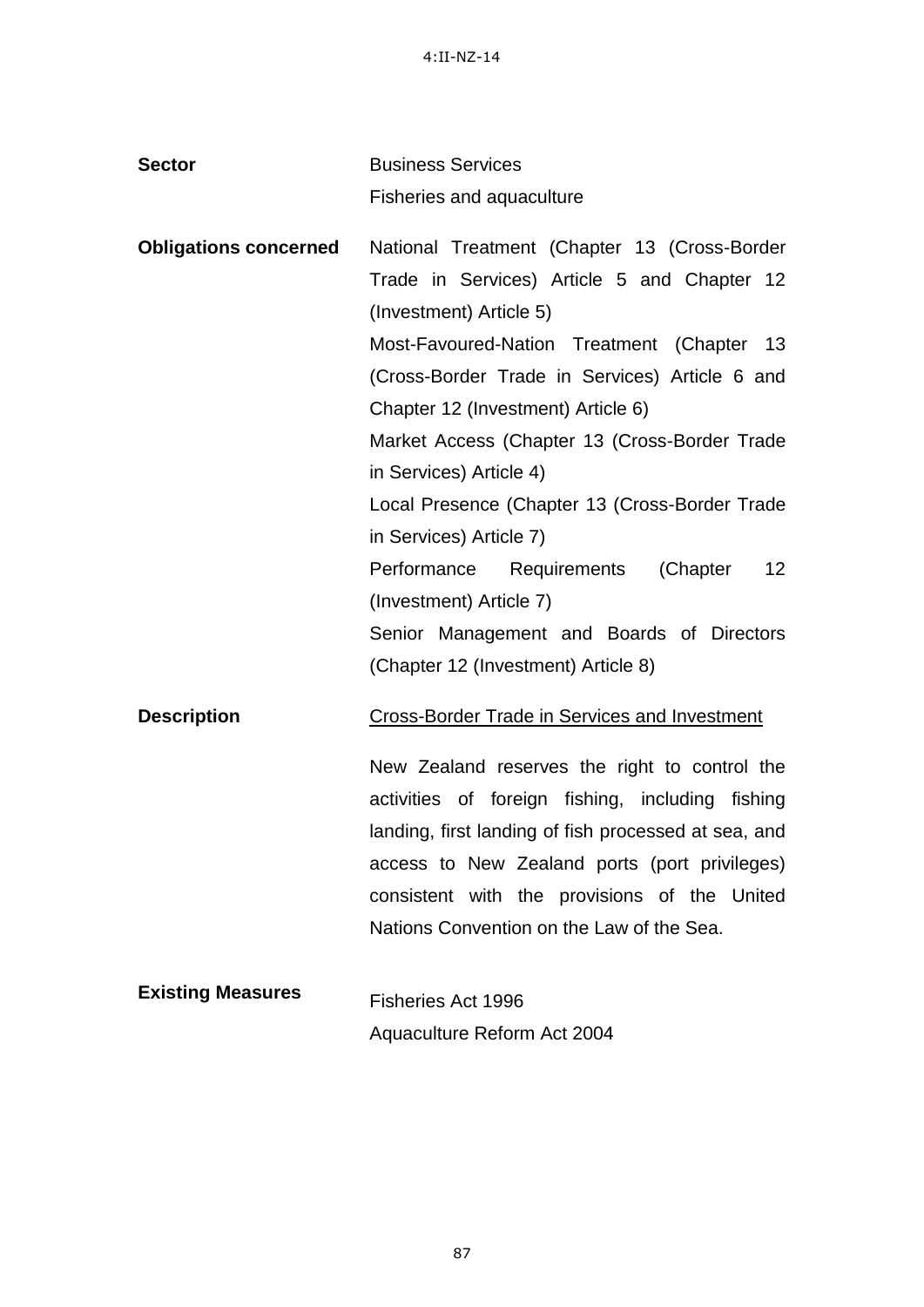| | |
|---|---|
| **Sector** | Business Services<br>Fisheries and aquaculture |
| **Obligations concerned** | National Treatment (Chapter 13 (Cross-Border Trade in Services) Article 5 and Chapter 12 (Investment) Article 5)<br>Most-Favoured-Nation Treatment (Chapter 13 (Cross-Border Trade in Services) Article 6 and Chapter 12 (Investment) Article 6)<br>Market Access (Chapter 13 (Cross-Border Trade in Services) Article 4)<br>Local Presence (Chapter 13 (Cross-Border Trade in Services) Article 7)<br>Performance Requirements (Chapter 12 (Investment) Article 7)<br>Senior Management and Boards of Directors (Chapter 12 (Investment) Article 8) |
| **Description** | <u>Cross-Border Trade in Services and Investment</u><br><br>New Zealand reserves the right to control the activities of foreign fishing, including fishing landing, first landing of fish processed at sea, and access to New Zealand ports (port privileges) consistent with the provisions of the United Nations Convention on the Law of the Sea. |
| **Existing Measures** | Fisheries Act 1996<br>Aquaculture Reform Act 2004 |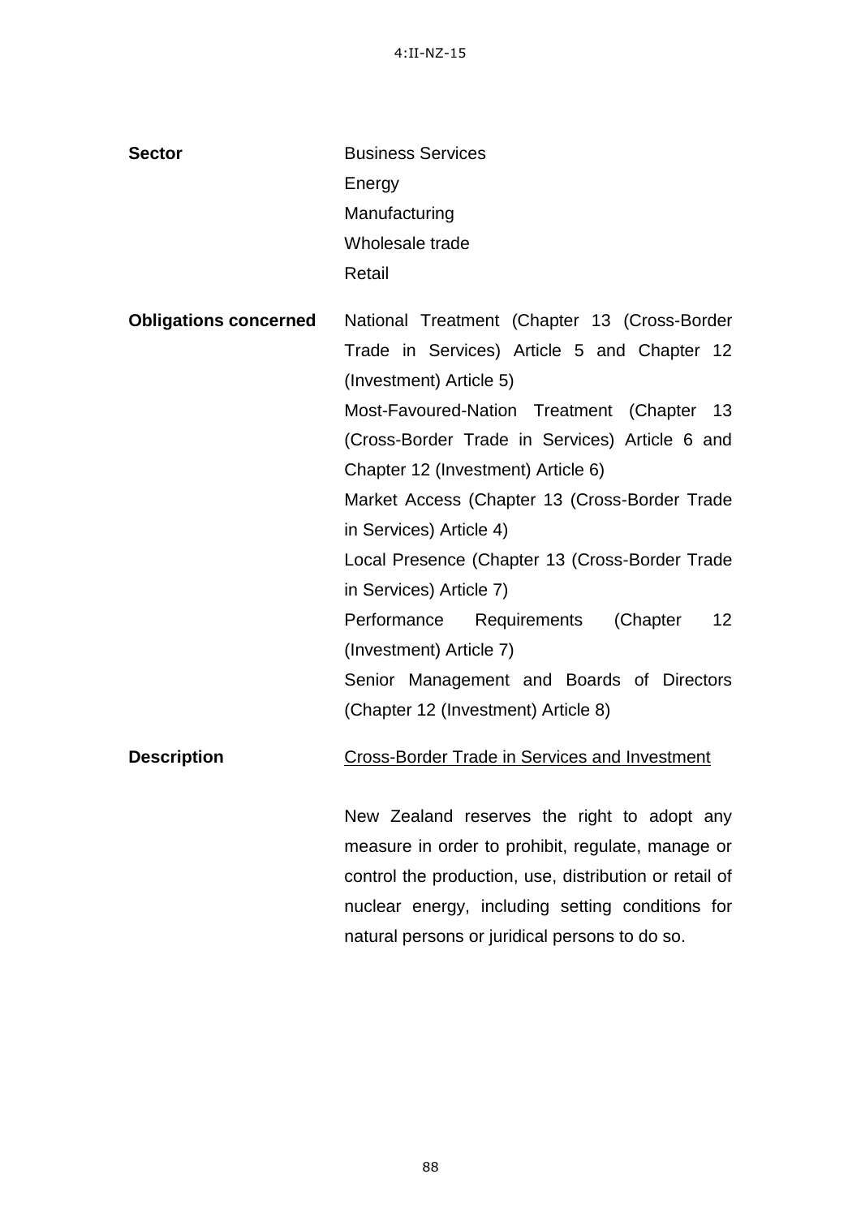4:II-NZ-15

| | |
|---|---|
| **Sector** | Business Services<br>Energy<br>Manufacturing<br>Wholesale trade<br>Retail |
| **Obligations concerned** | National Treatment (Chapter 13 (Cross-Border Trade in Services) Article 5 and Chapter 12 (Investment) Article 5)<br>Most-Favoured-Nation Treatment (Chapter 13 (Cross-Border Trade in Services) Article 6 and Chapter 12 (Investment) Article 6)<br>Market Access (Chapter 13 (Cross-Border Trade in Services) Article 4)<br>Local Presence (Chapter 13 (Cross-Border Trade in Services) Article 7)<br>Performance Requirements (Chapter 12 (Investment) Article 7)<br>Senior Management and Boards of Directors (Chapter 12 (Investment) Article 8) |
| **Description** | <u>Cross-Border Trade in Services and Investment</u><br><br>New Zealand reserves the right to adopt any measure in order to prohibit, regulate, manage or control the production, use, distribution or retail of nuclear energy, including setting conditions for natural persons or juridical persons to do so. |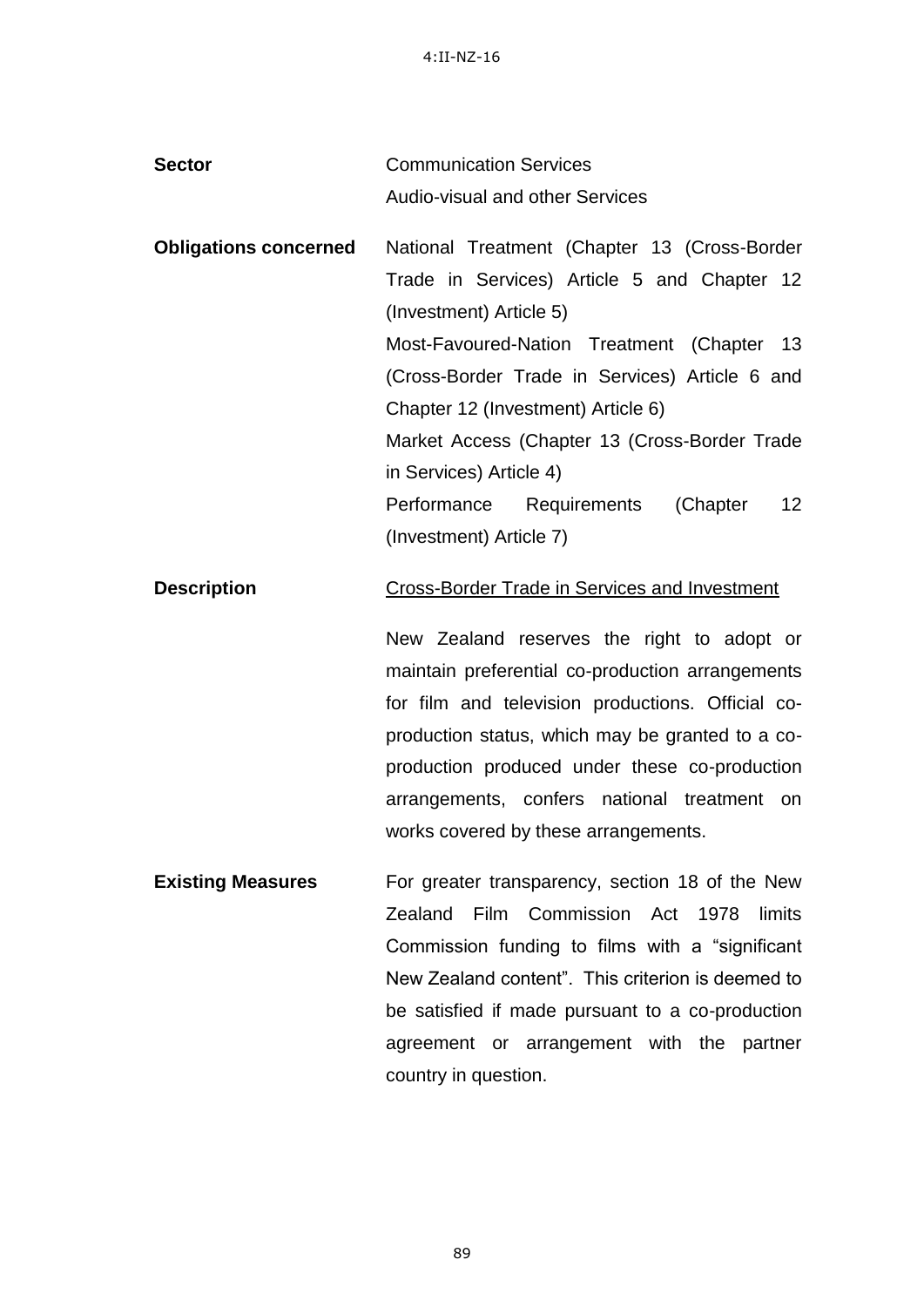4:II-NZ-16

**Sector**

Communication Services

Audio-visual and other Services

**Obligations concerned**

National Treatment (Chapter 13 (Cross-Border Trade in Services) Article 5 and Chapter 12 (Investment) Article 5)

Most-Favoured-Nation Treatment (Chapter 13 (Cross-Border Trade in Services) Article 6 and Chapter 12 (Investment) Article 6)

Market Access (Chapter 13 (Cross-Border Trade in Services) Article 4)

Performance Requirements (Chapter 12 (Investment) Article 7)

**Description**

Cross-Border Trade in Services and Investment

New Zealand reserves the right to adopt or maintain preferential co-production arrangements for film and television productions. Official co-production status, which may be granted to a co-production produced under these co-production arrangements, confers national treatment on works covered by these arrangements.

**Existing Measures**

For greater transparency, section 18 of the New Zealand Film Commission Act 1978 limits Commission funding to films with a "significant New Zealand content". This criterion is deemed to be satisfied if made pursuant to a co-production agreement or arrangement with the partner country in question.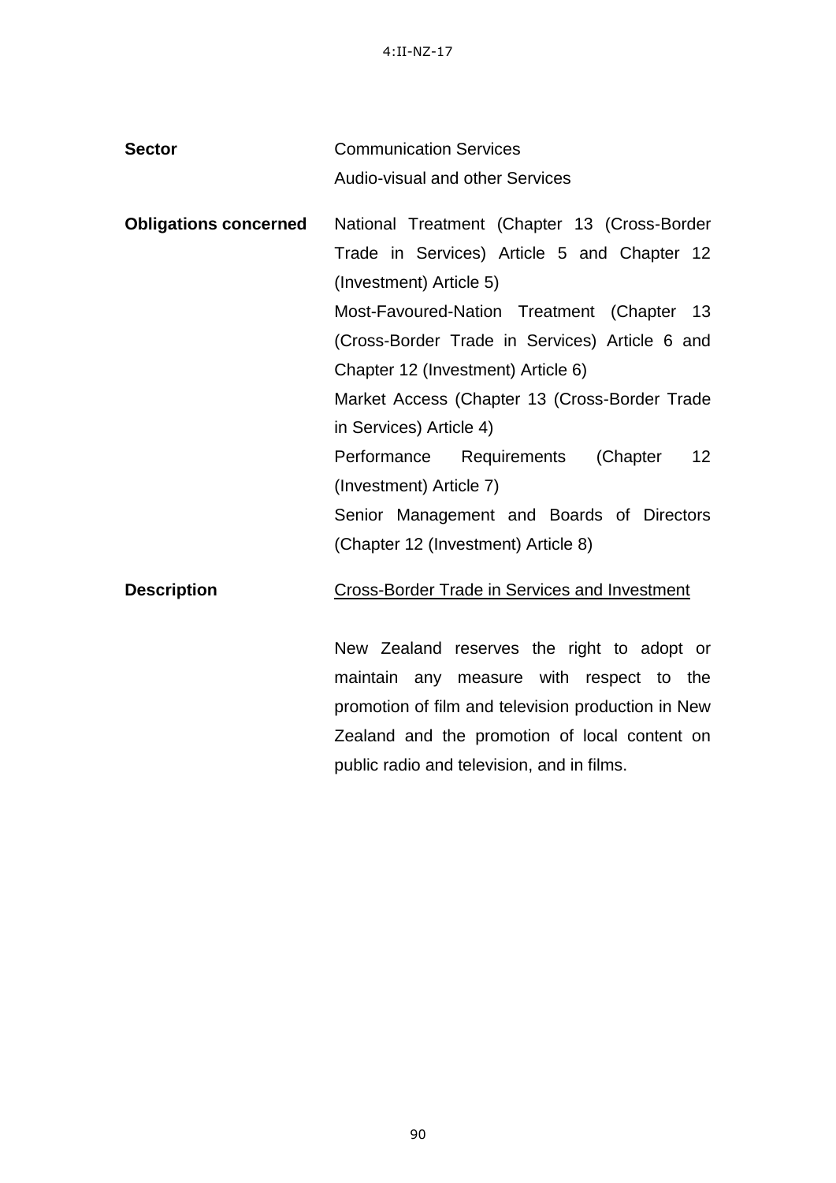4:II-NZ-17

**Sector** Communication Services
Audio-visual and other Services

**Obligations concerned** National Treatment (Chapter 13 (Cross-Border Trade in Services) Article 5 and Chapter 12 (Investment) Article 5)
Most-Favoured-Nation Treatment (Chapter 13 (Cross-Border Trade in Services) Article 6 and Chapter 12 (Investment) Article 6)
Market Access (Chapter 13 (Cross-Border Trade in Services) Article 4)
Performance Requirements (Chapter 12 (Investment) Article 7)
Senior Management and Boards of Directors (Chapter 12 (Investment) Article 8)

**Description** <u>Cross-Border Trade in Services and Investment</u>

New Zealand reserves the right to adopt or maintain any measure with respect to the promotion of film and television production in New Zealand and the promotion of local content on public radio and television, and in films.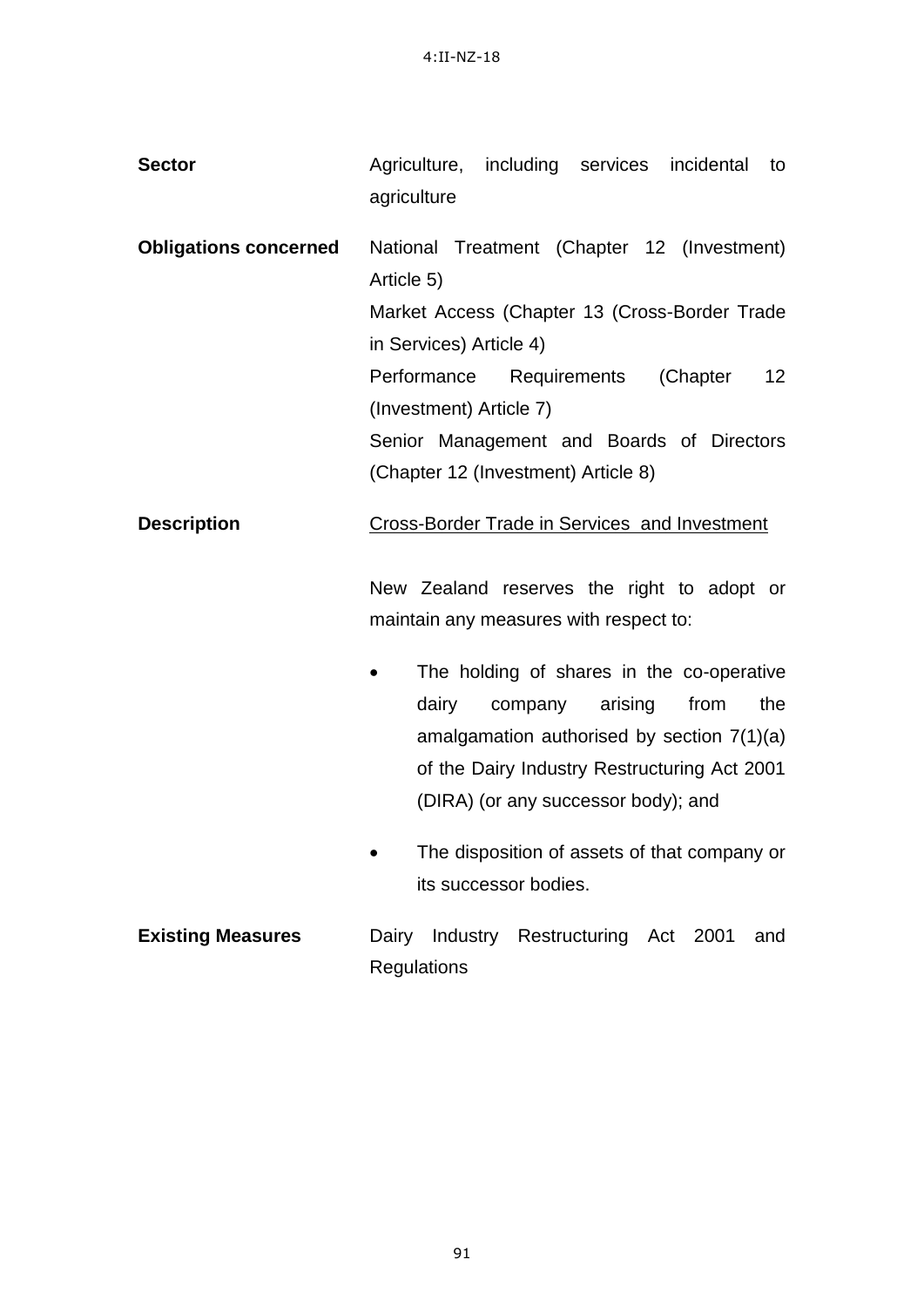| | |
|---|---|
| **Sector** | Agriculture, including services incidental to agriculture |
| **Obligations concerned** | National Treatment (Chapter 12 (Investment) Article 5)<br>Market Access (Chapter 13 (Cross-Border Trade in Services) Article 4)<br>Performance Requirements (Chapter 12 (Investment) Article 7)<br>Senior Management and Boards of Directors (Chapter 12 (Investment) Article 8) |
| **Description** | <u>Cross-Border Trade in Services and Investment</u><br><br>New Zealand reserves the right to adopt or maintain any measures with respect to:<br><br>• The holding of shares in the co-operative dairy company arising from the amalgamation authorised by section 7(1)(a) of the Dairy Industry Restructuring Act 2001 (DIRA) (or any successor body); and<br><br>• The disposition of assets of that company or its successor bodies. |
| **Existing Measures** | Dairy Industry Restructuring Act 2001 and Regulations |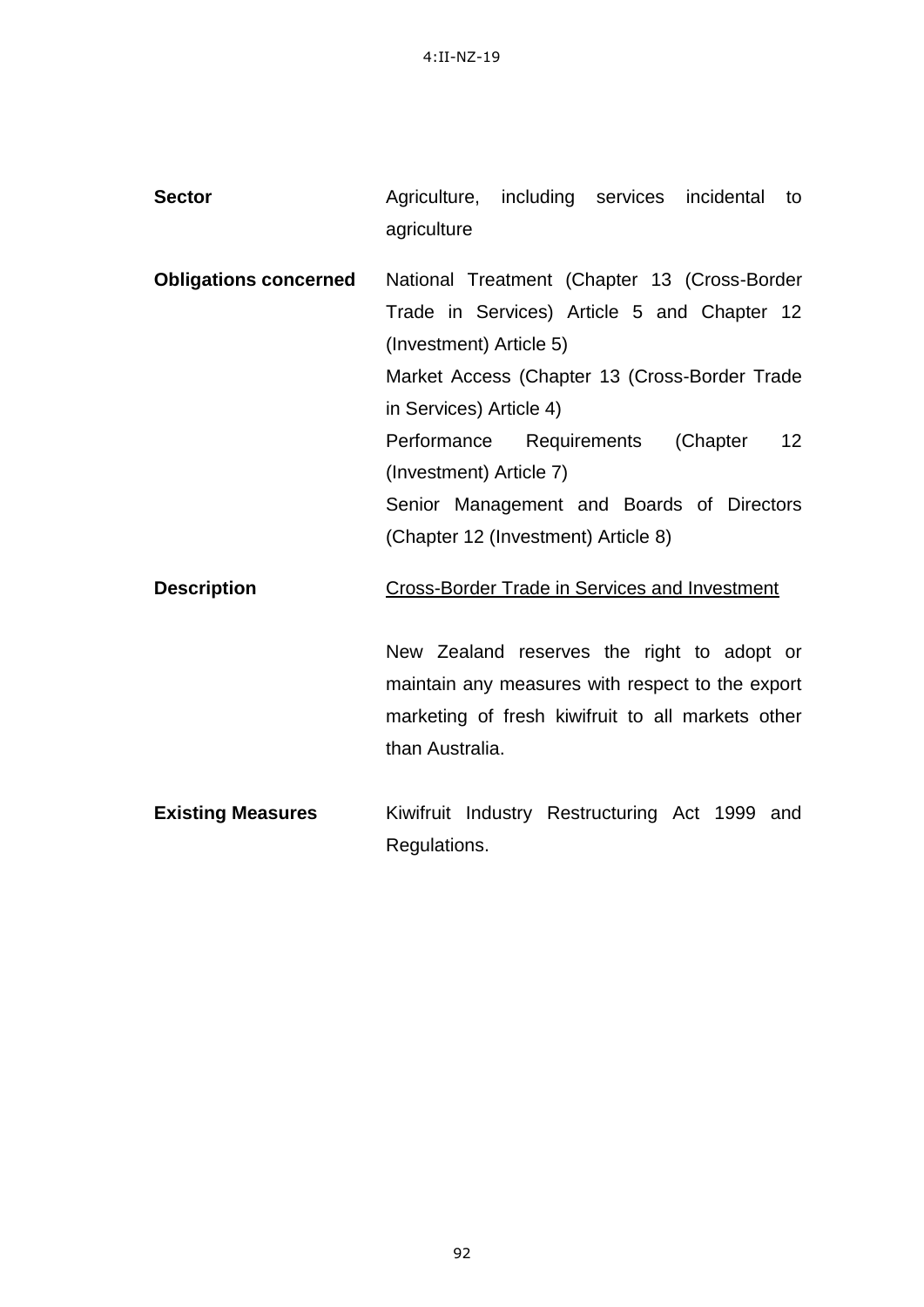| | |
|---|---|
| **Sector** | Agriculture, including services incidental to agriculture |
| **Obligations concerned** | National Treatment (Chapter 13 (Cross-Border Trade in Services) Article 5 and Chapter 12 (Investment) Article 5)<br>Market Access (Chapter 13 (Cross-Border Trade in Services) Article 4)<br>Performance Requirements (Chapter 12 (Investment) Article 7)<br>Senior Management and Boards of Directors (Chapter 12 (Investment) Article 8) |
| **Description** | <u>Cross-Border Trade in Services and Investment</u><br><br>New Zealand reserves the right to adopt or maintain any measures with respect to the export marketing of fresh kiwifruit to all markets other than Australia. |
| **Existing Measures** | Kiwifruit Industry Restructuring Act 1999 and Regulations. |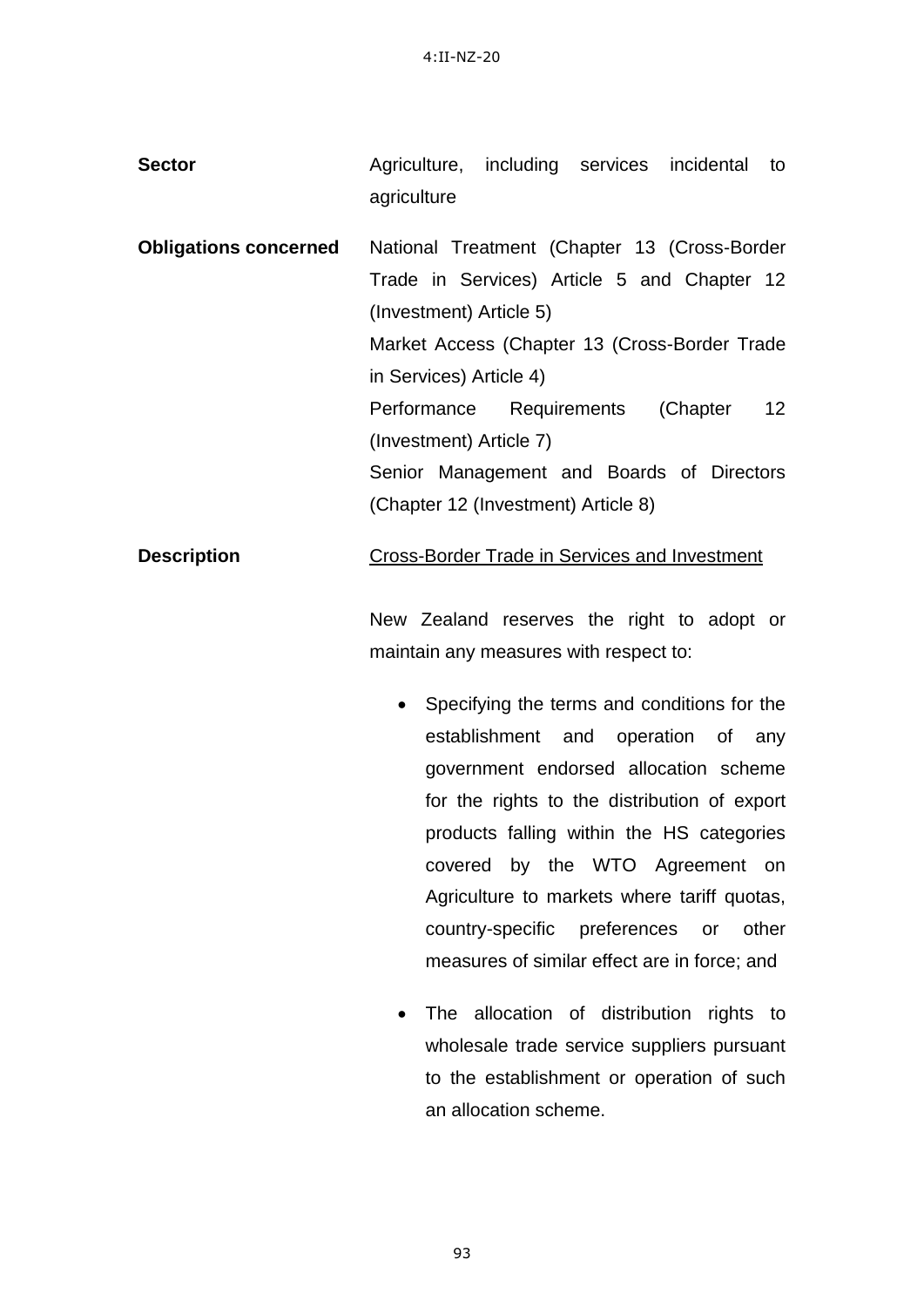**Sector**

Agriculture, including services incidental to agriculture

**Obligations concerned**

National Treatment (Chapter 13 (Cross-Border Trade in Services) Article 5 and Chapter 12 (Investment) Article 5)

Market Access (Chapter 13 (Cross-Border Trade in Services) Article 4)

Performance Requirements (Chapter 12 (Investment) Article 7)

Senior Management and Boards of Directors (Chapter 12 (Investment) Article 8)

**Description**

Cross-Border Trade in Services and Investment

New Zealand reserves the right to adopt or maintain any measures with respect to:

- Specifying the terms and conditions for the establishment and operation of any government endorsed allocation scheme for the rights to the distribution of export products falling within the HS categories covered by the WTO Agreement on Agriculture to markets where tariff quotas, country-specific preferences or other measures of similar effect are in force; and

- The allocation of distribution rights to wholesale trade service suppliers pursuant to the establishment or operation of such an allocation scheme.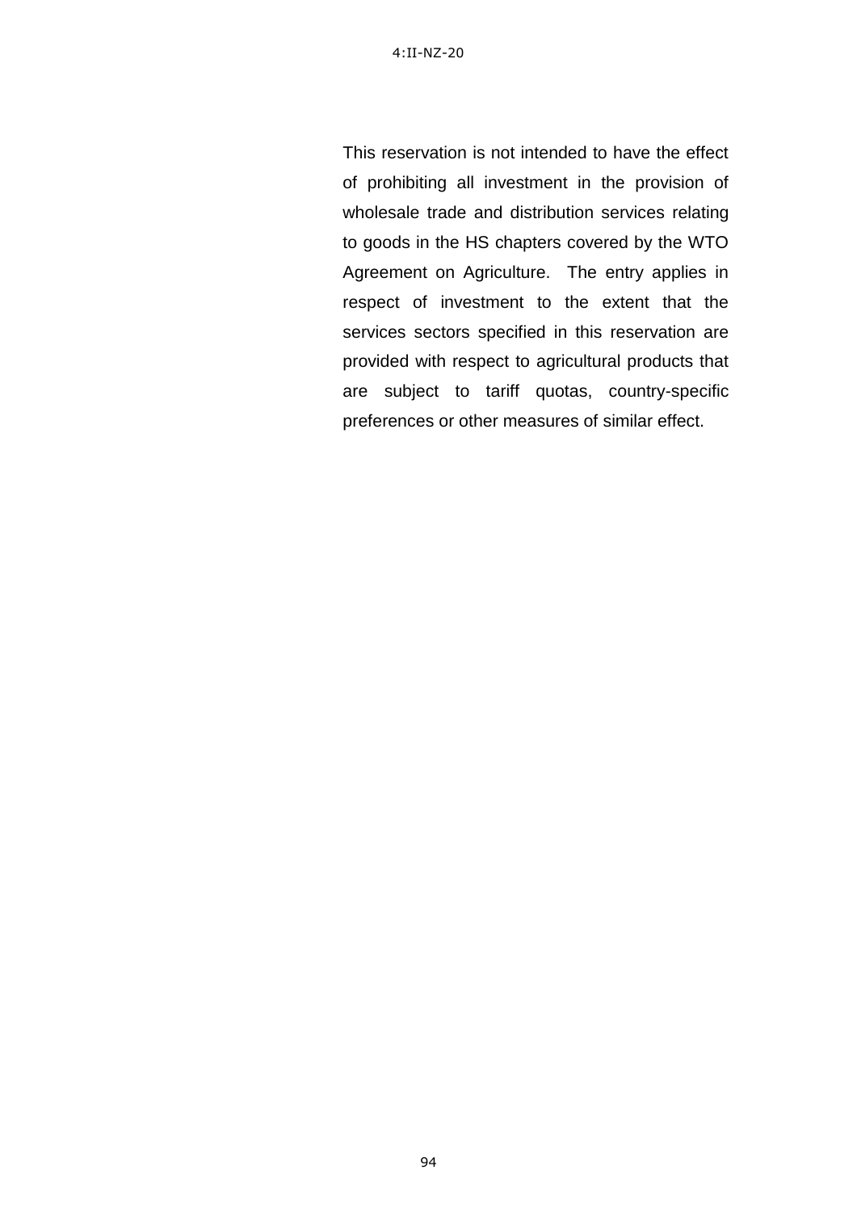This reservation is not intended to have the effect of prohibiting all investment in the provision of wholesale trade and distribution services relating to goods in the HS chapters covered by the WTO Agreement on Agriculture. The entry applies in respect of investment to the extent that the services sectors specified in this reservation are provided with respect to agricultural products that are subject to tariff quotas, country-specific preferences or other measures of similar effect.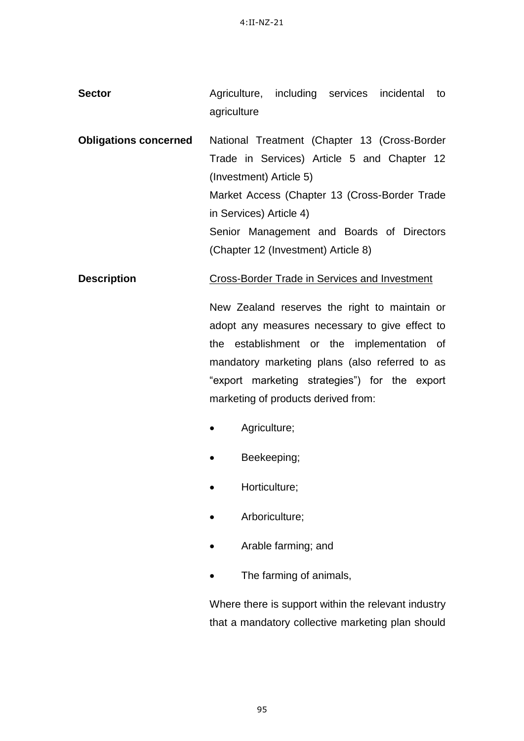**Sector** Agriculture, including services incidental to agriculture

**Obligations concerned** National Treatment (Chapter 13 (Cross-Border Trade in Services) Article 5 and Chapter 12 (Investment) Article 5)

Market Access (Chapter 13 (Cross-Border Trade in Services) Article 4)

Senior Management and Boards of Directors (Chapter 12 (Investment) Article 8)

**Description** <u>Cross-Border Trade in Services and Investment</u>

New Zealand reserves the right to maintain or adopt any measures necessary to give effect to the establishment or the implementation of mandatory marketing plans (also referred to as "export marketing strategies") for the export marketing of products derived from:

- Agriculture;
- Beekeeping;
- Horticulture;
- Arboriculture;
- Arable farming; and
- The farming of animals,

Where there is support within the relevant industry that a mandatory collective marketing plan should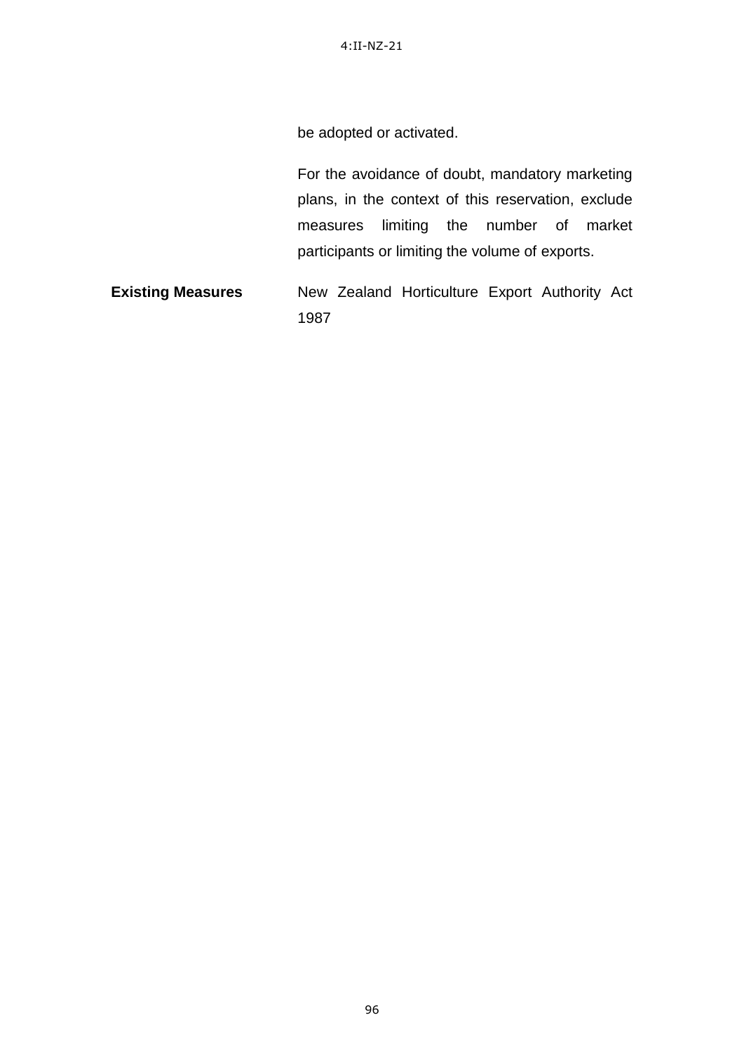be adopted or activated.

For the avoidance of doubt, mandatory marketing plans, in the context of this reservation, exclude measures limiting the number of market participants or limiting the volume of exports.

| | |
|---|---|
| **Existing Measures** | New Zealand Horticulture Export Authority Act 1987 |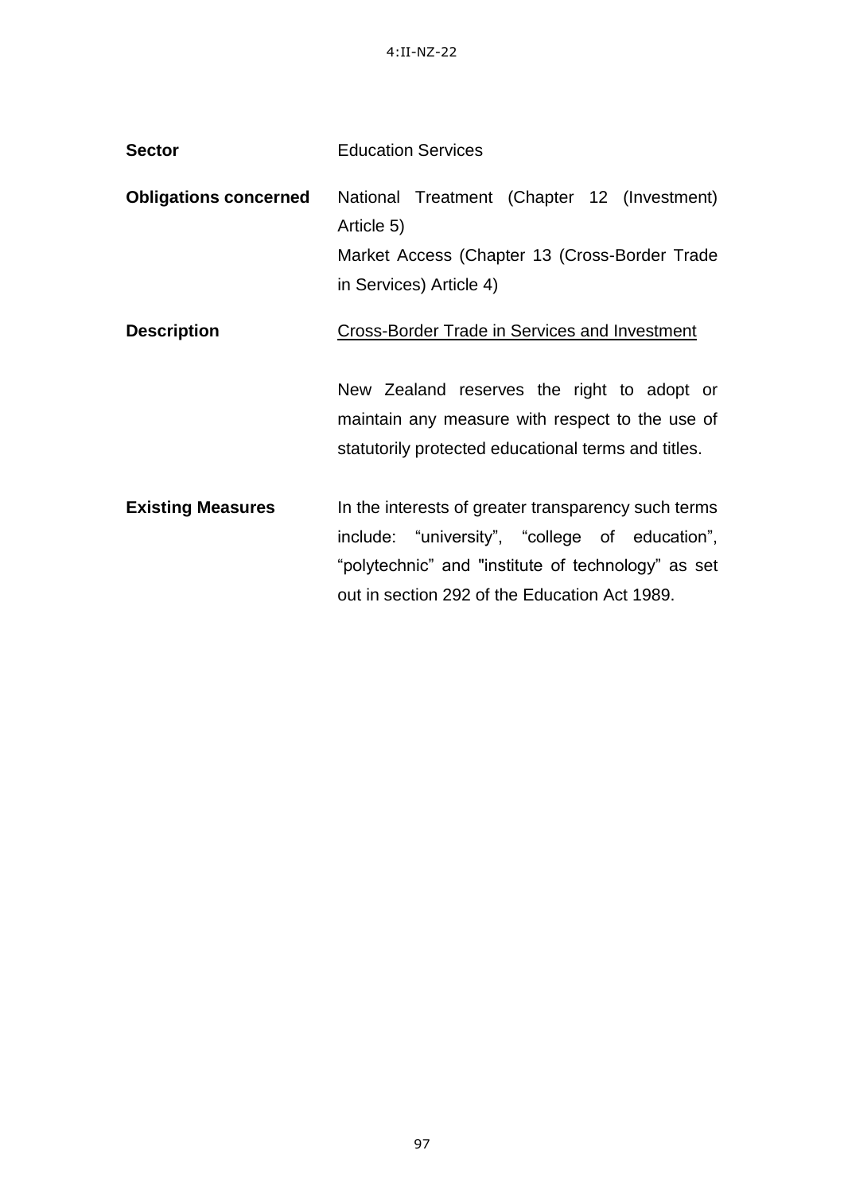**Sector** Education Services

**Obligations concerned** National Treatment (Chapter 12 (Investment) Article 5)

Market Access (Chapter 13 (Cross-Border Trade in Services) Article 4)

**Description** Cross-Border Trade in Services and Investment

New Zealand reserves the right to adopt or maintain any measure with respect to the use of statutorily protected educational terms and titles.

**Existing Measures** In the interests of greater transparency such terms include: “university”, “college of education”, “polytechnic” and "institute of technology” as set out in section 292 of the Education Act 1989.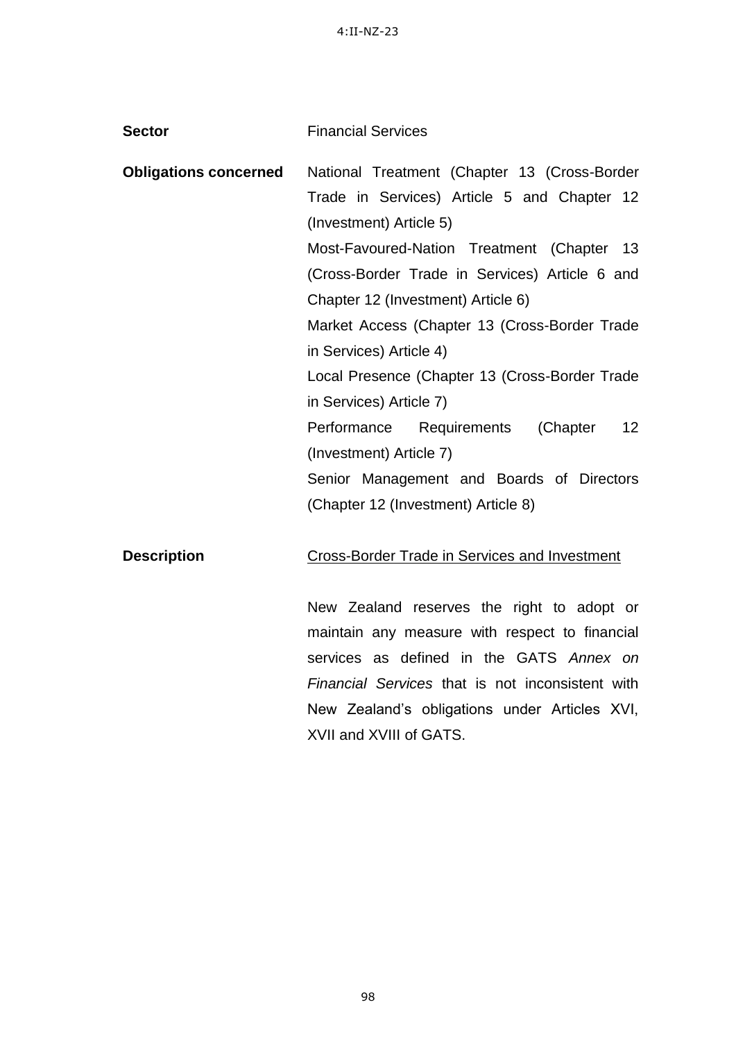**Sector** Financial Services

**Obligations concerned** National Treatment (Chapter 13 (Cross-Border Trade in Services) Article 5 and Chapter 12 (Investment) Article 5)

Most-Favoured-Nation Treatment (Chapter 13 (Cross-Border Trade in Services) Article 6 and Chapter 12 (Investment) Article 6)

Market Access (Chapter 13 (Cross-Border Trade in Services) Article 4)

Local Presence (Chapter 13 (Cross-Border Trade in Services) Article 7)

Performance Requirements (Chapter 12 (Investment) Article 7)

Senior Management and Boards of Directors (Chapter 12 (Investment) Article 8)

**Description** Cross-Border Trade in Services and Investment

New Zealand reserves the right to adopt or maintain any measure with respect to financial services as defined in the GATS *Annex on Financial Services* that is not inconsistent with New Zealand's obligations under Articles XVI, XVII and XVIII of GATS.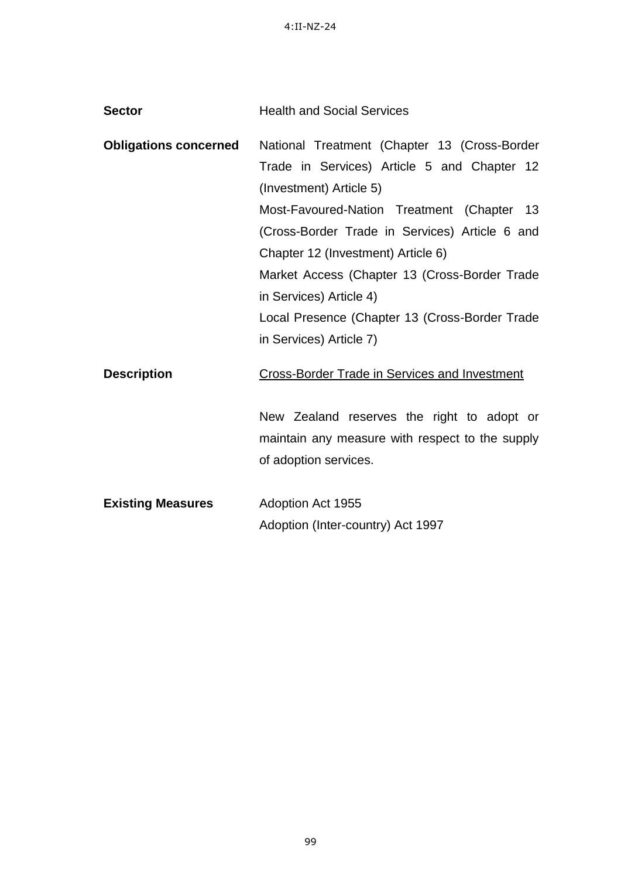| | |
|---|---|
| **Sector** | Health and Social Services |
| **Obligations concerned** | National Treatment (Chapter 13 (Cross-Border Trade in Services) Article 5 and Chapter 12 (Investment) Article 5)<br>Most-Favoured-Nation Treatment (Chapter 13 (Cross-Border Trade in Services) Article 6 and Chapter 12 (Investment) Article 6)<br>Market Access (Chapter 13 (Cross-Border Trade in Services) Article 4)<br>Local Presence (Chapter 13 (Cross-Border Trade in Services) Article 7) |
| **Description** | <u>Cross-Border Trade in Services and Investment</u><br><br>New Zealand reserves the right to adopt or maintain any measure with respect to the supply of adoption services. |
| **Existing Measures** | Adoption Act 1955<br>Adoption (Inter-country) Act 1997 |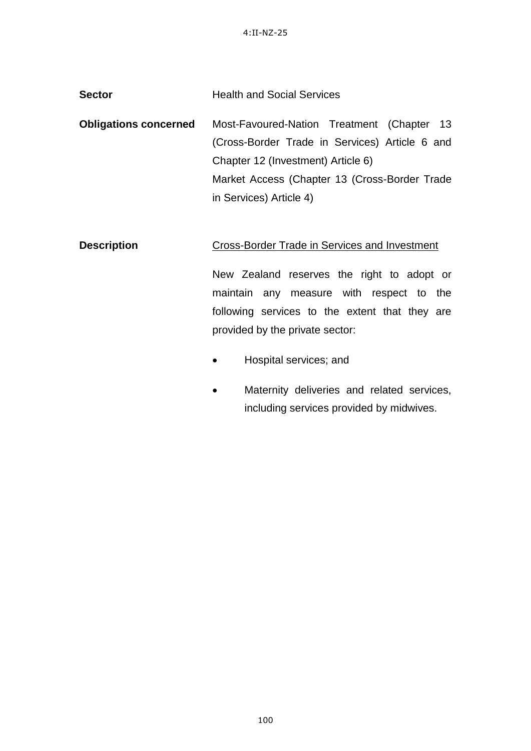**Sector** Health and Social Services

**Obligations concerned** Most-Favoured-Nation Treatment (Chapter 13 (Cross-Border Trade in Services) Article 6 and Chapter 12 (Investment) Article 6)
Market Access (Chapter 13 (Cross-Border Trade in Services) Article 4)

**Description** Cross-Border Trade in Services and Investment

New Zealand reserves the right to adopt or maintain any measure with respect to the following services to the extent that they are provided by the private sector:

- Hospital services; and
- Maternity deliveries and related services, including services provided by midwives.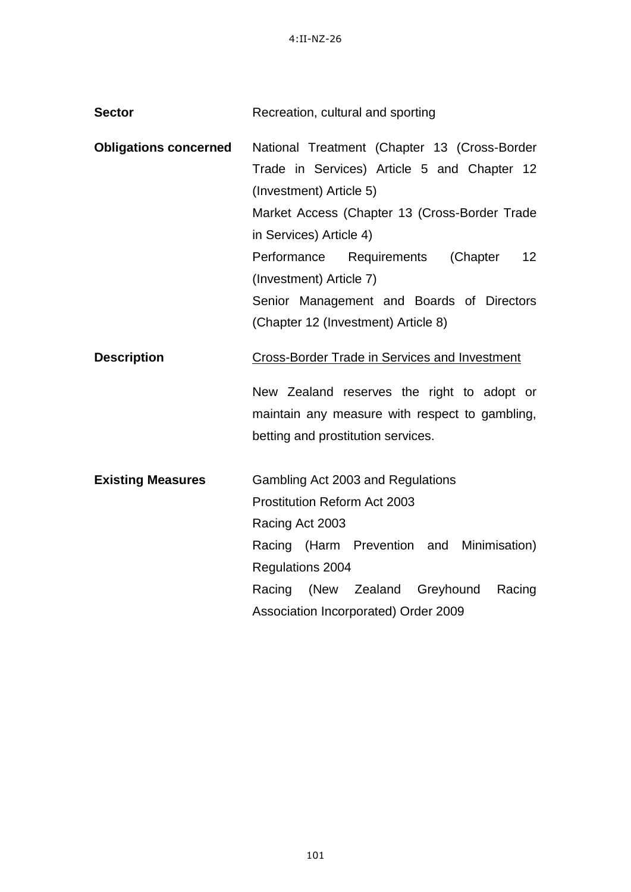| | |
|---|---|
| **Sector** | Recreation, cultural and sporting |
| **Obligations concerned** | National Treatment (Chapter 13 (Cross-Border Trade in Services) Article 5 and Chapter 12 (Investment) Article 5)<br>Market Access (Chapter 13 (Cross-Border Trade in Services) Article 4)<br>Performance Requirements (Chapter 12 (Investment) Article 7)<br>Senior Management and Boards of Directors (Chapter 12 (Investment) Article 8) |
| **Description** | <u>Cross-Border Trade in Services and Investment</u><br><br>New Zealand reserves the right to adopt or maintain any measure with respect to gambling, betting and prostitution services. |
| **Existing Measures** | Gambling Act 2003 and Regulations<br>Prostitution Reform Act 2003<br>Racing Act 2003<br>Racing (Harm Prevention and Minimisation) Regulations 2004<br>Racing (New Zealand Greyhound Racing Association Incorporated) Order 2009 |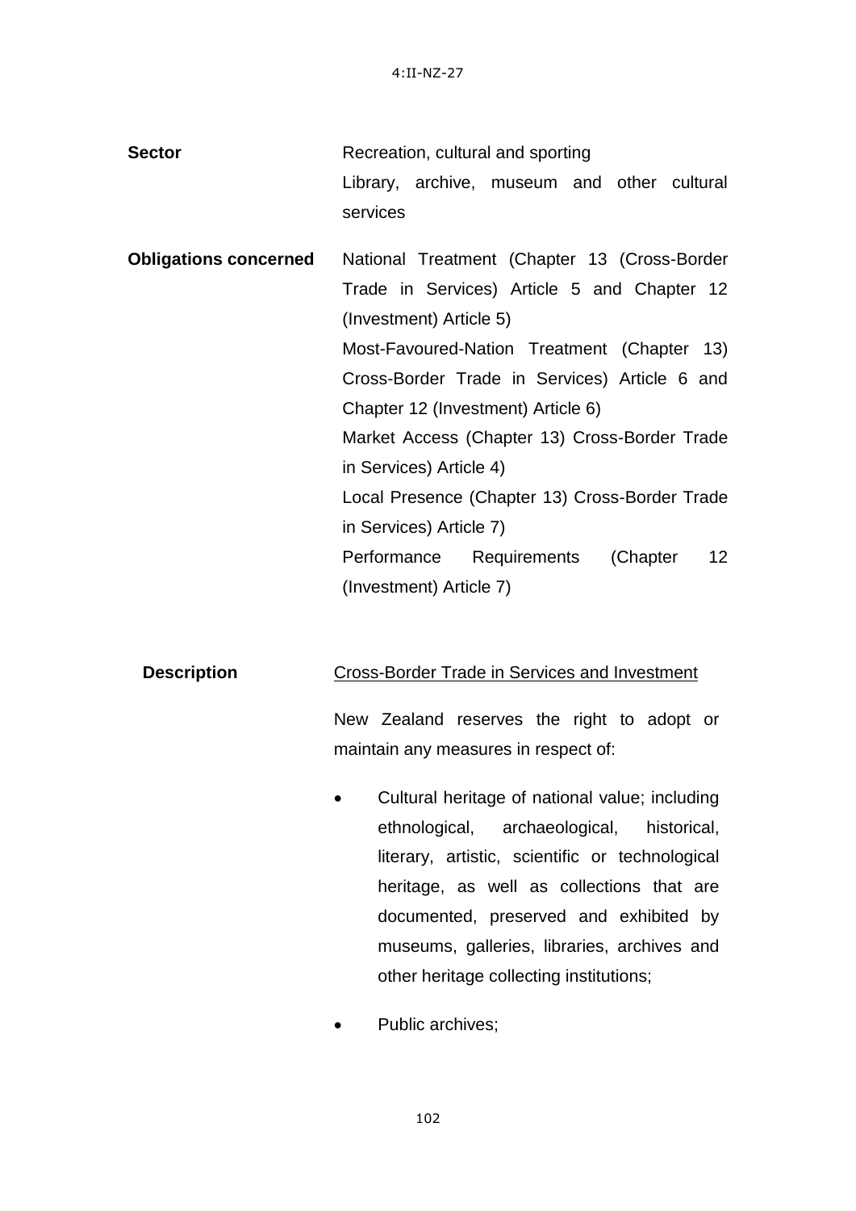4:II-NZ-27

**Sector** Recreation, cultural and sporting

Library, archive, museum and other cultural services

**Obligations concerned** National Treatment (Chapter 13 (Cross-Border Trade in Services) Article 5 and Chapter 12 (Investment) Article 5)

Most-Favoured-Nation Treatment (Chapter 13) Cross-Border Trade in Services) Article 6 and Chapter 12 (Investment) Article 6)

Market Access (Chapter 13) Cross-Border Trade in Services) Article 4)

Local Presence (Chapter 13) Cross-Border Trade in Services) Article 7)

Performance Requirements (Chapter 12 (Investment) Article 7)

**Description** Cross-Border Trade in Services and Investment

New Zealand reserves the right to adopt or maintain any measures in respect of:

- Cultural heritage of national value; including ethnological, archaeological, historical, literary, artistic, scientific or technological heritage, as well as collections that are documented, preserved and exhibited by museums, galleries, libraries, archives and other heritage collecting institutions;
- Public archives;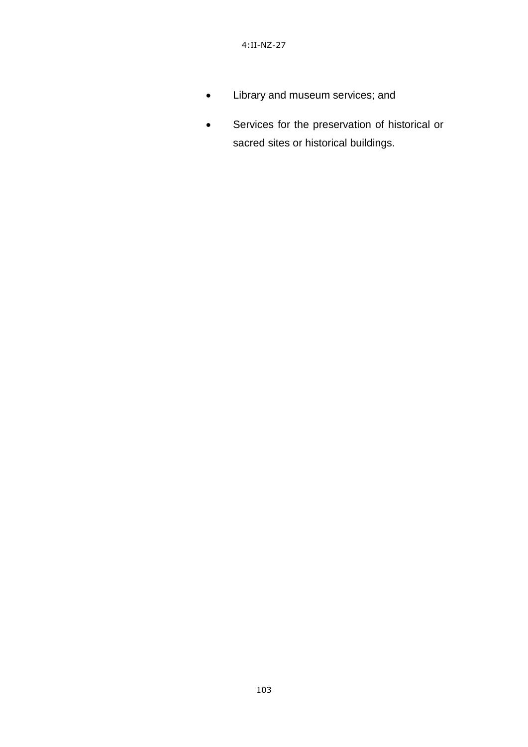- Library and museum services; and
- Services for the preservation of historical or sacred sites or historical buildings.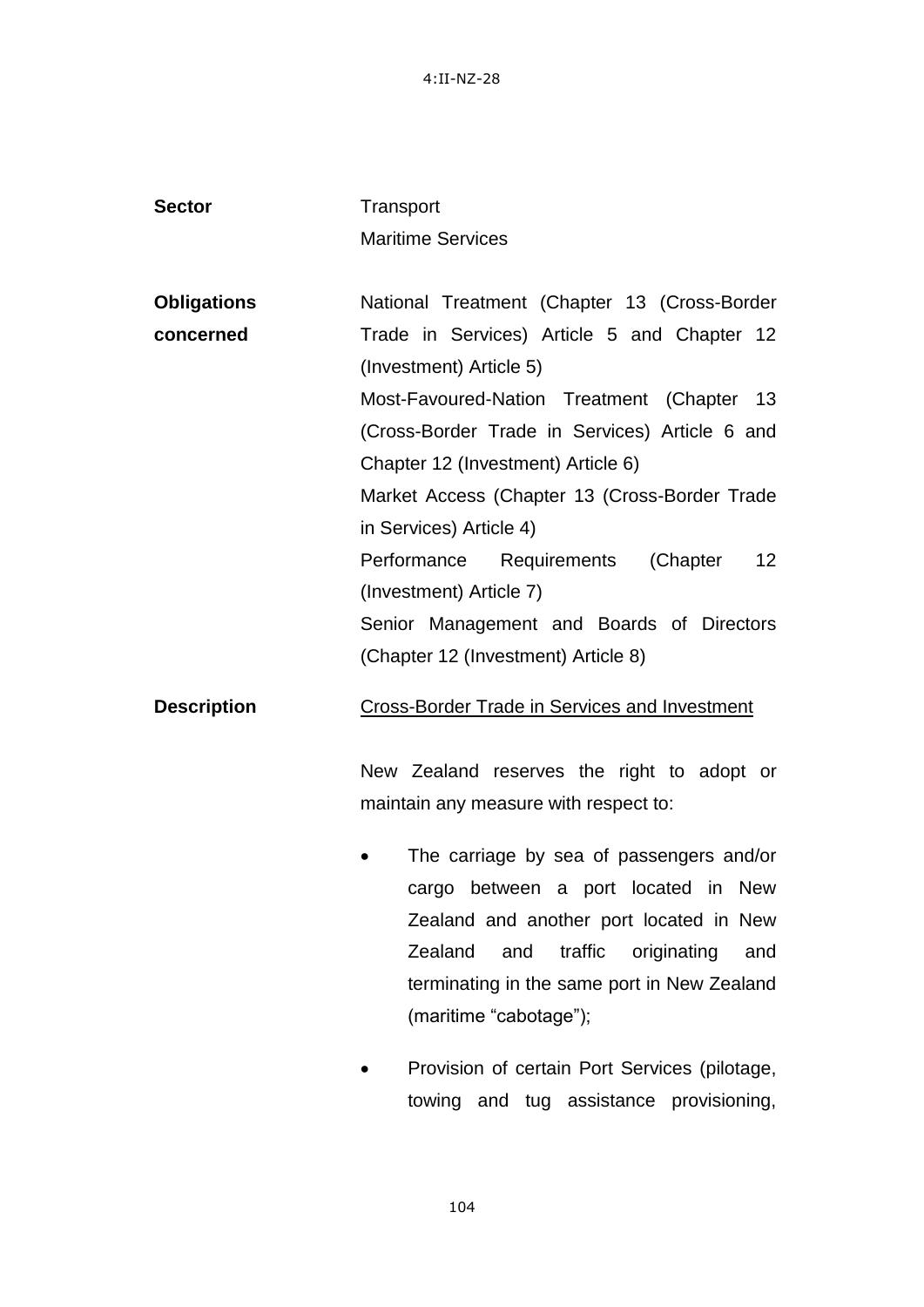4:II-NZ-28

| | |
|---|---|
| **Sector** | Transport<br>Maritime Services |
| **Obligations concerned** | National Treatment (Chapter 13 (Cross-Border Trade in Services) Article 5 and Chapter 12 (Investment) Article 5)<br>Most-Favoured-Nation Treatment (Chapter 13 (Cross-Border Trade in Services) Article 6 and Chapter 12 (Investment) Article 6)<br>Market Access (Chapter 13 (Cross-Border Trade in Services) Article 4)<br>Performance Requirements (Chapter 12 (Investment) Article 7)<br>Senior Management and Boards of Directors (Chapter 12 (Investment) Article 8) |
| **Description** | <u>Cross-Border Trade in Services and Investment</u> |

New Zealand reserves the right to adopt or maintain any measure with respect to:

- The carriage by sea of passengers and/or cargo between a port located in New Zealand and another port located in New Zealand and traffic originating and terminating in the same port in New Zealand (maritime "cabotage");

- Provision of certain Port Services (pilotage, towing and tug assistance provisioning,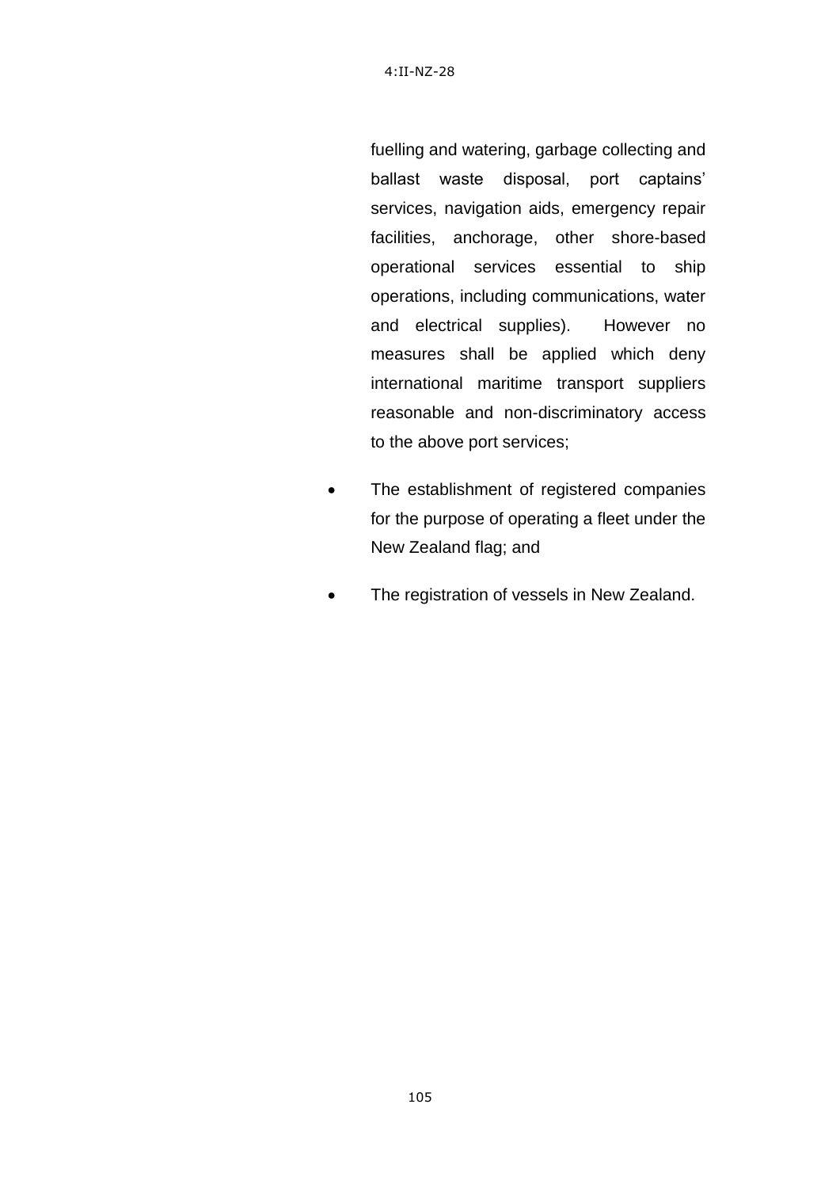fuelling and watering, garbage collecting and ballast waste disposal, port captains' services, navigation aids, emergency repair facilities, anchorage, other shore-based operational services essential to ship operations, including communications, water and electrical supplies). However no measures shall be applied which deny international maritime transport suppliers reasonable and non-discriminatory access to the above port services;

- The establishment of registered companies for the purpose of operating a fleet under the New Zealand flag; and
- The registration of vessels in New Zealand.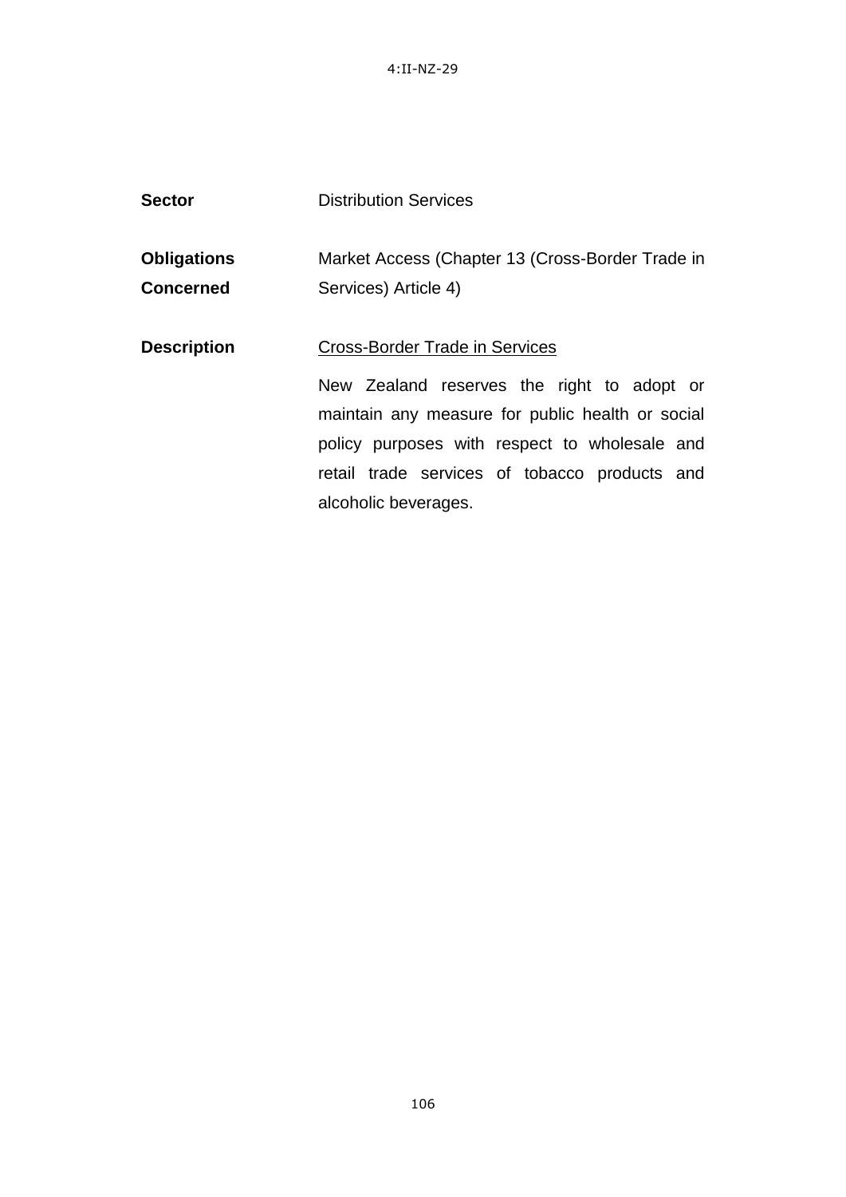4:II-NZ-29

| | |
|---|---|
| **Sector** | Distribution Services |
| **Obligations Concerned** | Market Access (Chapter 13 (Cross-Border Trade in Services) Article 4) |
| **Description** | <u>Cross-Border Trade in Services</u><br><br>New Zealand reserves the right to adopt or maintain any measure for public health or social policy purposes with respect to wholesale and retail trade services of tobacco products and alcoholic beverages. |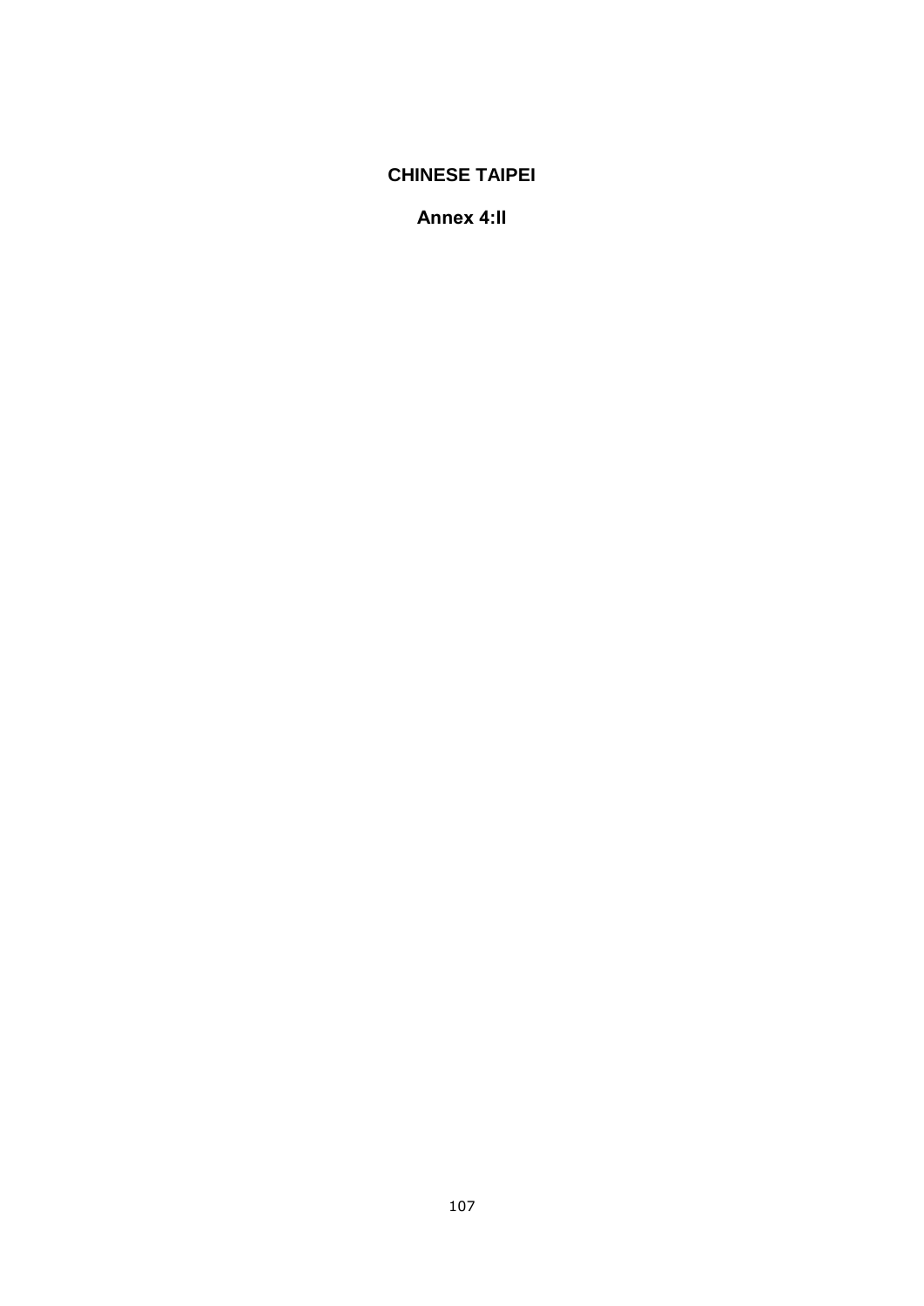# CHINESE TAIPEI

## Annex 4:II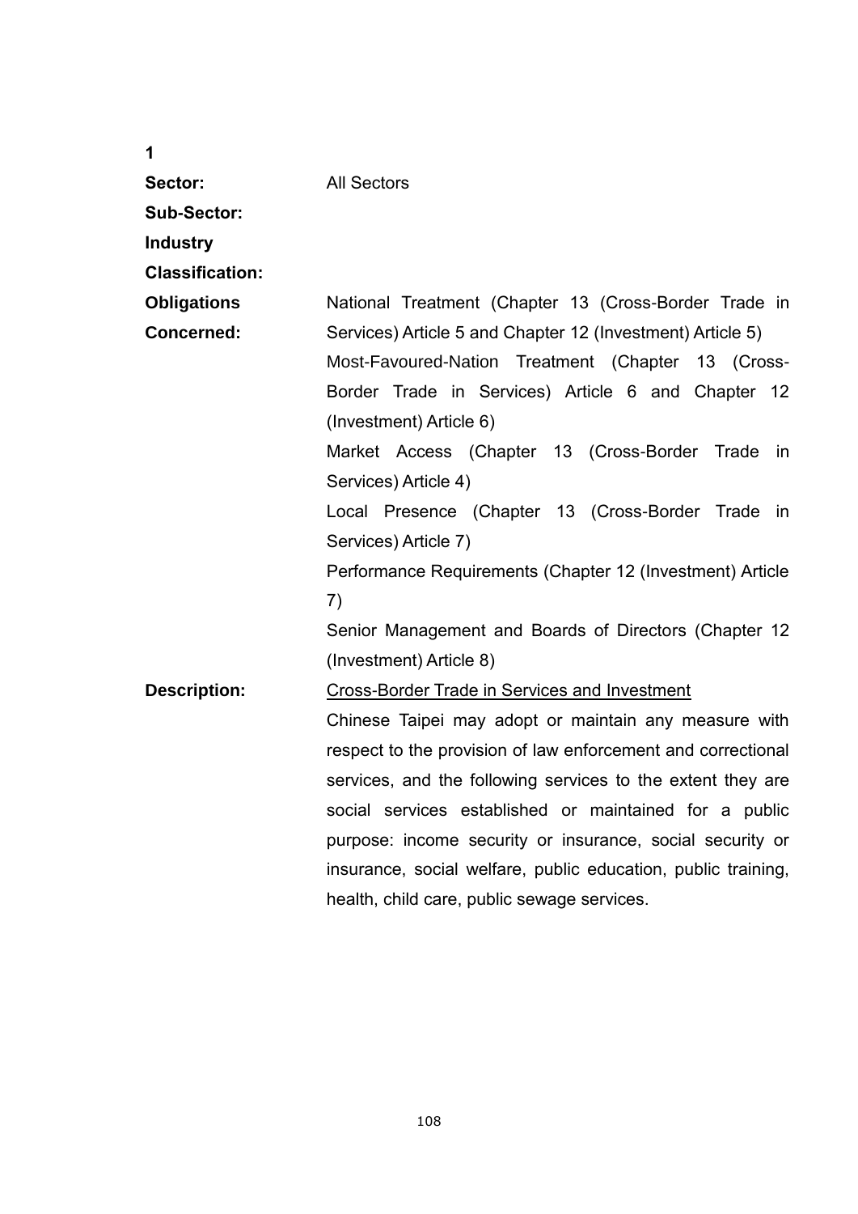**1**

**Sector:** All Sectors

**Sub-Sector:**

**Industry Classification:**

**Obligations Concerned:**

National Treatment (Chapter 13 (Cross-Border Trade in Services) Article 5 and Chapter 12 (Investment) Article 5)

Most-Favoured-Nation Treatment (Chapter 13 (Cross-Border Trade in Services) Article 6 and Chapter 12 (Investment) Article 6)

Market Access (Chapter 13 (Cross-Border Trade in Services) Article 4)

Local Presence (Chapter 13 (Cross-Border Trade in Services) Article 7)

Performance Requirements (Chapter 12 (Investment) Article 7)

Senior Management and Boards of Directors (Chapter 12 (Investment) Article 8)

**Description:**

<u>Cross-Border Trade in Services and Investment</u>

Chinese Taipei may adopt or maintain any measure with respect to the provision of law enforcement and correctional services, and the following services to the extent they are social services established or maintained for a public purpose: income security or insurance, social security or insurance, social welfare, public education, public training, health, child care, public sewage services.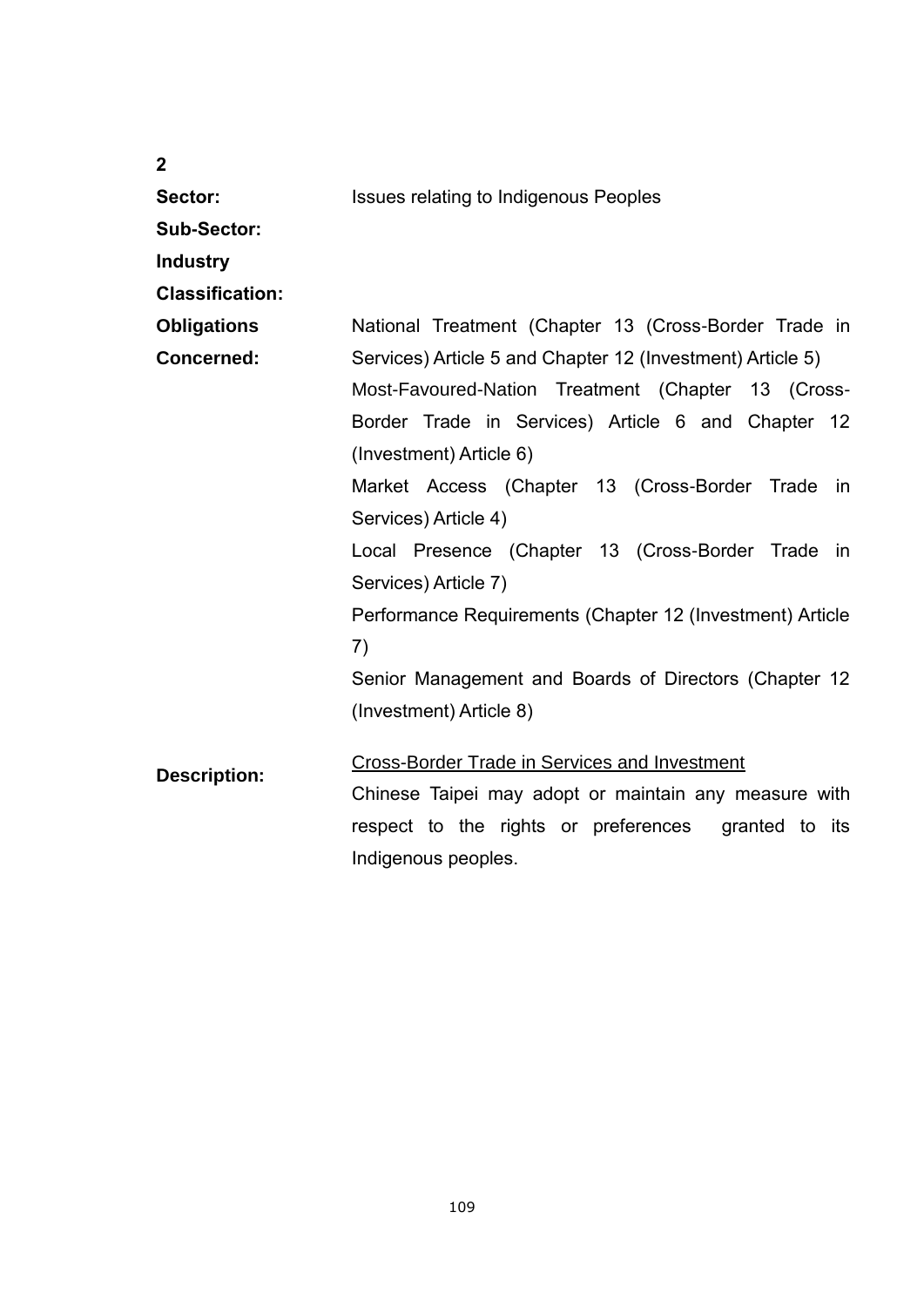**2**

| | |
|---|---|
| **Sector:** | Issues relating to Indigenous Peoples |
| **Sub-Sector:** | |
| **Industry Classification:** | |
| **Obligations Concerned:** | National Treatment (Chapter 13 (Cross-Border Trade in Services) Article 5 and Chapter 12 (Investment) Article 5)<br>Most-Favoured-Nation Treatment (Chapter 13 (Cross-Border Trade in Services) Article 6 and Chapter 12 (Investment) Article 6)<br>Market Access (Chapter 13 (Cross-Border Trade in Services) Article 4)<br>Local Presence (Chapter 13 (Cross-Border Trade in Services) Article 7)<br>Performance Requirements (Chapter 12 (Investment) Article 7)<br>Senior Management and Boards of Directors (Chapter 12 (Investment) Article 8) |
| **Description:** | <u>Cross-Border Trade in Services and Investment</u><br>Chinese Taipei may adopt or maintain any measure with respect to the rights or preferences granted to its Indigenous peoples. |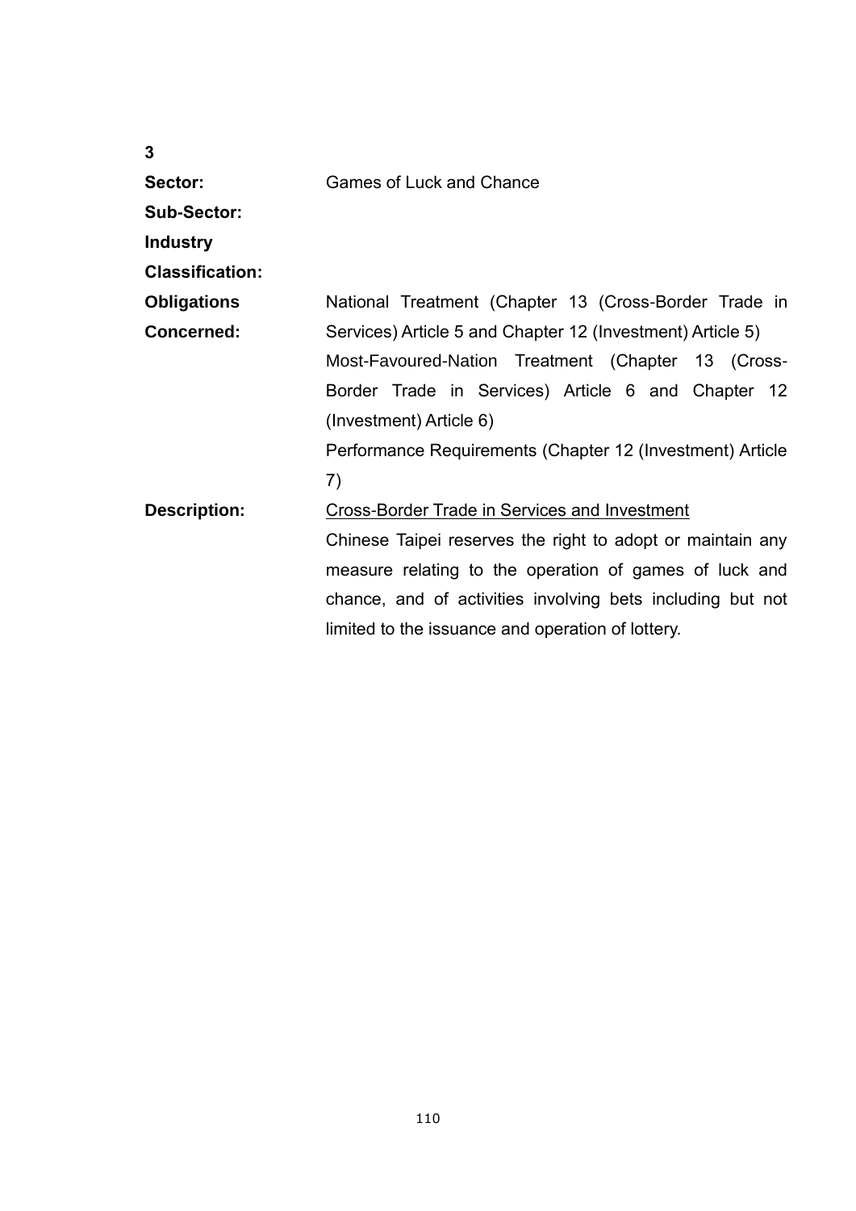**3**

**Sector:** Games of Luck and Chance

**Sub-Sector:**

**Industry Classification:**

**Obligations Concerned:** National Treatment (Chapter 13 (Cross-Border Trade in Services) Article 5 and Chapter 12 (Investment) Article 5)

Most-Favoured-Nation Treatment (Chapter 13 (Cross-Border Trade in Services) Article 6 and Chapter 12 (Investment) Article 6)

Performance Requirements (Chapter 12 (Investment) Article 7)

**Description:** <u>Cross-Border Trade in Services and Investment</u>

Chinese Taipei reserves the right to adopt or maintain any measure relating to the operation of games of luck and chance, and of activities involving bets including but not limited to the issuance and operation of lottery.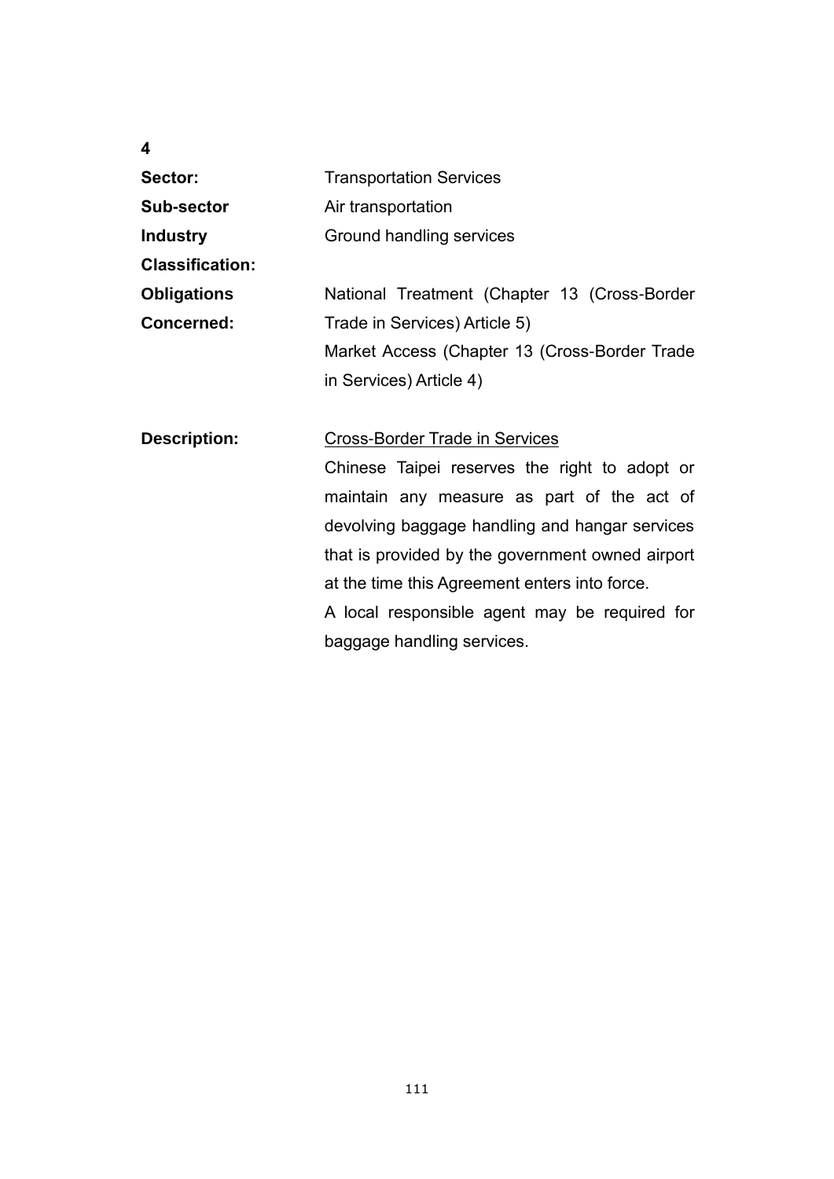**4**

| | |
|---|---|
| **Sector:** | Transportation Services |
| **Sub-sector** | Air transportation |
| **Industry Classification:** | Ground handling services |
| **Obligations Concerned:** | National Treatment (Chapter 13 (Cross-Border Trade in Services) Article 5)<br>Market Access (Chapter 13 (Cross-Border Trade in Services) Article 4) |
| **Description:** | <u>Cross-Border Trade in Services</u><br>Chinese Taipei reserves the right to adopt or maintain any measure as part of the act of devolving baggage handling and hangar services that is provided by the government owned airport at the time this Agreement enters into force.<br>A local responsible agent may be required for baggage handling services. |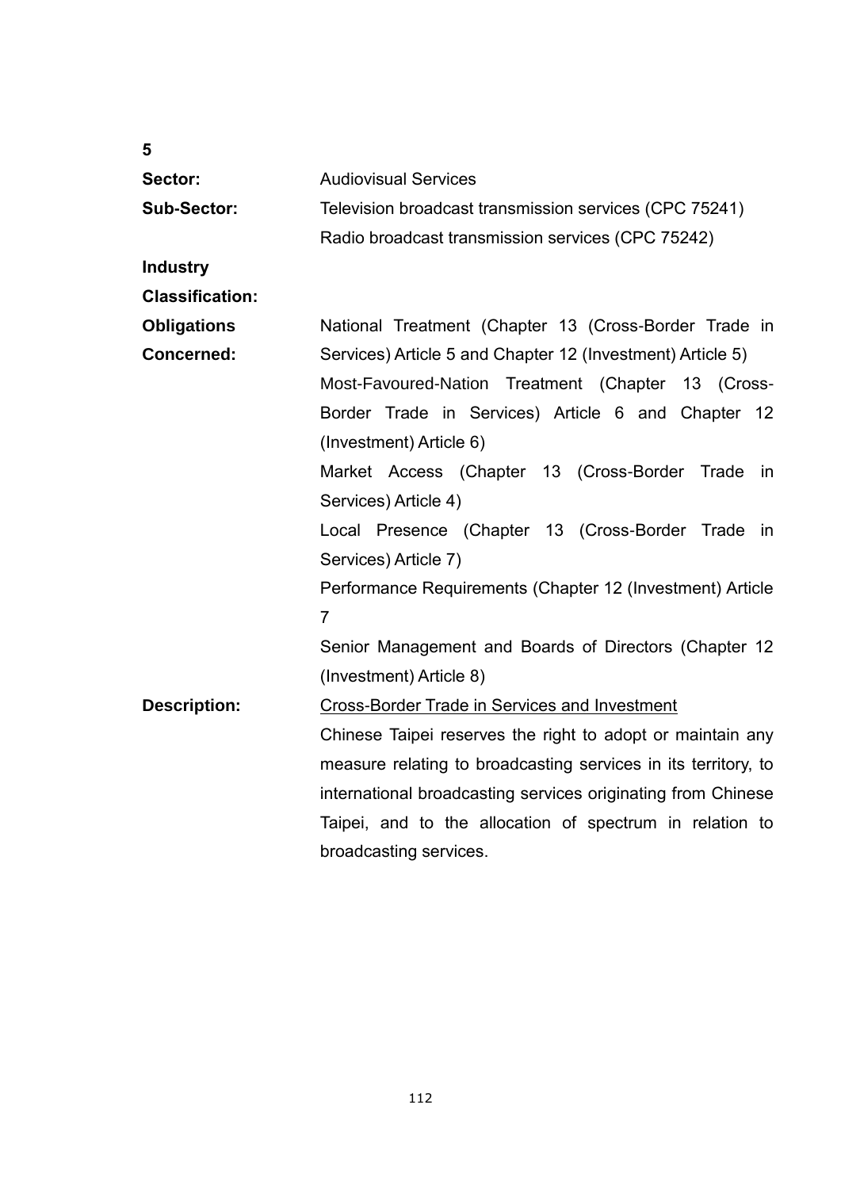**5**

| | |
|---|---|
| **Sector:** | Audiovisual Services |
| **Sub-Sector:** | Television broadcast transmission services (CPC 75241)<br>Radio broadcast transmission services (CPC 75242) |
| **Industry Classification:** | |
| **Obligations Concerned:** | National Treatment (Chapter 13 (Cross-Border Trade in Services) Article 5 and Chapter 12 (Investment) Article 5)<br>Most-Favoured-Nation Treatment (Chapter 13 (Cross-Border Trade in Services) Article 6 and Chapter 12 (Investment) Article 6)<br>Market Access (Chapter 13 (Cross-Border Trade in Services) Article 4)<br>Local Presence (Chapter 13 (Cross-Border Trade in Services) Article 7)<br>Performance Requirements (Chapter 12 (Investment) Article 7<br>Senior Management and Boards of Directors (Chapter 12 (Investment) Article 8) |
| **Description:** | <u>Cross-Border Trade in Services and Investment</u><br>Chinese Taipei reserves the right to adopt or maintain any measure relating to broadcasting services in its territory, to international broadcasting services originating from Chinese Taipei, and to the allocation of spectrum in relation to broadcasting services. |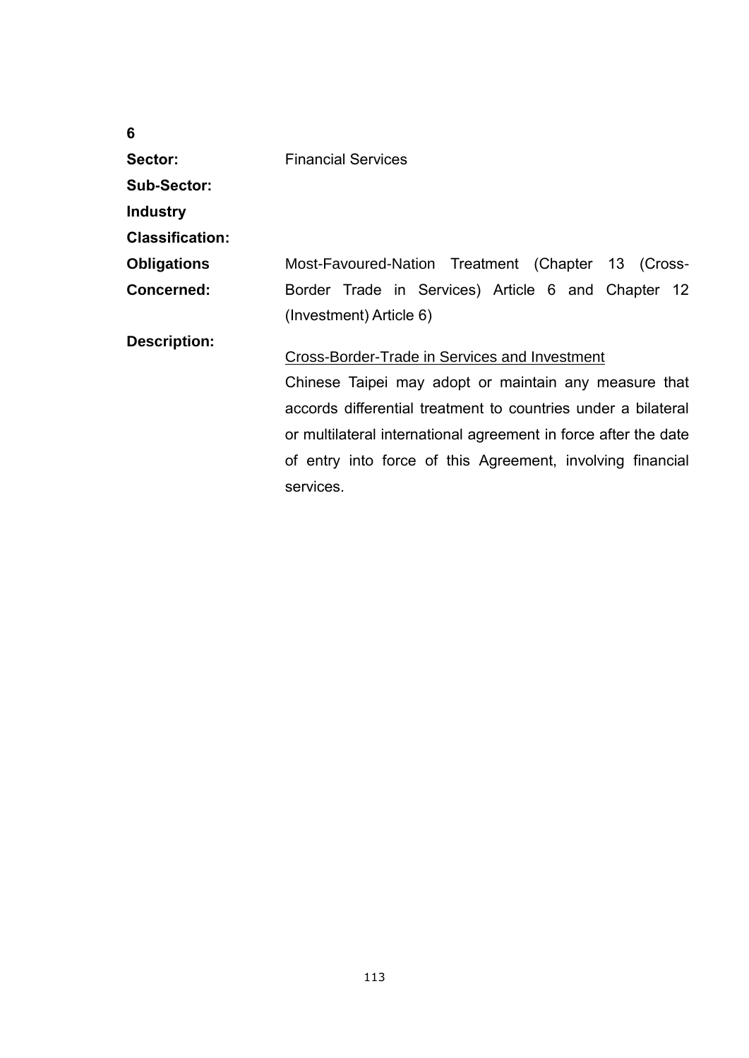**6**

| | |
|---|---|
| **Sector:** | Financial Services |
| **Sub-Sector:** | |
| **Industry Classification:** | |
| **Obligations Concerned:** | Most-Favoured-Nation Treatment (Chapter 13 (Cross-Border Trade in Services) Article 6 and Chapter 12 (Investment) Article 6) |
| **Description:** | <u>Cross-Border-Trade in Services and Investment</u><br>Chinese Taipei may adopt or maintain any measure that accords differential treatment to countries under a bilateral or multilateral international agreement in force after the date of entry into force of this Agreement, involving financial services. |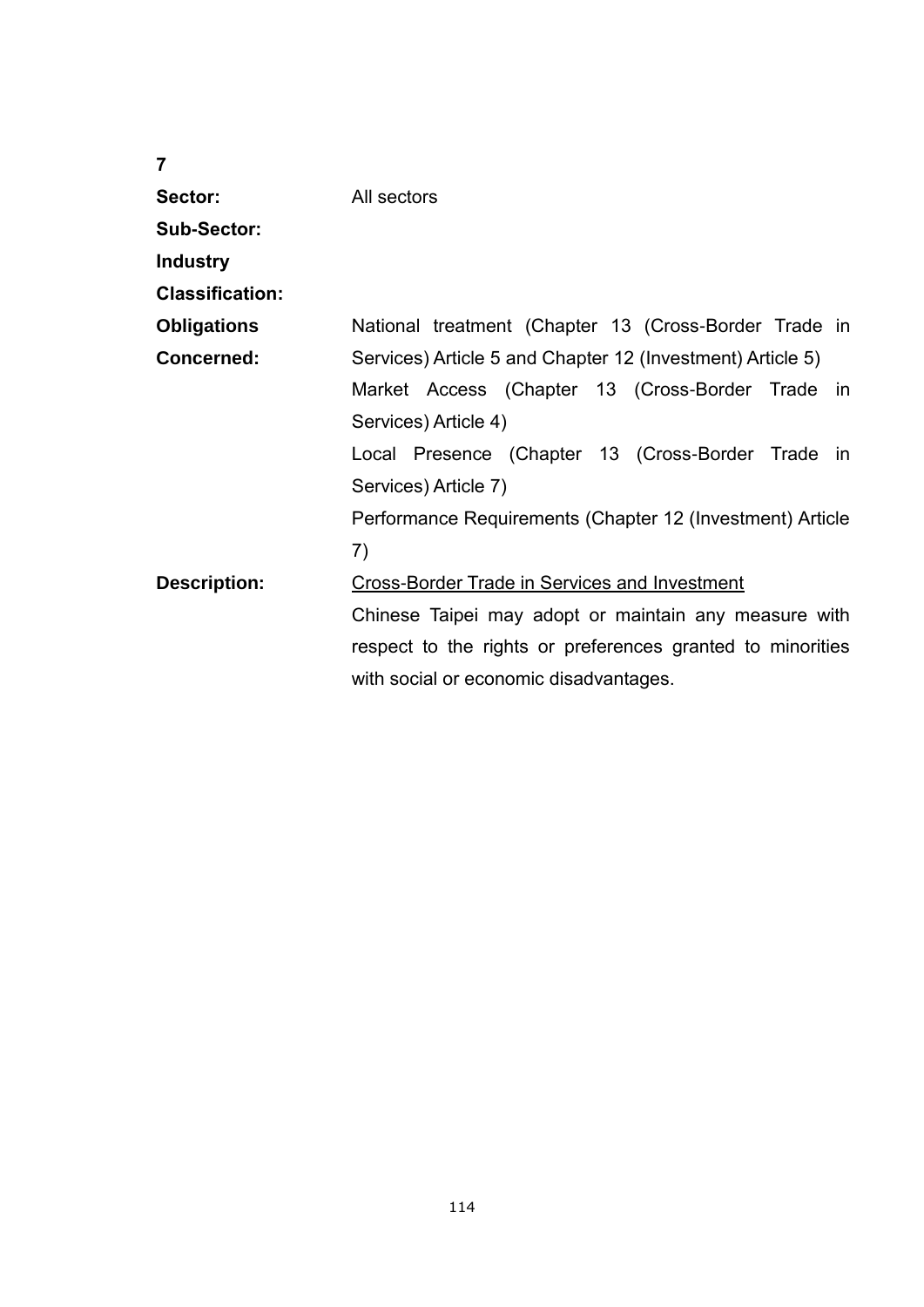**7**

| | |
|---|---|
| **Sector:** | All sectors |
| **Sub-Sector:** | |
| **Industry Classification:** | |
| **Obligations Concerned:** | National treatment (Chapter 13 (Cross-Border Trade in Services) Article 5 and Chapter 12 (Investment) Article 5)<br>Market Access (Chapter 13 (Cross-Border Trade in Services) Article 4)<br>Local Presence (Chapter 13 (Cross-Border Trade in Services) Article 7)<br>Performance Requirements (Chapter 12 (Investment) Article 7) |
| **Description:** | <u>Cross-Border Trade in Services and Investment</u><br>Chinese Taipei may adopt or maintain any measure with respect to the rights or preferences granted to minorities with social or economic disadvantages. |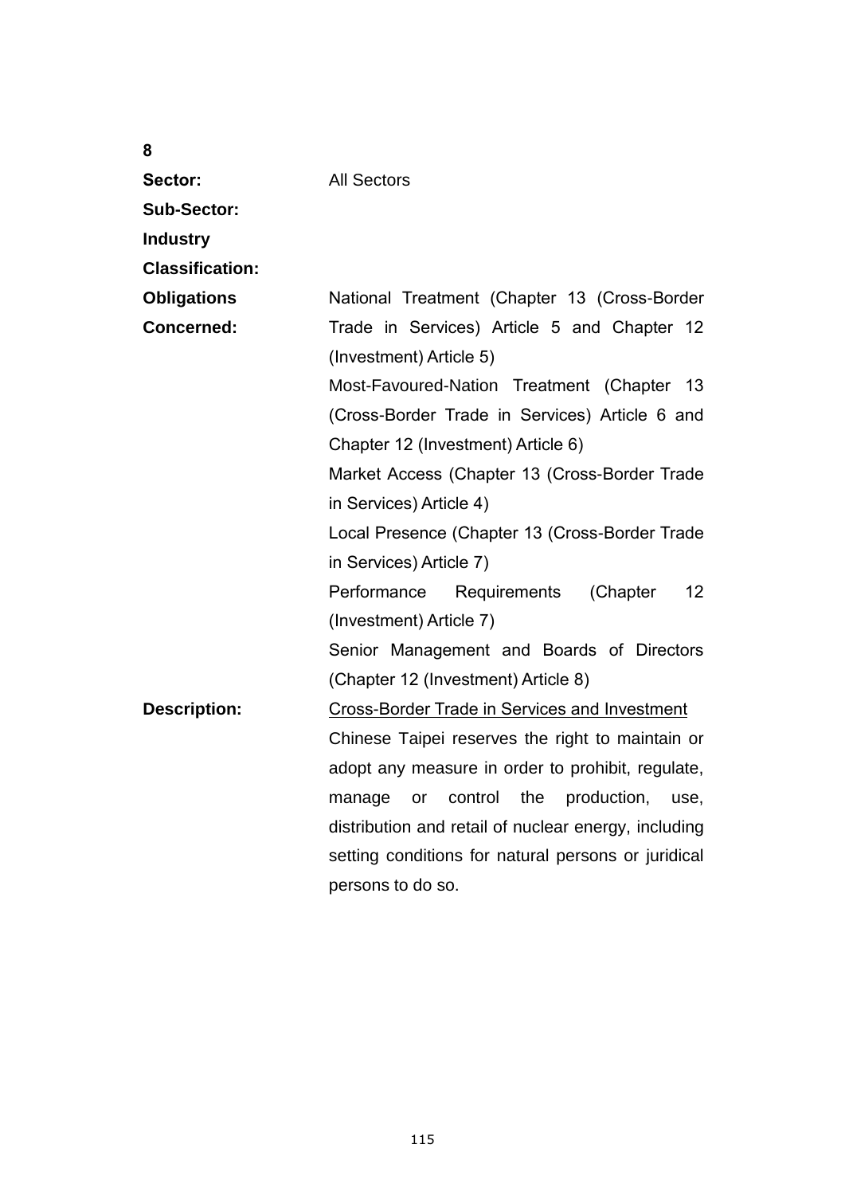**8**

| | |
|---|---|
| **Sector:** | All Sectors |
| **Sub-Sector:** | |
| **Industry Classification:** | |
| **Obligations Concerned:** | National Treatment (Chapter 13 (Cross-Border Trade in Services) Article 5 and Chapter 12 (Investment) Article 5)<br>Most-Favoured-Nation Treatment (Chapter 13 (Cross-Border Trade in Services) Article 6 and Chapter 12 (Investment) Article 6)<br>Market Access (Chapter 13 (Cross-Border Trade in Services) Article 4)<br>Local Presence (Chapter 13 (Cross-Border Trade in Services) Article 7)<br>Performance Requirements (Chapter 12 (Investment) Article 7)<br>Senior Management and Boards of Directors (Chapter 12 (Investment) Article 8) |
| **Description:** | <u>Cross-Border Trade in Services and Investment</u><br>Chinese Taipei reserves the right to maintain or adopt any measure in order to prohibit, regulate, manage or control the production, use, distribution and retail of nuclear energy, including setting conditions for natural persons or juridical persons to do so. |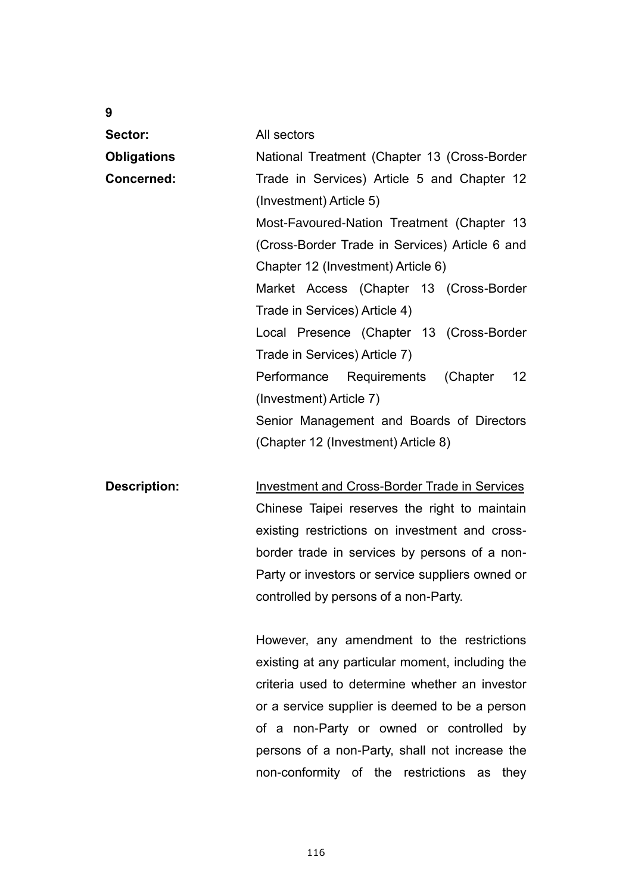**9**

| | |
|---|---|
| **Sector:** | All sectors |
| **Obligations Concerned:** | National Treatment (Chapter 13 (Cross-Border Trade in Services) Article 5 and Chapter 12 (Investment) Article 5)<br>Most-Favoured-Nation Treatment (Chapter 13 (Cross-Border Trade in Services) Article 6 and Chapter 12 (Investment) Article 6)<br>Market Access (Chapter 13 (Cross-Border Trade in Services) Article 4)<br>Local Presence (Chapter 13 (Cross-Border Trade in Services) Article 7)<br>Performance Requirements (Chapter 12 (Investment) Article 7)<br>Senior Management and Boards of Directors (Chapter 12 (Investment) Article 8) |
| **Description:** | <u>Investment and Cross-Border Trade in Services</u><br>Chinese Taipei reserves the right to maintain existing restrictions on investment and cross-border trade in services by persons of a non-Party or investors or service suppliers owned or controlled by persons of a non-Party.<br><br>However, any amendment to the restrictions existing at any particular moment, including the criteria used to determine whether an investor or a service supplier is deemed to be a person of a non-Party or owned or controlled by persons of a non-Party, shall not increase the non-conformity of the restrictions as they |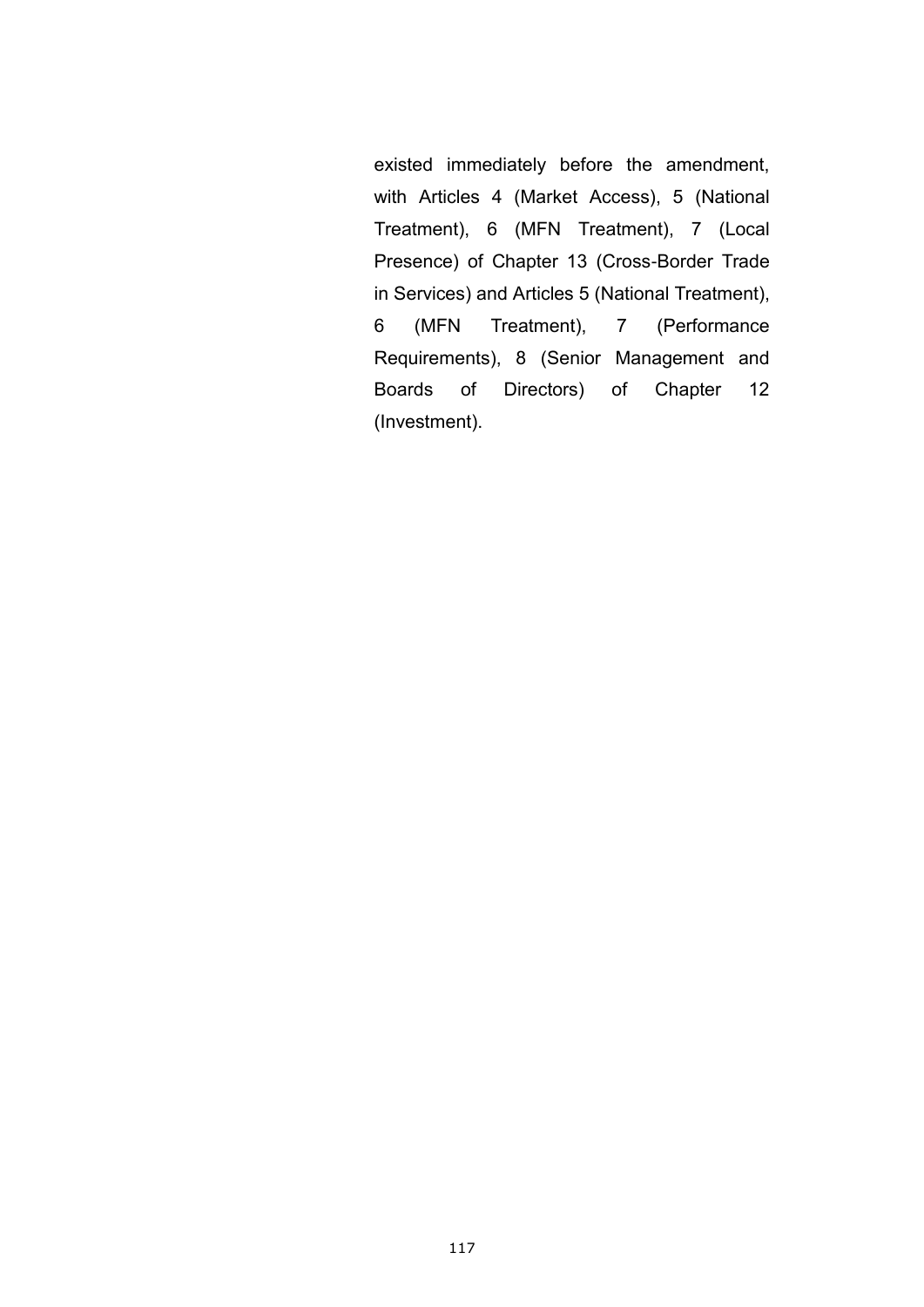existed immediately before the amendment, with Articles 4 (Market Access), 5 (National Treatment), 6 (MFN Treatment), 7 (Local Presence) of Chapter 13 (Cross-Border Trade in Services) and Articles 5 (National Treatment), 6 (MFN Treatment), 7 (Performance Requirements), 8 (Senior Management and Boards of Directors) of Chapter 12 (Investment).